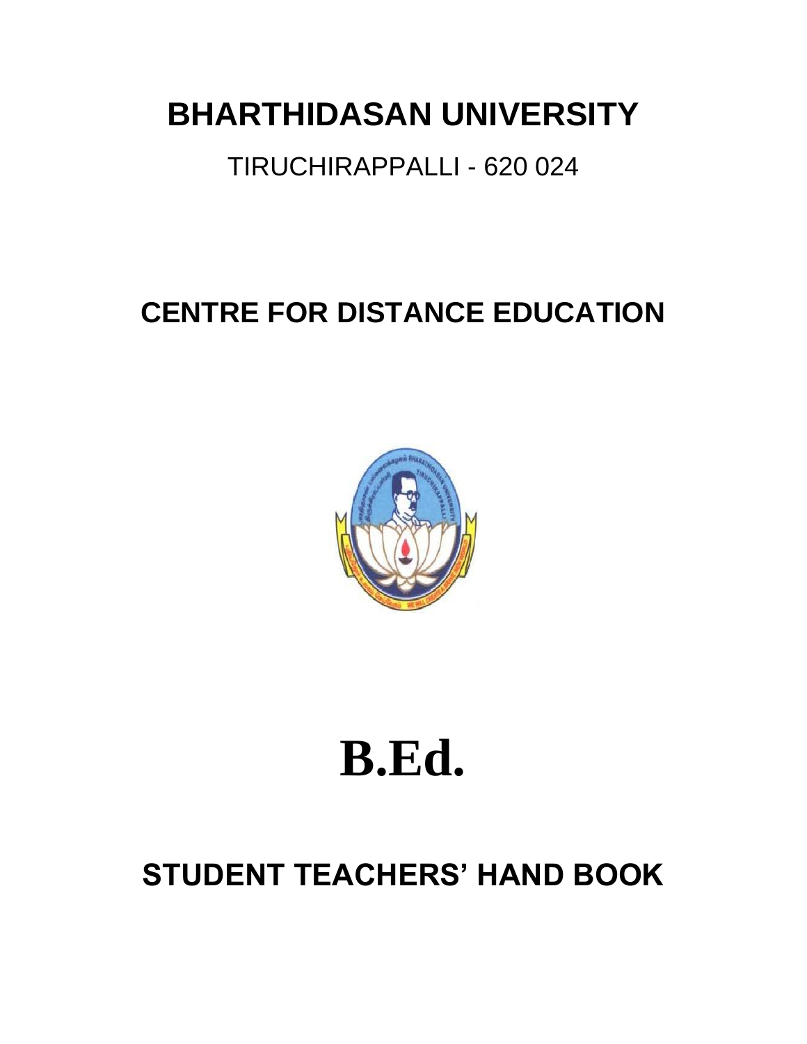# BHARTHIDASAN UNIVERSITY

TIRUCHIRAPPALLI - 620 024

## CENTRE FOR DISTANCE EDUCATION

# B.Ed.

## STUDENT TEACHERS' HAND BOOK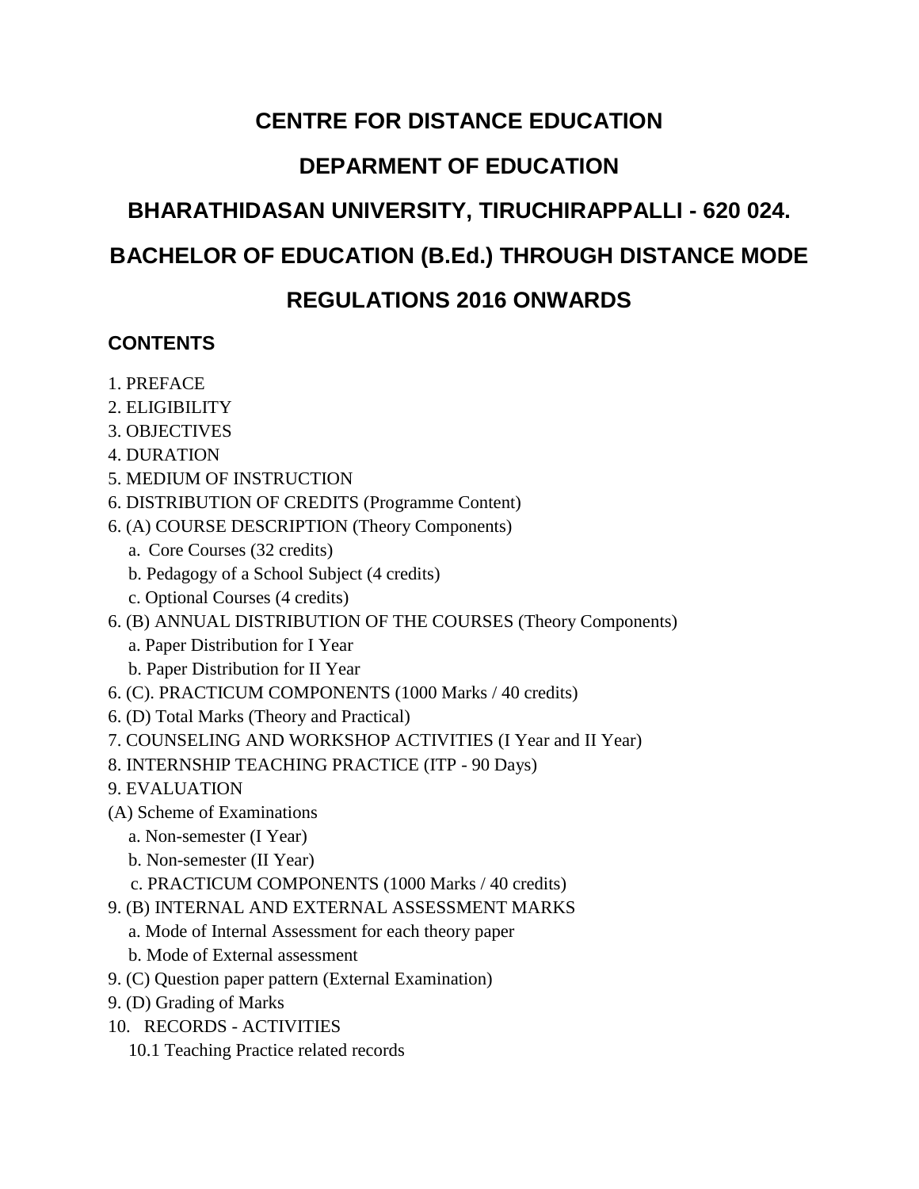# CENTRE FOR DISTANCE EDUCATION

# DEPARMENT OF EDUCATION

# BHARATHIDASAN UNIVERSITY, TIRUCHIRAPPALLI - 620 024.

# BACHELOR OF EDUCATION (B.Ed.) THROUGH DISTANCE MODE

# REGULATIONS 2016 ONWARDS

## CONTENTS

1. PREFACE
2. ELIGIBILITY
3. OBJECTIVES
4. DURATION
5. MEDIUM OF INSTRUCTION
6. DISTRIBUTION OF CREDITS (Programme Content)

6. (A) COURSE DESCRIPTION (Theory Components)
   - a. Core Courses (32 credits)
   - b. Pedagogy of a School Subject (4 credits)
   - c. Optional Courses (4 credits)

6. (B) ANNUAL DISTRIBUTION OF THE COURSES (Theory Components)
   - a. Paper Distribution for I Year
   - b. Paper Distribution for II Year

6. (C). PRACTICUM COMPONENTS (1000 Marks / 40 credits)

6. (D) Total Marks (Theory and Practical)

7. COUNSELING AND WORKSHOP ACTIVITIES (I Year and II Year)

8. INTERNSHIP TEACHING PRACTICE (ITP - 90 Days)

9. EVALUATION

(A) Scheme of Examinations
   - a. Non-semester (I Year)
   - b. Non-semester (II Year)
   - c. PRACTICUM COMPONENTS (1000 Marks / 40 credits)

9. (B) INTERNAL AND EXTERNAL ASSESSMENT MARKS
   - a. Mode of Internal Assessment for each theory paper
   - b. Mode of External assessment

9. (C) Question paper pattern (External Examination)

9. (D) Grading of Marks

10. RECORDS - ACTIVITIES
   - 10.1 Teaching Practice related records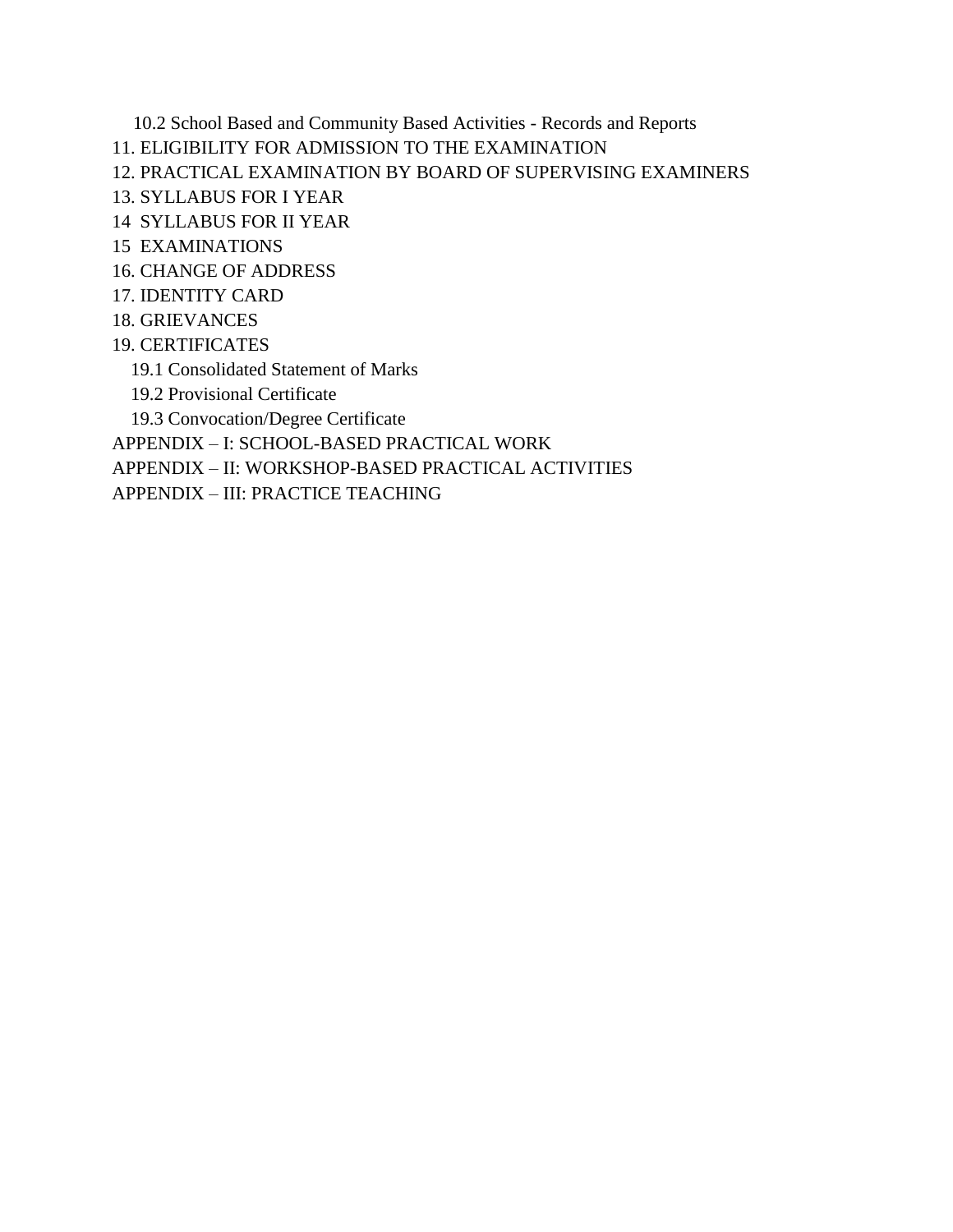10.2 School Based and Community Based Activities - Records and Reports

11. ELIGIBILITY FOR ADMISSION TO THE EXAMINATION

12. PRACTICAL EXAMINATION BY BOARD OF SUPERVISING EXAMINERS

13. SYLLABUS FOR I YEAR

14  SYLLABUS FOR II YEAR

15  EXAMINATIONS

16. CHANGE OF ADDRESS

17. IDENTITY CARD

18. GRIEVANCES

19. CERTIFICATES

19.1 Consolidated Statement of Marks

19.2 Provisional Certificate

19.3 Convocation/Degree Certificate

APPENDIX – I: SCHOOL-BASED PRACTICAL WORK

APPENDIX – II: WORKSHOP-BASED PRACTICAL ACTIVITIES

APPENDIX – III: PRACTICE TEACHING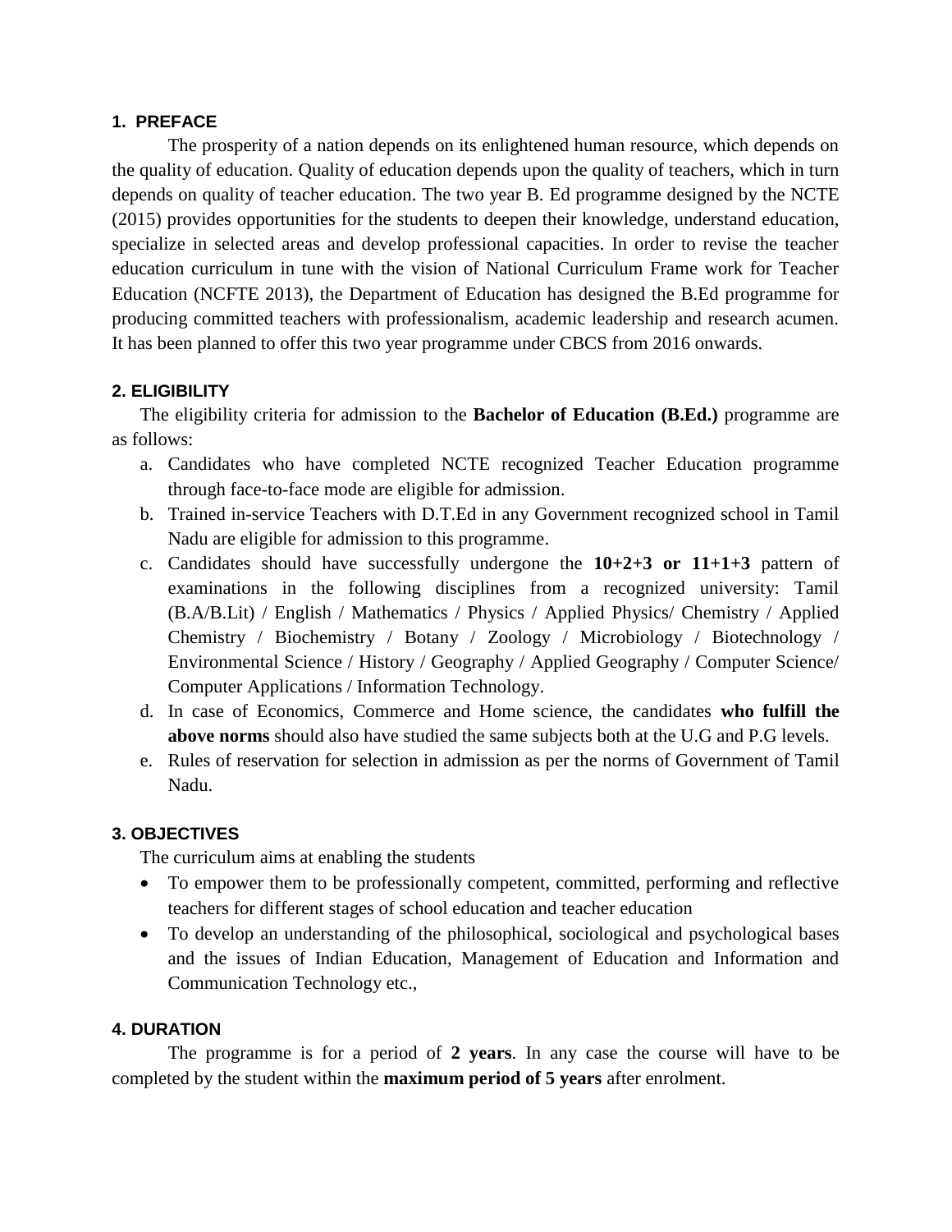## 1. PREFACE

The prosperity of a nation depends on its enlightened human resource, which depends on the quality of education. Quality of education depends upon the quality of teachers, which in turn depends on quality of teacher education. The two year B. Ed programme designed by the NCTE (2015) provides opportunities for the students to deepen their knowledge, understand education, specialize in selected areas and develop professional capacities. In order to revise the teacher education curriculum in tune with the vision of National Curriculum Frame work for Teacher Education (NCFTE 2013), the Department of Education has designed the B.Ed programme for producing committed teachers with professionalism, academic leadership and research acumen. It has been planned to offer this two year programme under CBCS from 2016 onwards.

## 2. ELIGIBILITY

The eligibility criteria for admission to the **Bachelor of Education (B.Ed.)** programme are as follows:

a. Candidates who have completed NCTE recognized Teacher Education programme through face-to-face mode are eligible for admission.
b. Trained in-service Teachers with D.T.Ed in any Government recognized school in Tamil Nadu are eligible for admission to this programme.
c. Candidates should have successfully undergone the **10+2+3 or 11+1+3** pattern of examinations in the following disciplines from a recognized university: Tamil (B.A/B.Lit) / English / Mathematics / Physics / Applied Physics/ Chemistry / Applied Chemistry / Biochemistry / Botany / Zoology / Microbiology / Biotechnology / Environmental Science / History / Geography / Applied Geography / Computer Science/ Computer Applications / Information Technology.
d. In case of Economics, Commerce and Home science, the candidates **who fulfill the above norms** should also have studied the same subjects both at the U.G and P.G levels.
e. Rules of reservation for selection in admission as per the norms of Government of Tamil Nadu.

## 3. OBJECTIVES

The curriculum aims at enabling the students

- To empower them to be professionally competent, committed, performing and reflective teachers for different stages of school education and teacher education
- To develop an understanding of the philosophical, sociological and psychological bases and the issues of Indian Education, Management of Education and Information and Communication Technology etc.,

## 4. DURATION

The programme is for a period of **2 years**. In any case the course will have to be completed by the student within the **maximum period of 5 years** after enrolment.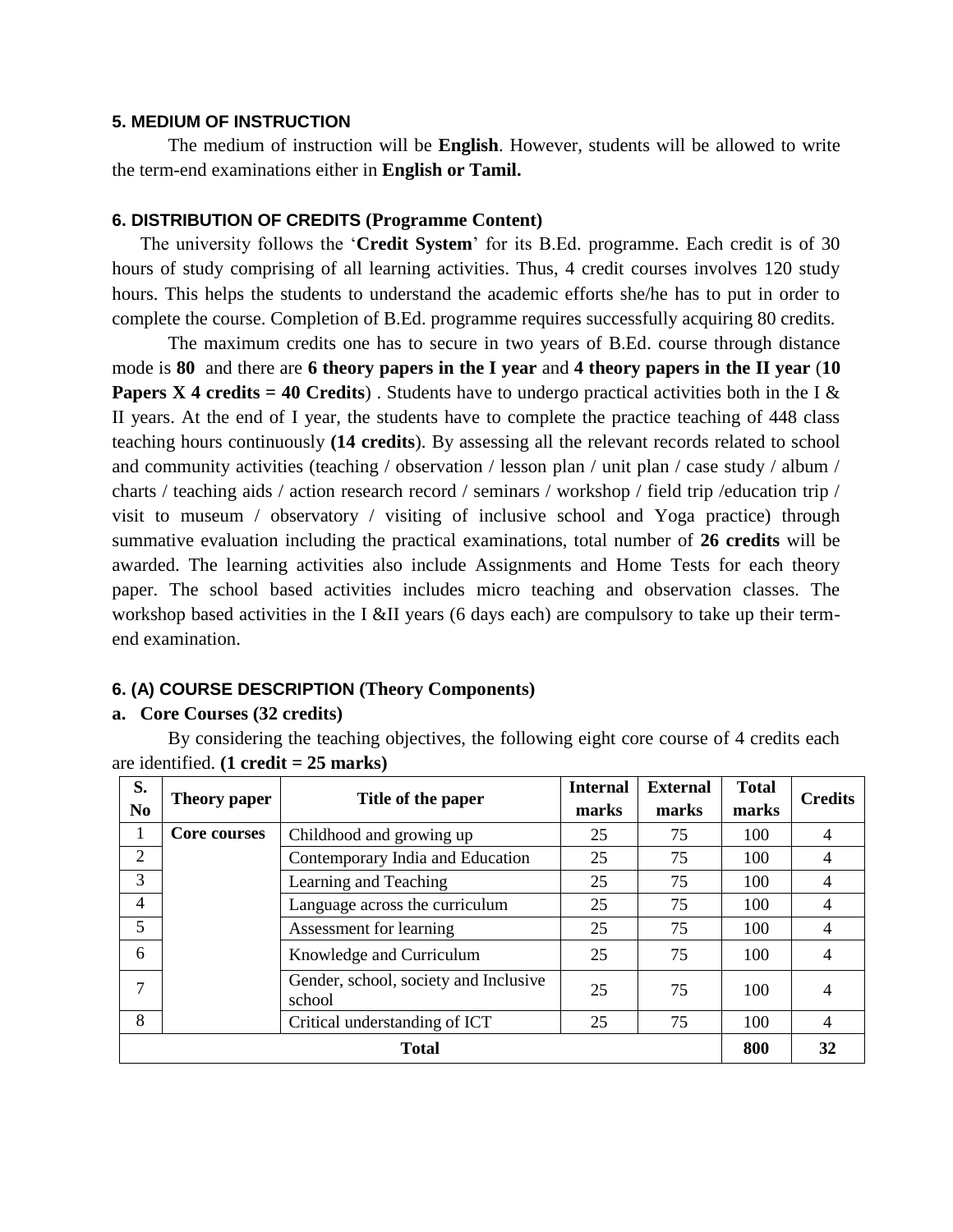### 5. MEDIUM OF INSTRUCTION

The medium of instruction will be **English**. However, students will be allowed to write the term-end examinations either in **English or Tamil.**

### 6. DISTRIBUTION OF CREDITS (Programme Content)

The university follows the '**Credit System**' for its B.Ed. programme. Each credit is of 30 hours of study comprising of all learning activities. Thus, 4 credit courses involves 120 study hours. This helps the students to understand the academic efforts she/he has to put in order to complete the course. Completion of B.Ed. programme requires successfully acquiring 80 credits.

The maximum credits one has to secure in two years of B.Ed. course through distance mode is **80** and there are **6 theory papers in the I year** and **4 theory papers in the II year** (**10 Papers X 4 credits = 40 Credits**) . Students have to undergo practical activities both in the I & II years. At the end of I year, the students have to complete the practice teaching of 448 class teaching hours continuously **(14 credits**). By assessing all the relevant records related to school and community activities (teaching / observation / lesson plan / unit plan / case study / album / charts / teaching aids / action research record / seminars / workshop / field trip /education trip / visit to museum / observatory / visiting of inclusive school and Yoga practice) through summative evaluation including the practical examinations, total number of **26 credits** will be awarded. The learning activities also include Assignments and Home Tests for each theory paper. The school based activities includes micro teaching and observation classes. The workshop based activities in the I &II years (6 days each) are compulsory to take up their term-end examination.

### 6. (A) COURSE DESCRIPTION (Theory Components)

**a. Core Courses (32 credits)**

By considering the teaching objectives, the following eight core course of 4 credits each are identified. **(1 credit = 25 marks)**

| S. No | Theory paper | Title of the paper | Internal marks | External marks | Total marks | Credits |
|---|---|---|---|---|---|---|
| 1 | **Core courses** | Childhood and growing up | 25 | 75 | 100 | 4 |
| 2 | | Contemporary India and Education | 25 | 75 | 100 | 4 |
| 3 | | Learning and Teaching | 25 | 75 | 100 | 4 |
| 4 | | Language across the curriculum | 25 | 75 | 100 | 4 |
| 5 | | Assessment for learning | 25 | 75 | 100 | 4 |
| 6 | | Knowledge and Curriculum | 25 | 75 | 100 | 4 |
| 7 | | Gender, school, society and Inclusive school | 25 | 75 | 100 | 4 |
| 8 | | Critical understanding of ICT | 25 | 75 | 100 | 4 |
| **Total** | | | | | **800** | **32** |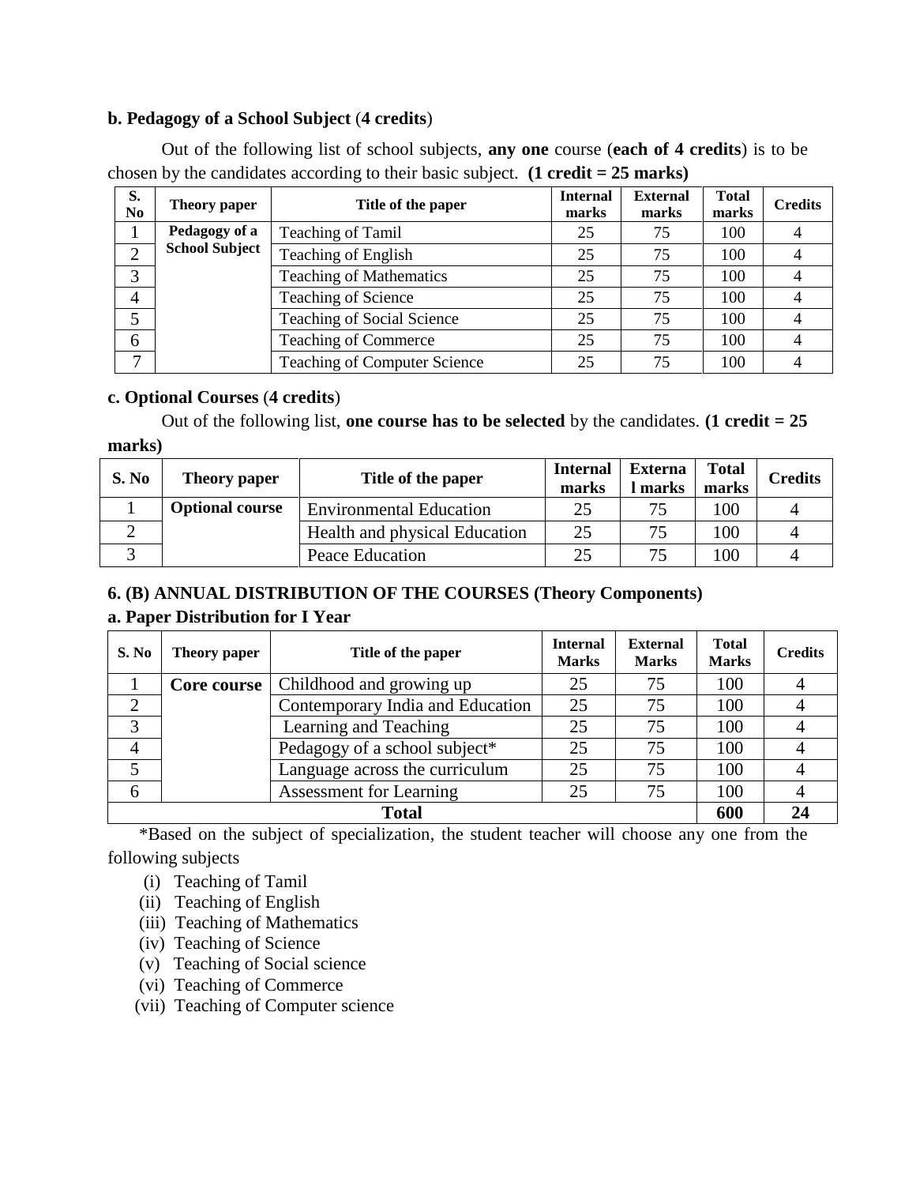**b. Pedagogy of a School Subject** (**4 credits**)

Out of the following list of school subjects, **any one** course (**each of 4 credits**) is to be chosen by the candidates according to their basic subject. **(1 credit = 25 marks)**

| S. No | Theory paper | Title of the paper | Internal marks | External marks | Total marks | Credits |
|---|---|---|---|---|---|---|
| 1 | **Pedagogy of a School Subject** | Teaching of Tamil | 25 | 75 | 100 | 4 |
| 2 | | Teaching of English | 25 | 75 | 100 | 4 |
| 3 | | Teaching of Mathematics | 25 | 75 | 100 | 4 |
| 4 | | Teaching of Science | 25 | 75 | 100 | 4 |
| 5 | | Teaching of Social Science | 25 | 75 | 100 | 4 |
| 6 | | Teaching of Commerce | 25 | 75 | 100 | 4 |
| 7 | | Teaching of Computer Science | 25 | 75 | 100 | 4 |

**c. Optional Courses** (**4 credits**)

Out of the following list, **one course has to be selected** by the candidates. **(1 credit = 25 marks)**

| S. No | Theory paper | Title of the paper | Internal marks | External marks | Total marks | Credits |
|---|---|---|---|---|---|---|
| 1 | **Optional course** | Environmental Education | 25 | 75 | 100 | 4 |
| 2 | | Health and physical Education | 25 | 75 | 100 | 4 |
| 3 | | Peace Education | 25 | 75 | 100 | 4 |

**6. (B) ANNUAL DISTRIBUTION OF THE COURSES (Theory Components)**

**a. Paper Distribution for I Year**

| S. No | Theory paper | Title of the paper | Internal Marks | External Marks | Total Marks | Credits |
|---|---|---|---|---|---|---|
| 1 | **Core course** | Childhood and growing up | 25 | 75 | 100 | 4 |
| 2 | | Contemporary India and Education | 25 | 75 | 100 | 4 |
| 3 | | Learning and Teaching | 25 | 75 | 100 | 4 |
| 4 | | Pedagogy of a school subject* | 25 | 75 | 100 | 4 |
| 5 | | Language across the curriculum | 25 | 75 | 100 | 4 |
| 6 | | Assessment for Learning | 25 | 75 | 100 | 4 |
| **Total** | | | | | **600** | **24** |

*Based on the subject of specialization, the student teacher will choose any one from the following subjects

(i) Teaching of Tamil
(ii) Teaching of English
(iii) Teaching of Mathematics
(iv) Teaching of Science
(v) Teaching of Social science
(vi) Teaching of Commerce
(vii) Teaching of Computer science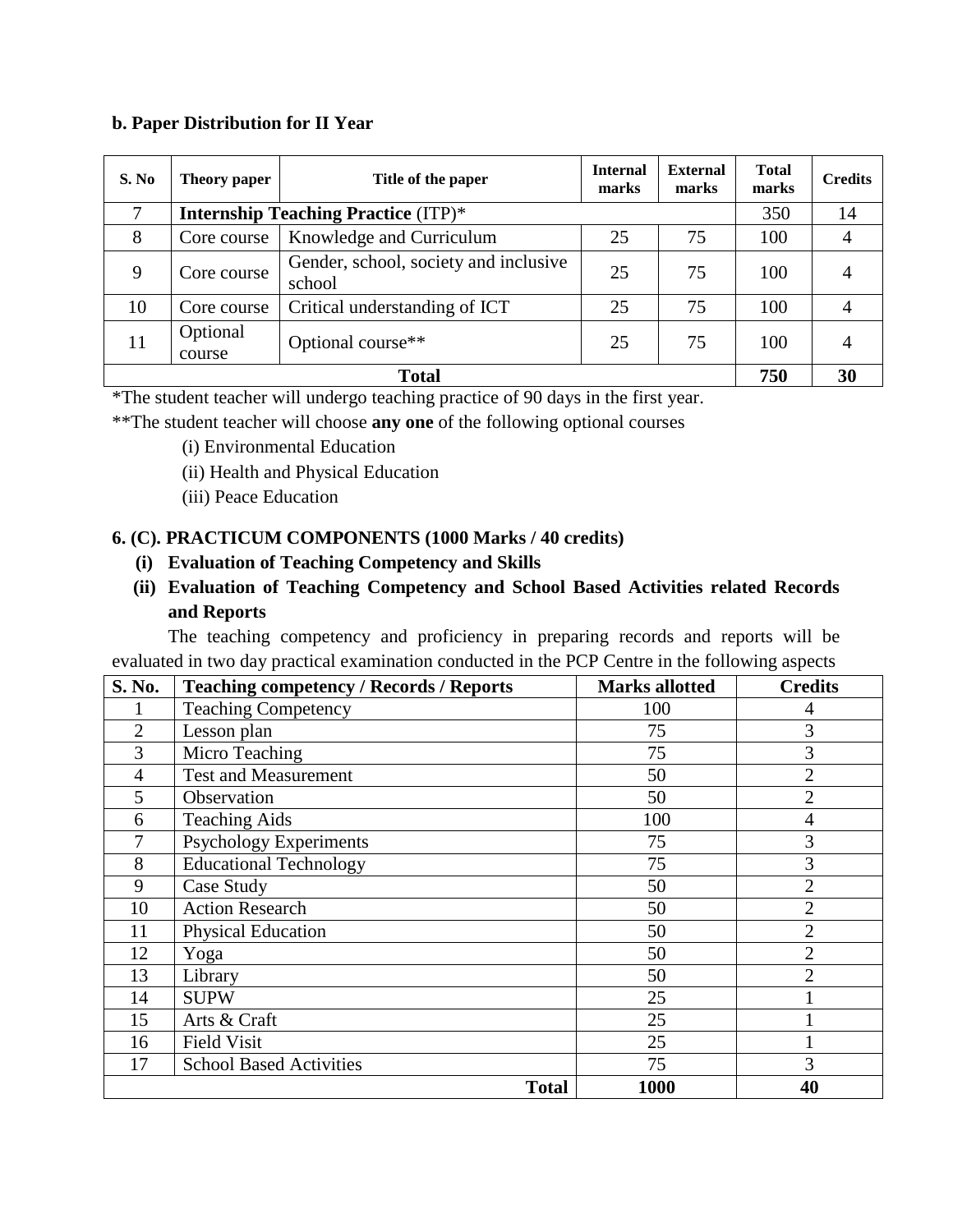### b. Paper Distribution for II Year

| S. No | Theory paper | Title of the paper | Internal marks | External marks | Total marks | Credits |
|---|---|---|---|---|---|---|
| 7 | **Internship Teaching Practice** (ITP)* | | | | 350 | 14 |
| 8 | Core course | Knowledge and Curriculum | 25 | 75 | 100 | 4 |
| 9 | Core course | Gender, school, society and inclusive school | 25 | 75 | 100 | 4 |
| 10 | Core course | Critical understanding of ICT | 25 | 75 | 100 | 4 |
| 11 | Optional course | Optional course** | 25 | 75 | 100 | 4 |
| **Total** | | | | | **750** | **30** |

*The student teacher will undergo teaching practice of 90 days in the first year.

**The student teacher will choose **any one** of the following optional courses

(i) Environmental Education

(ii) Health and Physical Education

(iii) Peace Education

### 6. (C). PRACTICUM COMPONENTS (1000 Marks / 40 credits)

**(i) Evaluation of Teaching Competency and Skills**

**(ii) Evaluation of Teaching Competency and School Based Activities related Records and Reports**

The teaching competency and proficiency in preparing records and reports will be evaluated in two day practical examination conducted in the PCP Centre in the following aspects

| S. No. | Teaching competency / Records / Reports | Marks allotted | Credits |
|---|---|---|---|
| 1 | Teaching Competency | 100 | 4 |
| 2 | Lesson plan | 75 | 3 |
| 3 | Micro Teaching | 75 | 3 |
| 4 | Test and Measurement | 50 | 2 |
| 5 | Observation | 50 | 2 |
| 6 | Teaching Aids | 100 | 4 |
| 7 | Psychology Experiments | 75 | 3 |
| 8 | Educational Technology | 75 | 3 |
| 9 | Case Study | 50 | 2 |
| 10 | Action Research | 50 | 2 |
| 11 | Physical Education | 50 | 2 |
| 12 | Yoga | 50 | 2 |
| 13 | Library | 50 | 2 |
| 14 | SUPW | 25 | 1 |
| 15 | Arts & Craft | 25 | 1 |
| 16 | Field Visit | 25 | 1 |
| 17 | School Based Activities | 75 | 3 |
| | **Total** | **1000** | **40** |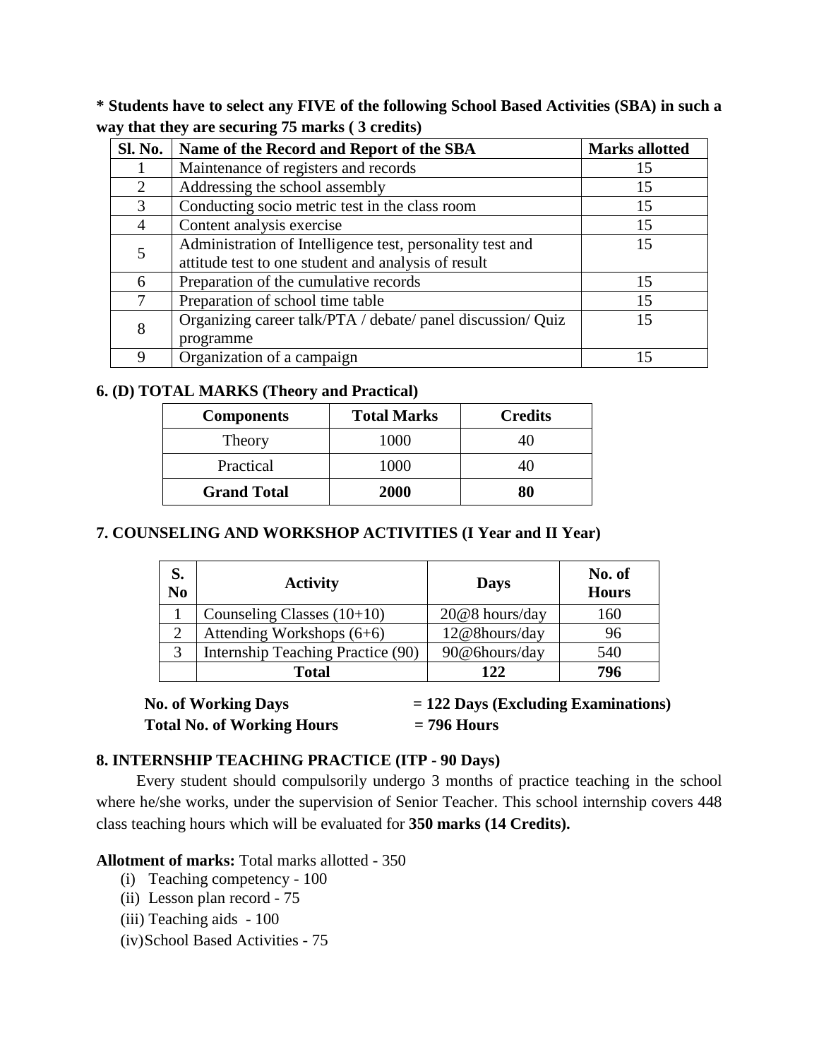**\* Students have to select any FIVE of the following School Based Activities (SBA) in such a way that they are securing 75 marks ( 3 credits)**

| Sl. No. | Name of the Record and Report of the SBA | Marks allotted |
|---|---|---|
| 1 | Maintenance of registers and records | 15 |
| 2 | Addressing the school assembly | 15 |
| 3 | Conducting socio metric test in the class room | 15 |
| 4 | Content analysis exercise | 15 |
| 5 | Administration of Intelligence test, personality test and attitude test to one student and analysis of result | 15 |
| 6 | Preparation of the cumulative records | 15 |
| 7 | Preparation of school time table | 15 |
| 8 | Organizing career talk/PTA / debate/ panel discussion/ Quiz programme | 15 |
| 9 | Organization of a campaign | 15 |

### 6. (D) TOTAL MARKS (Theory and Practical)

| Components | Total Marks | Credits |
|---|---|---|
| Theory | 1000 | 40 |
| Practical | 1000 | 40 |
| **Grand Total** | **2000** | **80** |

### 7. COUNSELING AND WORKSHOP ACTIVITIES (I Year and II Year)

| S. No | Activity | Days | No. of Hours |
|---|---|---|---|
| 1 | Counseling Classes (10+10) | 20@8 hours/day | 160 |
| 2 | Attending Workshops (6+6) | 12@8hours/day | 96 |
| 3 | Internship Teaching Practice (90) | 90@6hours/day | 540 |
| | **Total** | **122** | **796** |

**No. of Working Days = 122 Days (Excluding Examinations)**

**Total No. of Working Hours = 796 Hours**

### 8. INTERNSHIP TEACHING PRACTICE (ITP - 90 Days)

Every student should compulsorily undergo 3 months of practice teaching in the school where he/she works, under the supervision of Senior Teacher. This school internship covers 448 class teaching hours which will be evaluated for **350 marks (14 Credits).**

**Allotment of marks:** Total marks allotted - 350

(i) Teaching competency - 100

(ii) Lesson plan record - 75

(iii) Teaching aids - 100

(iv) School Based Activities - 75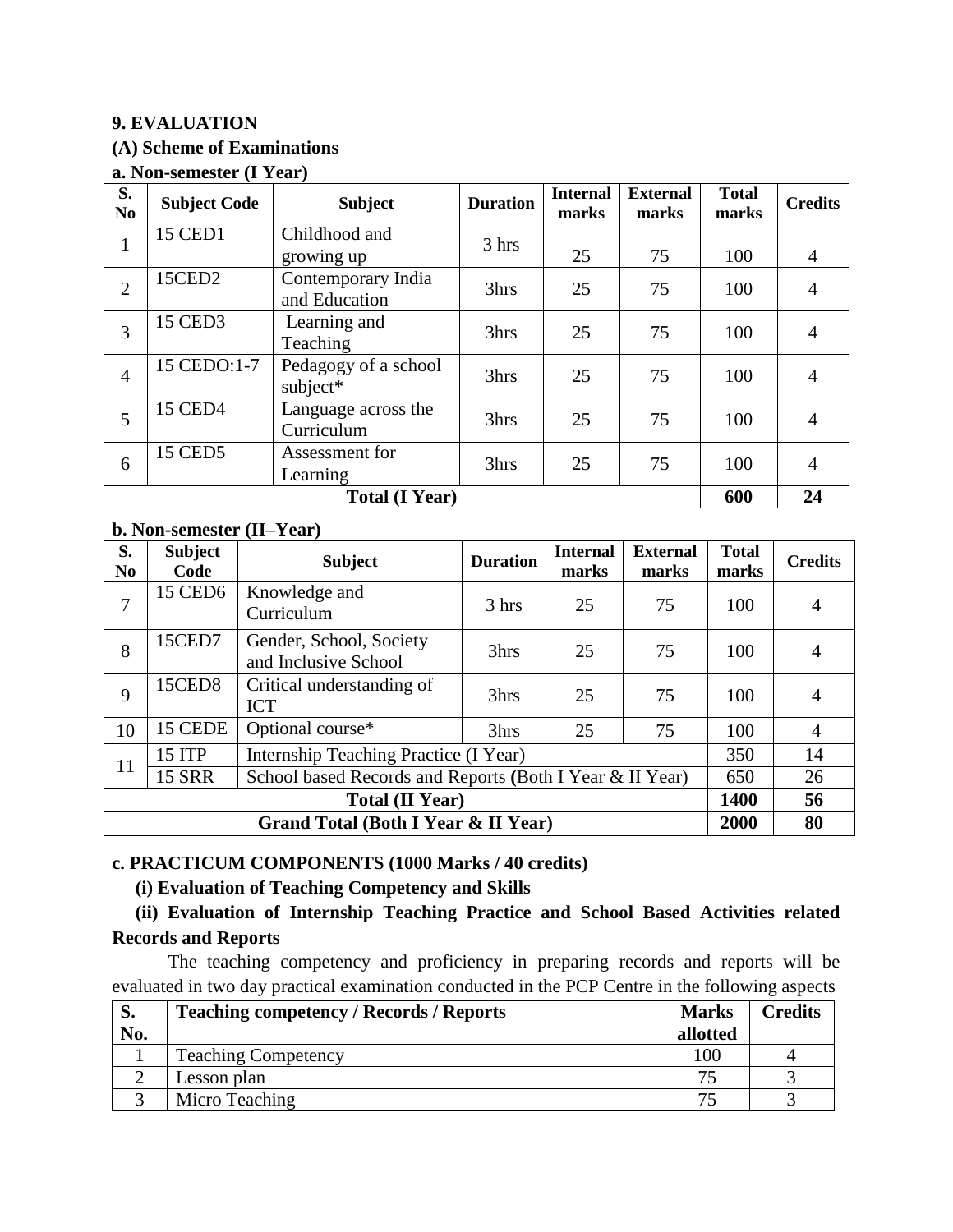## 9. EVALUATION

### (A) Scheme of Examinations

**a. Non-semester (I Year)**

| S. No | Subject Code | Subject | Duration | Internal marks | External marks | Total marks | Credits |
|---|---|---|---|---|---|---|---|
| 1 | 15 CED1 | Childhood and growing up | 3 hrs | 25 | 75 | 100 | 4 |
| 2 | 15CED2 | Contemporary India and Education | 3hrs | 25 | 75 | 100 | 4 |
| 3 | 15 CED3 | Learning and Teaching | 3hrs | 25 | 75 | 100 | 4 |
| 4 | 15 CEDO:1-7 | Pedagogy of a school subject* | 3hrs | 25 | 75 | 100 | 4 |
| 5 | 15 CED4 | Language across the Curriculum | 3hrs | 25 | 75 | 100 | 4 |
| 6 | 15 CED5 | Assessment for Learning | 3hrs | 25 | 75 | 100 | 4 |
| **Total (I Year)** | | | | | | **600** | **24** |

**b. Non-semester (II–Year)**

| S. No | Subject Code | Subject | Duration | Internal marks | External marks | Total marks | Credits |
|---|---|---|---|---|---|---|---|
| 7 | 15 CED6 | Knowledge and Curriculum | 3 hrs | 25 | 75 | 100 | 4 |
| 8 | 15CED7 | Gender, School, Society and Inclusive School | 3hrs | 25 | 75 | 100 | 4 |
| 9 | 15CED8 | Critical understanding of ICT | 3hrs | 25 | 75 | 100 | 4 |
| 10 | 15 CEDE | Optional course* | 3hrs | 25 | 75 | 100 | 4 |
| 11 | 15 ITP | Internship Teaching Practice (I Year) | | | | 350 | 14 |
| | 15 SRR | School based Records and Reports (Both I Year & II Year) | | | | 650 | 26 |
| **Total (II Year)** | | | | | | **1400** | **56** |
| **Grand Total (Both I Year & II Year)** | | | | | | **2000** | **80** |

**c. PRACTICUM COMPONENTS (1000 Marks / 40 credits)**

**(i) Evaluation of Teaching Competency and Skills**

**(ii) Evaluation of Internship Teaching Practice and School Based Activities related Records and Reports**

The teaching competency and proficiency in preparing records and reports will be evaluated in two day practical examination conducted in the PCP Centre in the following aspects

| S. No. | Teaching competency / Records / Reports | Marks allotted | Credits |
|---|---|---|---|
| 1 | Teaching Competency | 100 | 4 |
| 2 | Lesson plan | 75 | 3 |
| 3 | Micro Teaching | 75 | 3 |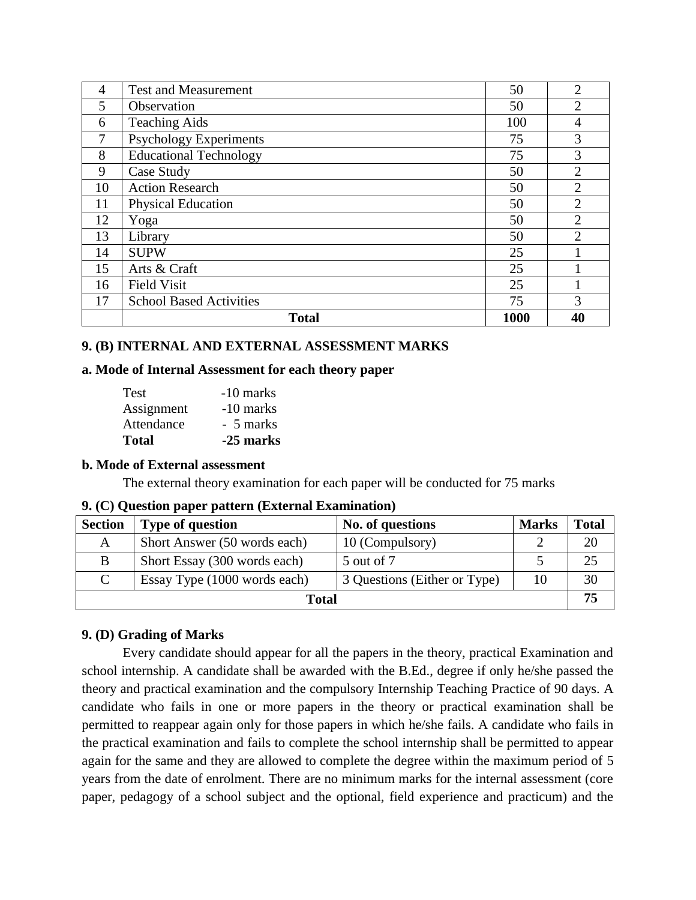| 4 | Test and Measurement | 50 | 2 |
|---|---|---|---|
| 5 | Observation | 50 | 2 |
| 6 | Teaching Aids | 100 | 4 |
| 7 | Psychology Experiments | 75 | 3 |
| 8 | Educational Technology | 75 | 3 |
| 9 | Case Study | 50 | 2 |
| 10 | Action Research | 50 | 2 |
| 11 | Physical Education | 50 | 2 |
| 12 | Yoga | 50 | 2 |
| 13 | Library | 50 | 2 |
| 14 | SUPW | 25 | 1 |
| 15 | Arts & Craft | 25 | 1 |
| 16 | Field Visit | 25 | 1 |
| 17 | School Based Activities | 75 | 3 |
| | **Total** | **1000** | **40** |

### 9. (B) INTERNAL AND EXTERNAL ASSESSMENT MARKS

**a. Mode of Internal Assessment for each theory paper**

| | |
|---|---|
| Test | -10 marks |
| Assignment | -10 marks |
| Attendance | - 5 marks |
| **Total** | **-25 marks** |

**b. Mode of External assessment**

The external theory examination for each paper will be conducted for 75 marks

**9. (C) Question paper pattern (External Examination)**

| Section | Type of question | No. of questions | Marks | Total |
|---|---|---|---|---|
| A | Short Answer (50 words each) | 10 (Compulsory) | 2 | 20 |
| B | Short Essay (300 words each) | 5 out of 7 | 5 | 25 |
| C | Essay Type (1000 words each) | 3 Questions (Either or Type) | 10 | 30 |
| **Total** | | | | **75** |

**9. (D) Grading of Marks**

Every candidate should appear for all the papers in the theory, practical Examination and school internship. A candidate shall be awarded with the B.Ed., degree if only he/she passed the theory and practical examination and the compulsory Internship Teaching Practice of 90 days. A candidate who fails in one or more papers in the theory or practical examination shall be permitted to reappear again only for those papers in which he/she fails. A candidate who fails in the practical examination and fails to complete the school internship shall be permitted to appear again for the same and they are allowed to complete the degree within the maximum period of 5 years from the date of enrolment. There are no minimum marks for the internal assessment (core paper, pedagogy of a school subject and the optional, field experience and practicum) and the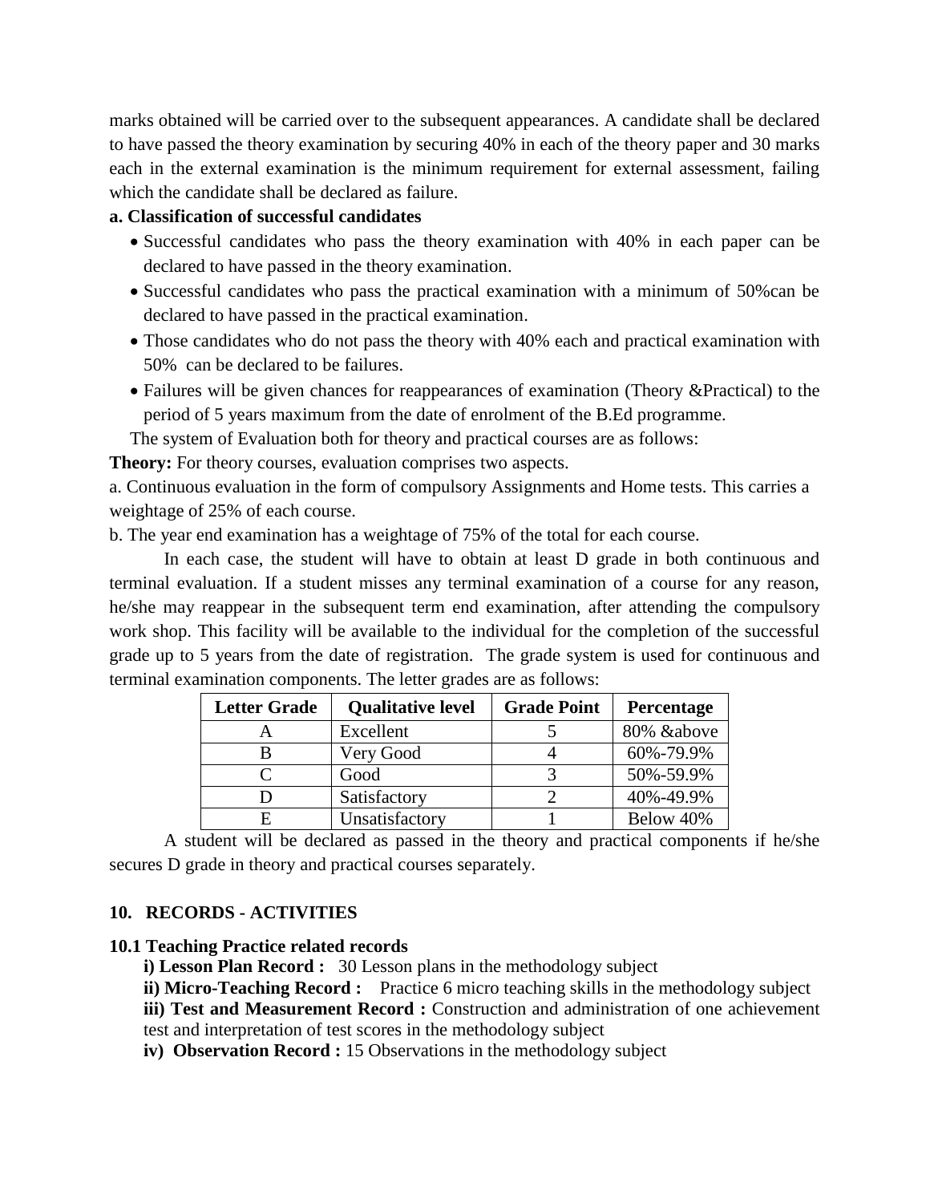marks obtained will be carried over to the subsequent appearances. A candidate shall be declared to have passed the theory examination by securing 40% in each of the theory paper and 30 marks each in the external examination is the minimum requirement for external assessment, failing which the candidate shall be declared as failure.

**a. Classification of successful candidates**

- Successful candidates who pass the theory examination with 40% in each paper can be declared to have passed in the theory examination.
- Successful candidates who pass the practical examination with a minimum of 50%can be declared to have passed in the practical examination.
- Those candidates who do not pass the theory with 40% each and practical examination with 50% can be declared to be failures.
- Failures will be given chances for reappearances of examination (Theory &Practical) to the period of 5 years maximum from the date of enrolment of the B.Ed programme.

The system of Evaluation both for theory and practical courses are as follows:

**Theory:** For theory courses, evaluation comprises two aspects.

a. Continuous evaluation in the form of compulsory Assignments and Home tests. This carries a weightage of 25% of each course.

b. The year end examination has a weightage of 75% of the total for each course.

In each case, the student will have to obtain at least D grade in both continuous and terminal evaluation. If a student misses any terminal examination of a course for any reason, he/she may reappear in the subsequent term end examination, after attending the compulsory work shop. This facility will be available to the individual for the completion of the successful grade up to 5 years from the date of registration. The grade system is used for continuous and terminal examination components. The letter grades are as follows:

| Letter Grade | Qualitative level | Grade Point | Percentage |
|---|---|---|---|
| A | Excellent | 5 | 80% &above |
| B | Very Good | 4 | 60%-79.9% |
| C | Good | 3 | 50%-59.9% |
| D | Satisfactory | 2 | 40%-49.9% |
| E | Unsatisfactory | 1 | Below 40% |

A student will be declared as passed in the theory and practical components if he/she secures D grade in theory and practical courses separately.

## 10. RECORDS - ACTIVITIES

### 10.1 Teaching Practice related records

**i) Lesson Plan Record :** 30 Lesson plans in the methodology subject

**ii) Micro-Teaching Record :** Practice 6 micro teaching skills in the methodology subject

**iii) Test and Measurement Record :** Construction and administration of one achievement test and interpretation of test scores in the methodology subject

**iv) Observation Record :** 15 Observations in the methodology subject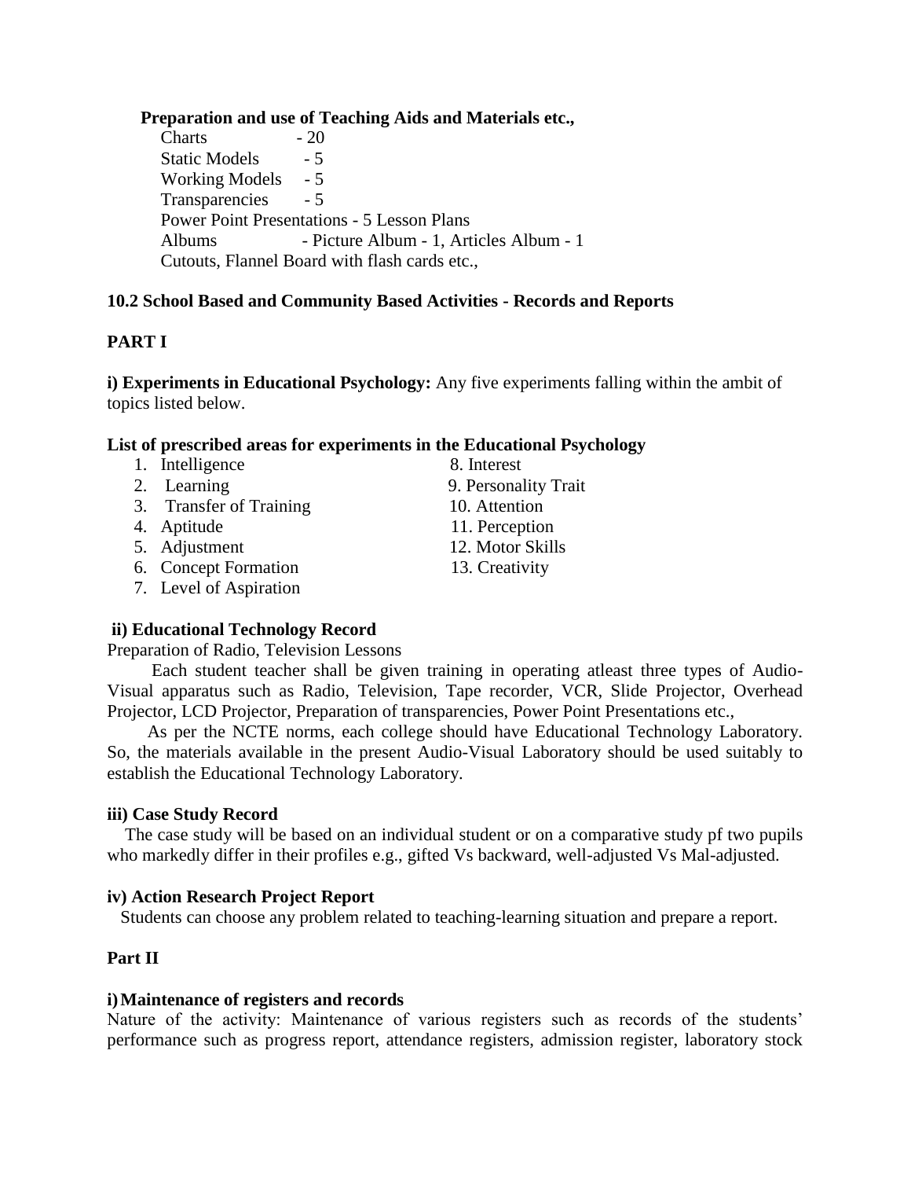**Preparation and use of Teaching Aids and Materials etc.,**

Charts - 20
Static Models - 5
Working Models - 5
Transparencies - 5
Power Point Presentations - 5 Lesson Plans
Albums - Picture Album - 1, Articles Album - 1
Cutouts, Flannel Board with flash cards etc.,

**10.2 School Based and Community Based Activities - Records and Reports**

**PART I**

**i) Experiments in Educational Psychology:** Any five experiments falling within the ambit of topics listed below.

**List of prescribed areas for experiments in the Educational Psychology**

1. Intelligence
2. Learning
3. Transfer of Training
4. Aptitude
5. Adjustment
6. Concept Formation
7. Level of Aspiration
8. Interest
9. Personality Trait
10. Attention
11. Perception
12. Motor Skills
13. Creativity

**ii) Educational Technology Record**

Preparation of Radio, Television Lessons

Each student teacher shall be given training in operating atleast three types of Audio-Visual apparatus such as Radio, Television, Tape recorder, VCR, Slide Projector, Overhead Projector, LCD Projector, Preparation of transparencies, Power Point Presentations etc.,

As per the NCTE norms, each college should have Educational Technology Laboratory. So, the materials available in the present Audio-Visual Laboratory should be used suitably to establish the Educational Technology Laboratory.

**iii) Case Study Record**

The case study will be based on an individual student or on a comparative study pf two pupils who markedly differ in their profiles e.g., gifted Vs backward, well-adjusted Vs Mal-adjusted.

**iv) Action Research Project Report**

Students can choose any problem related to teaching-learning situation and prepare a report.

**Part II**

**i) Maintenance of registers and records**

Nature of the activity: Maintenance of various registers such as records of the students' performance such as progress report, attendance registers, admission register, laboratory stock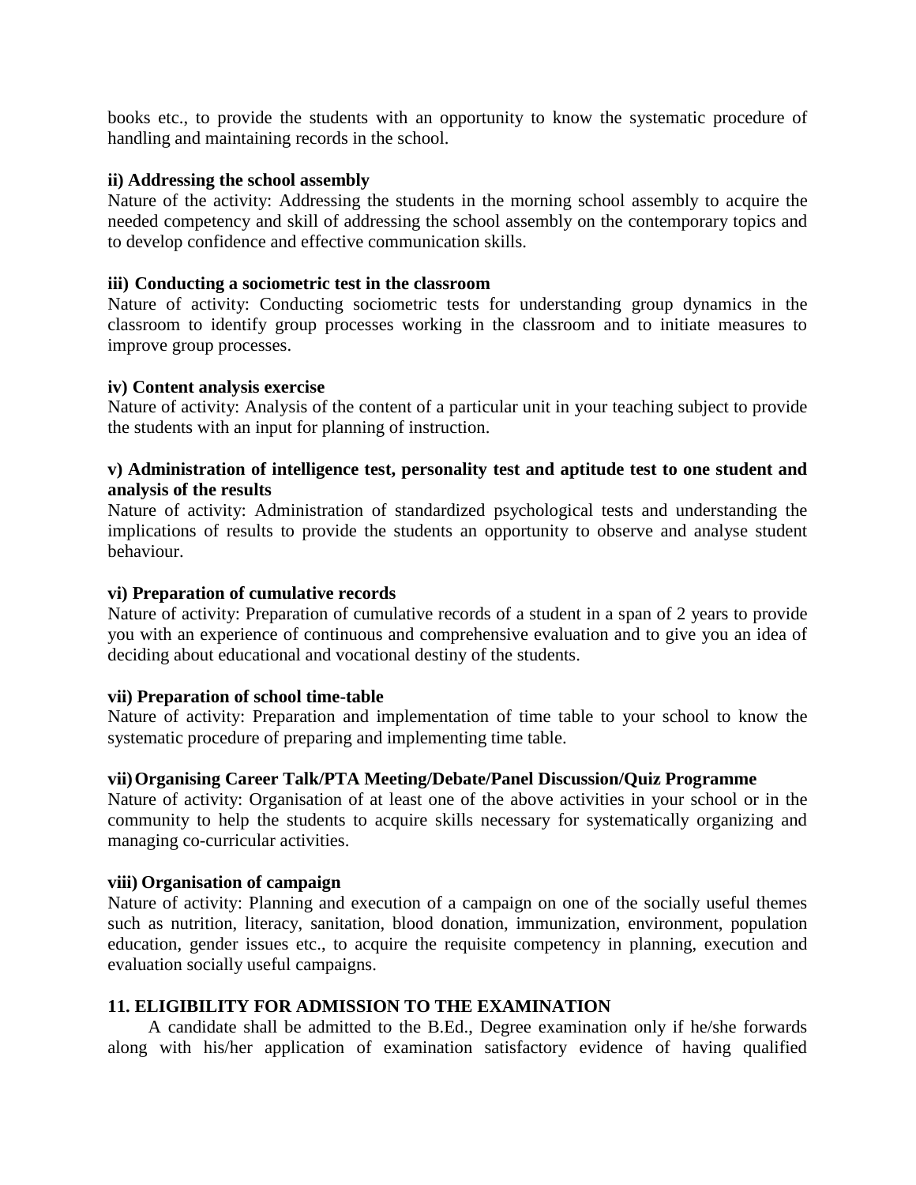books etc., to provide the students with an opportunity to know the systematic procedure of handling and maintaining records in the school.

**ii) Addressing the school assembly**

Nature of the activity: Addressing the students in the morning school assembly to acquire the needed competency and skill of addressing the school assembly on the contemporary topics and to develop confidence and effective communication skills.

**iii) Conducting a sociometric test in the classroom**

Nature of activity: Conducting sociometric tests for understanding group dynamics in the classroom to identify group processes working in the classroom and to initiate measures to improve group processes.

**iv) Content analysis exercise**

Nature of activity: Analysis of the content of a particular unit in your teaching subject to provide the students with an input for planning of instruction.

**v) Administration of intelligence test, personality test and aptitude test to one student and analysis of the results**

Nature of activity: Administration of standardized psychological tests and understanding the implications of results to provide the students an opportunity to observe and analyse student behaviour.

**vi) Preparation of cumulative records**

Nature of activity: Preparation of cumulative records of a student in a span of 2 years to provide you with an experience of continuous and comprehensive evaluation and to give you an idea of deciding about educational and vocational destiny of the students.

**vii) Preparation of school time-table**

Nature of activity: Preparation and implementation of time table to your school to know the systematic procedure of preparing and implementing time table.

**vii) Organising Career Talk/PTA Meeting/Debate/Panel Discussion/Quiz Programme**

Nature of activity: Organisation of at least one of the above activities in your school or in the community to help the students to acquire skills necessary for systematically organizing and managing co-curricular activities.

**viii) Organisation of campaign**

Nature of activity: Planning and execution of a campaign on one of the socially useful themes such as nutrition, literacy, sanitation, blood donation, immunization, environment, population education, gender issues etc., to acquire the requisite competency in planning, execution and evaluation socially useful campaigns.

## 11. ELIGIBILITY FOR ADMISSION TO THE EXAMINATION

A candidate shall be admitted to the B.Ed., Degree examination only if he/she forwards along with his/her application of examination satisfactory evidence of having qualified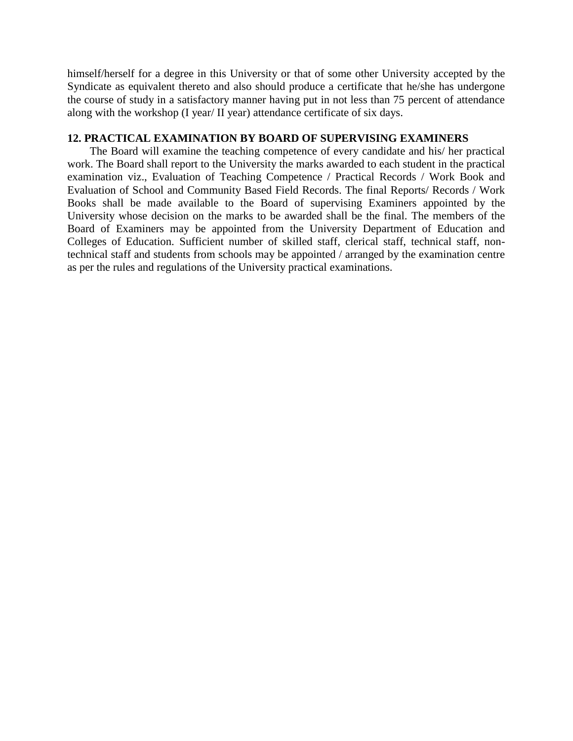himself/herself for a degree in this University or that of some other University accepted by the Syndicate as equivalent thereto and also should produce a certificate that he/she has undergone the course of study in a satisfactory manner having put in not less than 75 percent of attendance along with the workshop (I year/ II year) attendance certificate of six days.

**12. PRACTICAL EXAMINATION BY BOARD OF SUPERVISING EXAMINERS**

The Board will examine the teaching competence of every candidate and his/ her practical work. The Board shall report to the University the marks awarded to each student in the practical examination viz., Evaluation of Teaching Competence / Practical Records / Work Book and Evaluation of School and Community Based Field Records. The final Reports/ Records / Work Books shall be made available to the Board of supervising Examiners appointed by the University whose decision on the marks to be awarded shall be the final. The members of the Board of Examiners may be appointed from the University Department of Education and Colleges of Education. Sufficient number of skilled staff, clerical staff, technical staff, non-technical staff and students from schools may be appointed / arranged by the examination centre as per the rules and regulations of the University practical examinations.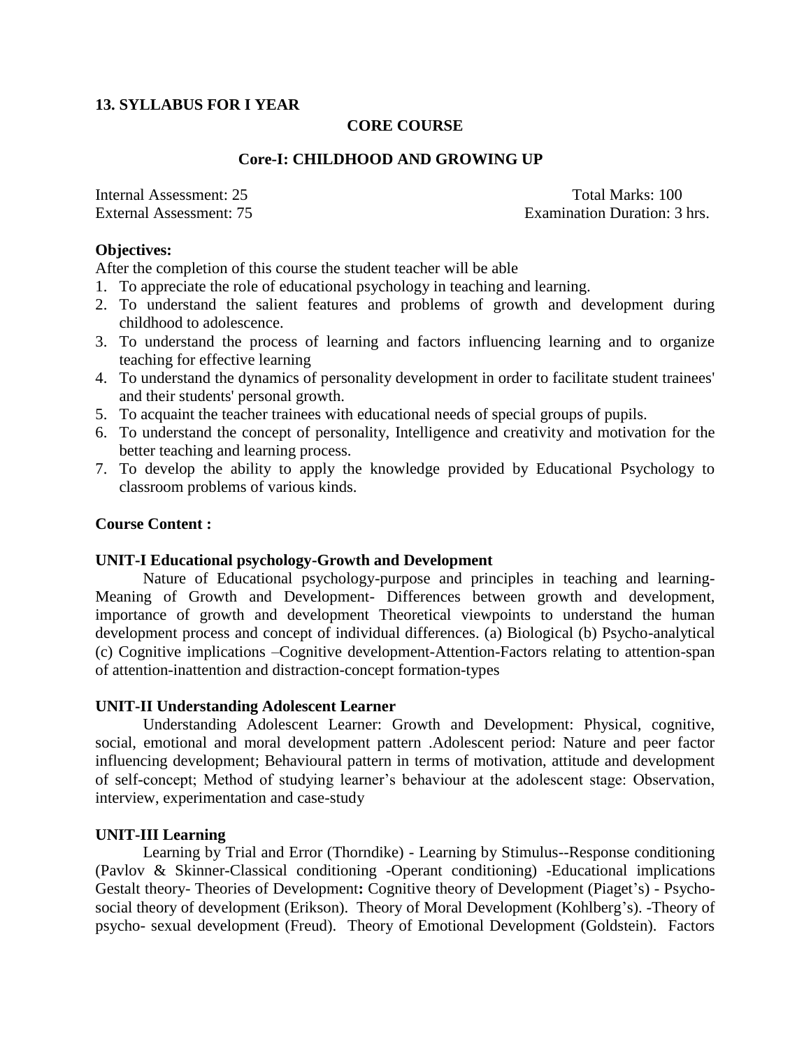## 13. SYLLABUS FOR I YEAR

### CORE COURSE

### Core-I: CHILDHOOD AND GROWING UP

Internal Assessment: 25 Total Marks: 100
External Assessment: 75 Examination Duration: 3 hrs.

**Objectives:**

After the completion of this course the student teacher will be able

1. To appreciate the role of educational psychology in teaching and learning.
2. To understand the salient features and problems of growth and development during childhood to adolescence.
3. To understand the process of learning and factors influencing learning and to organize teaching for effective learning
4. To understand the dynamics of personality development in order to facilitate student trainees' and their students' personal growth.
5. To acquaint the teacher trainees with educational needs of special groups of pupils.
6. To understand the concept of personality, Intelligence and creativity and motivation for the better teaching and learning process.
7. To develop the ability to apply the knowledge provided by Educational Psychology to classroom problems of various kinds.

**Course Content :**

**UNIT-I Educational psychology-Growth and Development**

Nature of Educational psychology-purpose and principles in teaching and learning-Meaning of Growth and Development- Differences between growth and development, importance of growth and development Theoretical viewpoints to understand the human development process and concept of individual differences. (a) Biological (b) Psycho-analytical (c) Cognitive implications –Cognitive development-Attention-Factors relating to attention-span of attention-inattention and distraction-concept formation-types

**UNIT-II Understanding Adolescent Learner**

Understanding Adolescent Learner: Growth and Development: Physical, cognitive, social, emotional and moral development pattern .Adolescent period: Nature and peer factor influencing development; Behavioural pattern in terms of motivation, attitude and development of self-concept; Method of studying learner's behaviour at the adolescent stage: Observation, interview, experimentation and case-study

**UNIT-III Learning**

Learning by Trial and Error (Thorndike) - Learning by Stimulus--Response conditioning (Pavlov & Skinner-Classical conditioning -Operant conditioning) -Educational implications Gestalt theory- Theories of Development**:** Cognitive theory of Development (Piaget's) - Psycho-social theory of development (Erikson). Theory of Moral Development (Kohlberg's). -Theory of psycho- sexual development (Freud). Theory of Emotional Development (Goldstein). Factors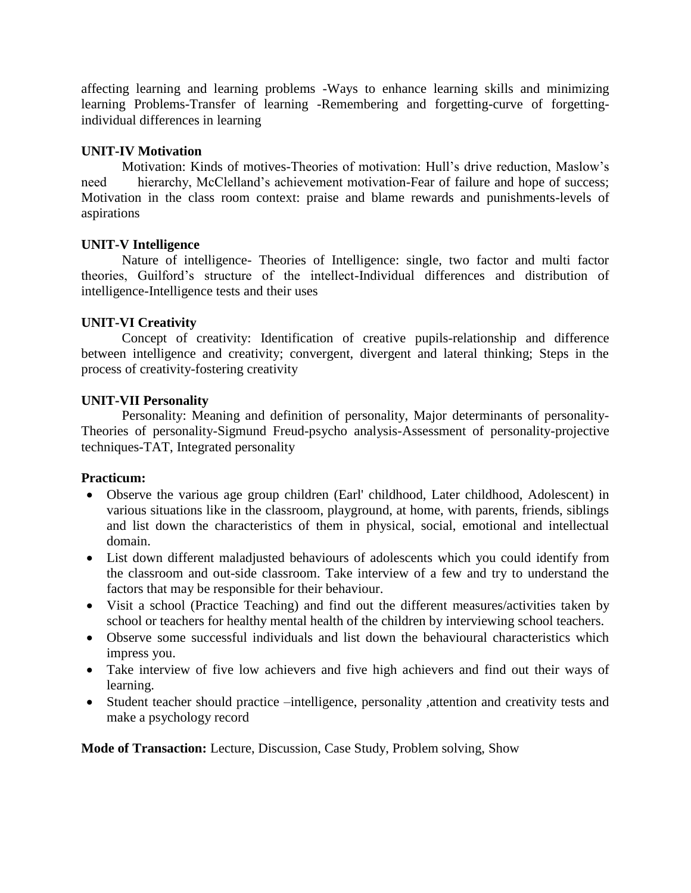affecting learning and learning problems -Ways to enhance learning skills and minimizing learning Problems-Transfer of learning -Remembering and forgetting-curve of forgetting-individual differences in learning

**UNIT-IV Motivation**

Motivation: Kinds of motives-Theories of motivation: Hull's drive reduction, Maslow's need hierarchy, McClelland's achievement motivation-Fear of failure and hope of success; Motivation in the class room context: praise and blame rewards and punishments-levels of aspirations

**UNIT-V Intelligence**

Nature of intelligence- Theories of Intelligence: single, two factor and multi factor theories, Guilford's structure of the intellect-Individual differences and distribution of intelligence-Intelligence tests and their uses

**UNIT-VI Creativity**

Concept of creativity: Identification of creative pupils-relationship and difference between intelligence and creativity; convergent, divergent and lateral thinking; Steps in the process of creativity-fostering creativity

**UNIT-VII Personality**

Personality: Meaning and definition of personality, Major determinants of personality-Theories of personality-Sigmund Freud-psycho analysis-Assessment of personality-projective techniques-TAT, Integrated personality

**Practicum:**

- Observe the various age group children (Earl' childhood, Later childhood, Adolescent) in various situations like in the classroom, playground, at home, with parents, friends, siblings and list down the characteristics of them in physical, social, emotional and intellectual domain.
- List down different maladjusted behaviours of adolescents which you could identify from the classroom and out-side classroom. Take interview of a few and try to understand the factors that may be responsible for their behaviour.
- Visit a school (Practice Teaching) and find out the different measures/activities taken by school or teachers for healthy mental health of the children by interviewing school teachers.
- Observe some successful individuals and list down the behavioural characteristics which impress you.
- Take interview of five low achievers and five high achievers and find out their ways of learning.
- Student teacher should practice –intelligence, personality ,attention and creativity tests and make a psychology record

**Mode of Transaction:** Lecture, Discussion, Case Study, Problem solving, Show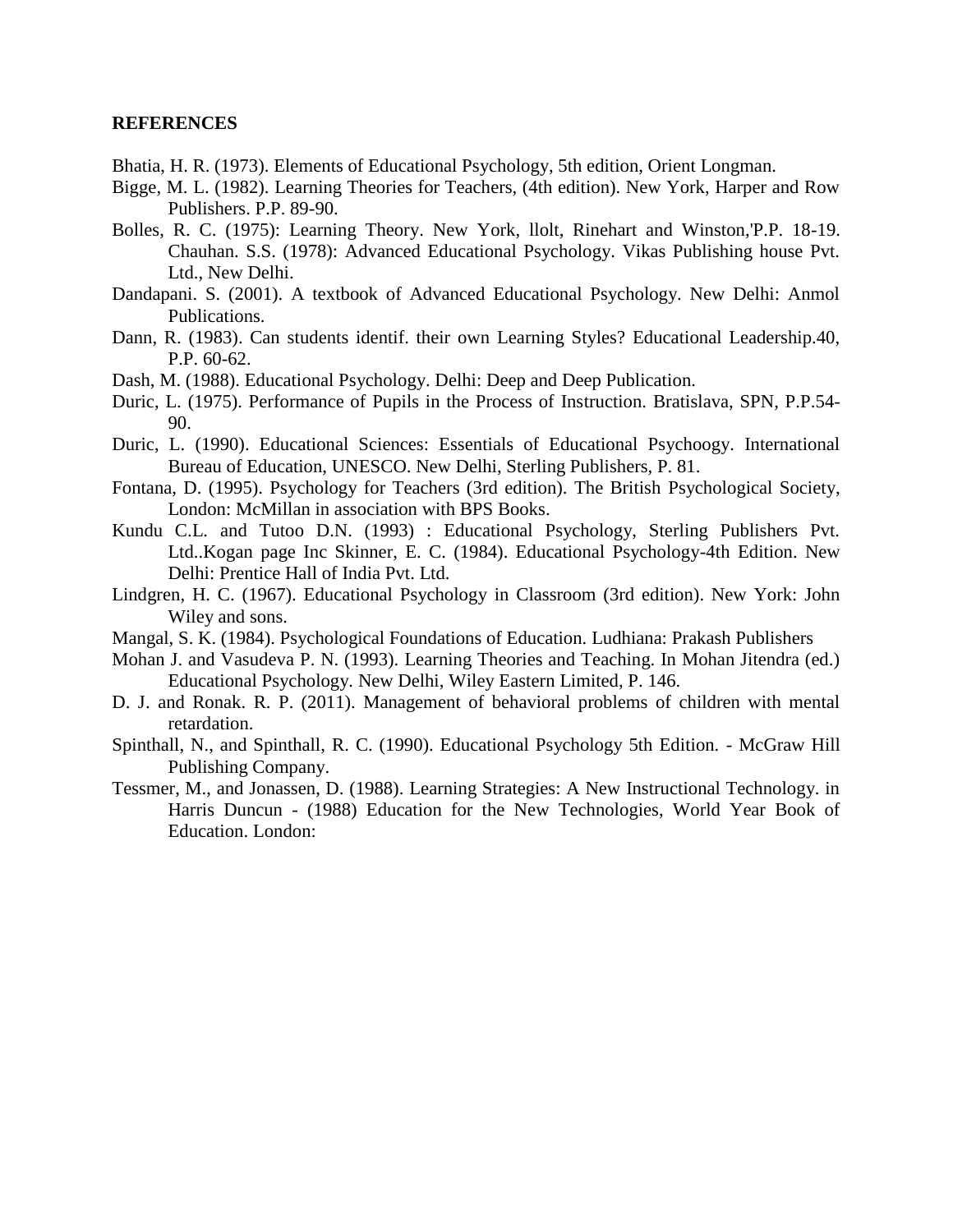**REFERENCES**

Bhatia, H. R. (1973). Elements of Educational Psychology, 5th edition, Orient Longman.

Bigge, M. L. (1982). Learning Theories for Teachers, (4th edition). New York, Harper and Row Publishers. P.P. 89-90.

Bolles, R. C. (1975): Learning Theory. New York, llolt, Rinehart and Winston,'P.P. 18-19. Chauhan. S.S. (1978): Advanced Educational Psychology. Vikas Publishing house Pvt. Ltd., New Delhi.

Dandapani. S. (2001). A textbook of Advanced Educational Psychology. New Delhi: Anmol Publications.

Dann, R. (1983). Can students identif. their own Learning Styles? Educational Leadership.40, P.P. 60-62.

Dash, M. (1988). Educational Psychology. Delhi: Deep and Deep Publication.

Duric, L. (1975). Performance of Pupils in the Process of Instruction. Bratislava, SPN, P.P.54-90.

Duric, L. (1990). Educational Sciences: Essentials of Educational Psychoogy. International Bureau of Education, UNESCO. New Delhi, Sterling Publishers, P. 81.

Fontana, D. (1995). Psychology for Teachers (3rd edition). The British Psychological Society, London: McMillan in association with BPS Books.

Kundu C.L. and Tutoo D.N. (1993) : Educational Psychology, Sterling Publishers Pvt. Ltd..Kogan page Inc Skinner, E. C. (1984). Educational Psychology-4th Edition. New Delhi: Prentice Hall of India Pvt. Ltd.

Lindgren, H. C. (1967). Educational Psychology in Classroom (3rd edition). New York: John Wiley and sons.

Mangal, S. K. (1984). Psychological Foundations of Education. Ludhiana: Prakash Publishers

Mohan J. and Vasudeva P. N. (1993). Learning Theories and Teaching. In Mohan Jitendra (ed.) Educational Psychology. New Delhi, Wiley Eastern Limited, P. 146.

D. J. and Ronak. R. P. (2011). Management of behavioral problems of children with mental retardation.

Spinthall, N., and Spinthall, R. C. (1990). Educational Psychology 5th Edition. - McGraw Hill Publishing Company.

Tessmer, M., and Jonassen, D. (1988). Learning Strategies: A New Instructional Technology. in Harris Duncun - (1988) Education for the New Technologies, World Year Book of Education. London: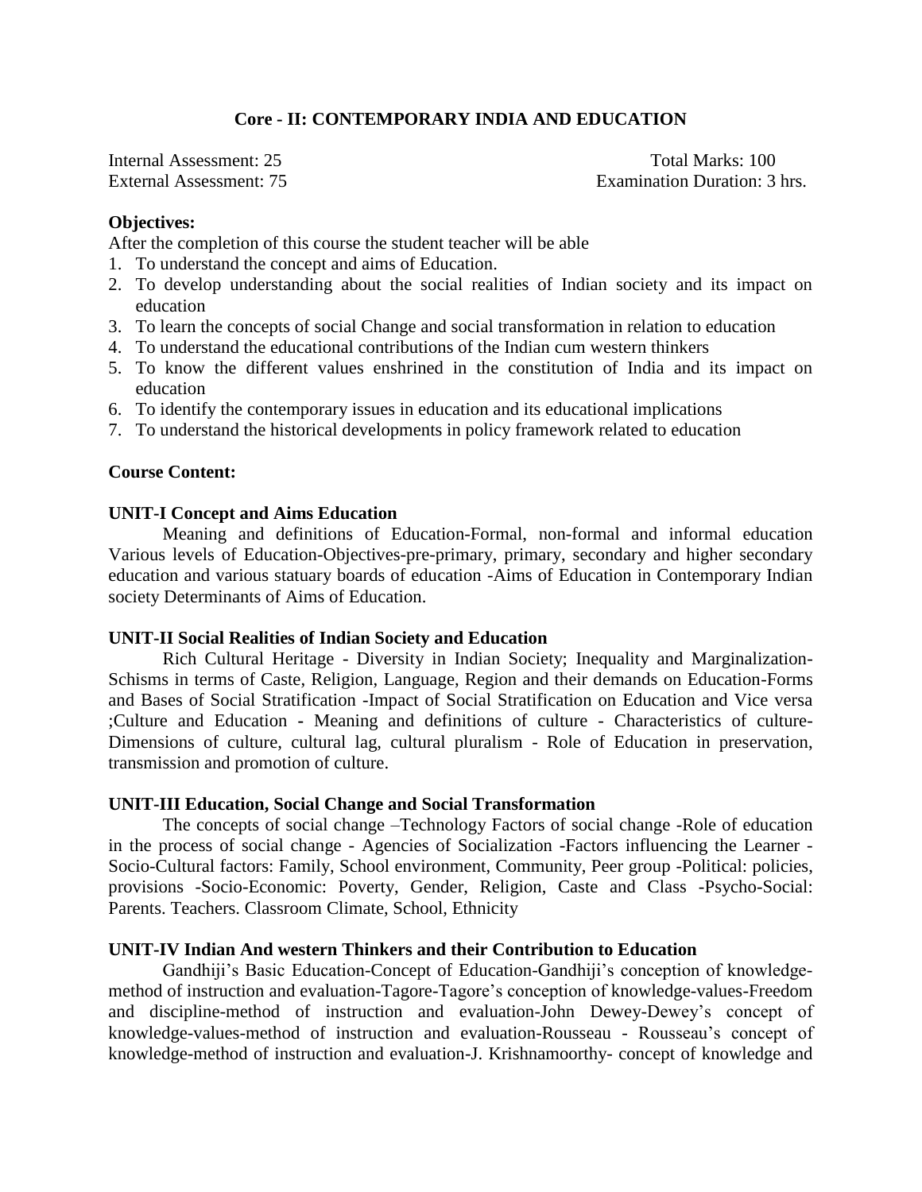## Core - II: CONTEMPORARY INDIA AND EDUCATION

Internal Assessment: 25 Total Marks: 100
External Assessment: 75 Examination Duration: 3 hrs.

**Objectives:**

After the completion of this course the student teacher will be able

1. To understand the concept and aims of Education.
2. To develop understanding about the social realities of Indian society and its impact on education
3. To learn the concepts of social Change and social transformation in relation to education
4. To understand the educational contributions of the Indian cum western thinkers
5. To know the different values enshrined in the constitution of India and its impact on education
6. To identify the contemporary issues in education and its educational implications
7. To understand the historical developments in policy framework related to education

**Course Content:**

**UNIT-I Concept and Aims Education**

Meaning and definitions of Education-Formal, non-formal and informal education Various levels of Education-Objectives-pre-primary, primary, secondary and higher secondary education and various statuary boards of education -Aims of Education in Contemporary Indian society Determinants of Aims of Education.

**UNIT-II Social Realities of Indian Society and Education**

Rich Cultural Heritage - Diversity in Indian Society; Inequality and Marginalization-Schisms in terms of Caste, Religion, Language, Region and their demands on Education-Forms and Bases of Social Stratification -Impact of Social Stratification on Education and Vice versa ;Culture and Education - Meaning and definitions of culture - Characteristics of culture-Dimensions of culture, cultural lag, cultural pluralism - Role of Education in preservation, transmission and promotion of culture.

**UNIT-III Education, Social Change and Social Transformation**

The concepts of social change –Technology Factors of social change -Role of education in the process of social change - Agencies of Socialization -Factors influencing the Learner - Socio-Cultural factors: Family, School environment, Community, Peer group -Political: policies, provisions -Socio-Economic: Poverty, Gender, Religion, Caste and Class -Psycho-Social: Parents. Teachers. Classroom Climate, School, Ethnicity

**UNIT-IV Indian And western Thinkers and their Contribution to Education**

Gandhiji's Basic Education-Concept of Education-Gandhiji's conception of knowledge-method of instruction and evaluation-Tagore-Tagore's conception of knowledge-values-Freedom and discipline-method of instruction and evaluation-John Dewey-Dewey's concept of knowledge-values-method of instruction and evaluation-Rousseau - Rousseau's concept of knowledge-method of instruction and evaluation-J. Krishnamoorthy- concept of knowledge and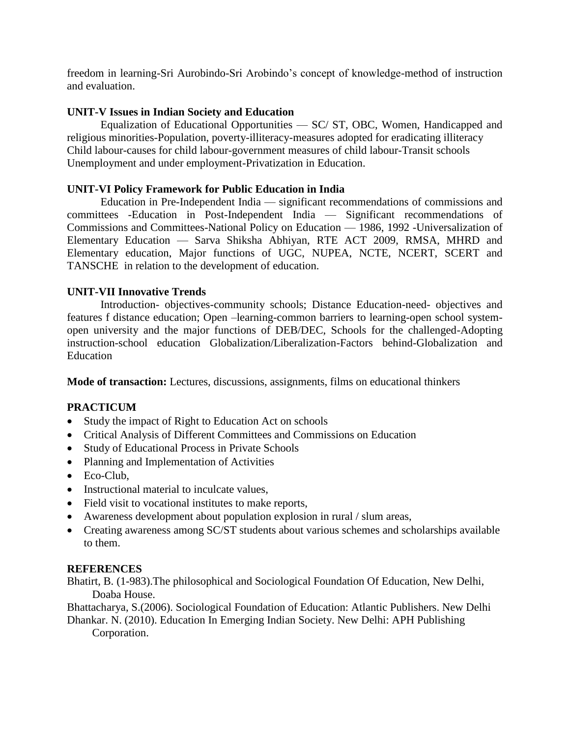freedom in learning-Sri Aurobindo-Sri Arobindo's concept of knowledge-method of instruction and evaluation.

**UNIT-V Issues in Indian Society and Education**

Equalization of Educational Opportunities — SC/ ST, OBC, Women, Handicapped and religious minorities-Population, poverty-illiteracy-measures adopted for eradicating illiteracy Child labour-causes for child labour-government measures of child labour-Transit schools Unemployment and under employment-Privatization in Education.

**UNIT-VI Policy Framework for Public Education in India**

Education in Pre-Independent India — significant recommendations of commissions and committees -Education in Post-Independent India — Significant recommendations of Commissions and Committees-National Policy on Education — 1986, 1992 -Universalization of Elementary Education — Sarva Shiksha Abhiyan, RTE ACT 2009, RMSA, MHRD and Elementary education, Major functions of UGC, NUPEA, NCTE, NCERT, SCERT and TANSCHE in relation to the development of education.

**UNIT-VII Innovative Trends**

Introduction- objectives-community schools; Distance Education-need- objectives and features f distance education; Open –learning-common barriers to learning-open school system-open university and the major functions of DEB/DEC, Schools for the challenged-Adopting instruction-school education Globalization/Liberalization-Factors behind-Globalization and Education

**Mode of transaction:** Lectures, discussions, assignments, films on educational thinkers

**PRACTICUM**

- Study the impact of Right to Education Act on schools
- Critical Analysis of Different Committees and Commissions on Education
- Study of Educational Process in Private Schools
- Planning and Implementation of Activities
- Eco-Club,
- Instructional material to inculcate values,
- Field visit to vocational institutes to make reports,
- Awareness development about population explosion in rural / slum areas,
- Creating awareness among SC/ST students about various schemes and scholarships available to them.

**REFERENCES**

Bhatirt, B. (1-983).The philosophical and Sociological Foundation Of Education, New Delhi, Doaba House.

Bhattacharya, S.(2006). Sociological Foundation of Education: Atlantic Publishers. New Delhi

Dhankar. N. (2010). Education In Emerging Indian Society. New Delhi: APH Publishing Corporation.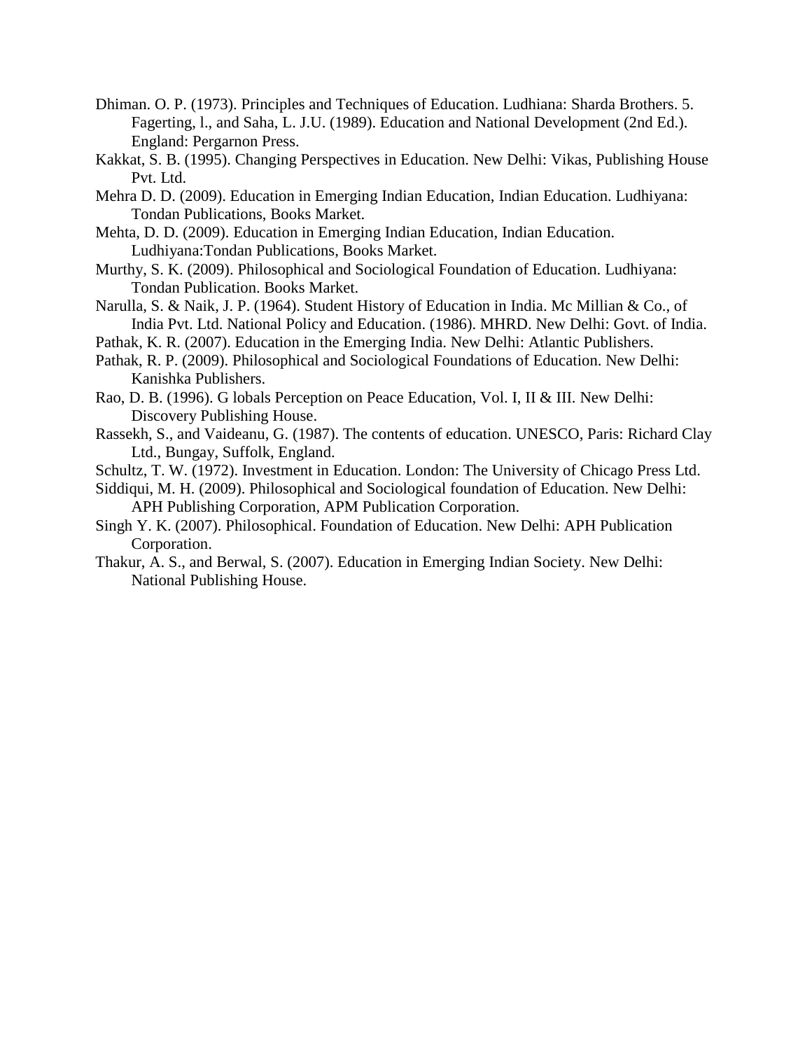Dhiman. O. P. (1973). Principles and Techniques of Education. Ludhiana: Sharda Brothers. 5. Fagerting, l., and Saha, L. J.U. (1989). Education and National Development (2nd Ed.). England: Pergarnon Press.

Kakkat, S. B. (1995). Changing Perspectives in Education. New Delhi: Vikas, Publishing House Pvt. Ltd.

Mehra D. D. (2009). Education in Emerging Indian Education, Indian Education. Ludhiyana: Tondan Publications, Books Market.

Mehta, D. D. (2009). Education in Emerging Indian Education, Indian Education. Ludhiyana:Tondan Publications, Books Market.

Murthy, S. K. (2009). Philosophical and Sociological Foundation of Education. Ludhiyana: Tondan Publication. Books Market.

Narulla, S. & Naik, J. P. (1964). Student History of Education in India. Mc Millian & Co., of India Pvt. Ltd. National Policy and Education. (1986). MHRD. New Delhi: Govt. of India.

Pathak, K. R. (2007). Education in the Emerging India. New Delhi: Atlantic Publishers.

Pathak, R. P. (2009). Philosophical and Sociological Foundations of Education. New Delhi: Kanishka Publishers.

Rao, D. B. (1996). G lobals Perception on Peace Education, Vol. I, II & III. New Delhi: Discovery Publishing House.

Rassekh, S., and Vaideanu, G. (1987). The contents of education. UNESCO, Paris: Richard Clay Ltd., Bungay, Suffolk, England.

Schultz, T. W. (1972). Investment in Education. London: The University of Chicago Press Ltd.

Siddiqui, M. H. (2009). Philosophical and Sociological foundation of Education. New Delhi: APH Publishing Corporation, APM Publication Corporation.

Singh Y. K. (2007). Philosophical. Foundation of Education. New Delhi: APH Publication Corporation.

Thakur, A. S., and Berwal, S. (2007). Education in Emerging Indian Society. New Delhi: National Publishing House.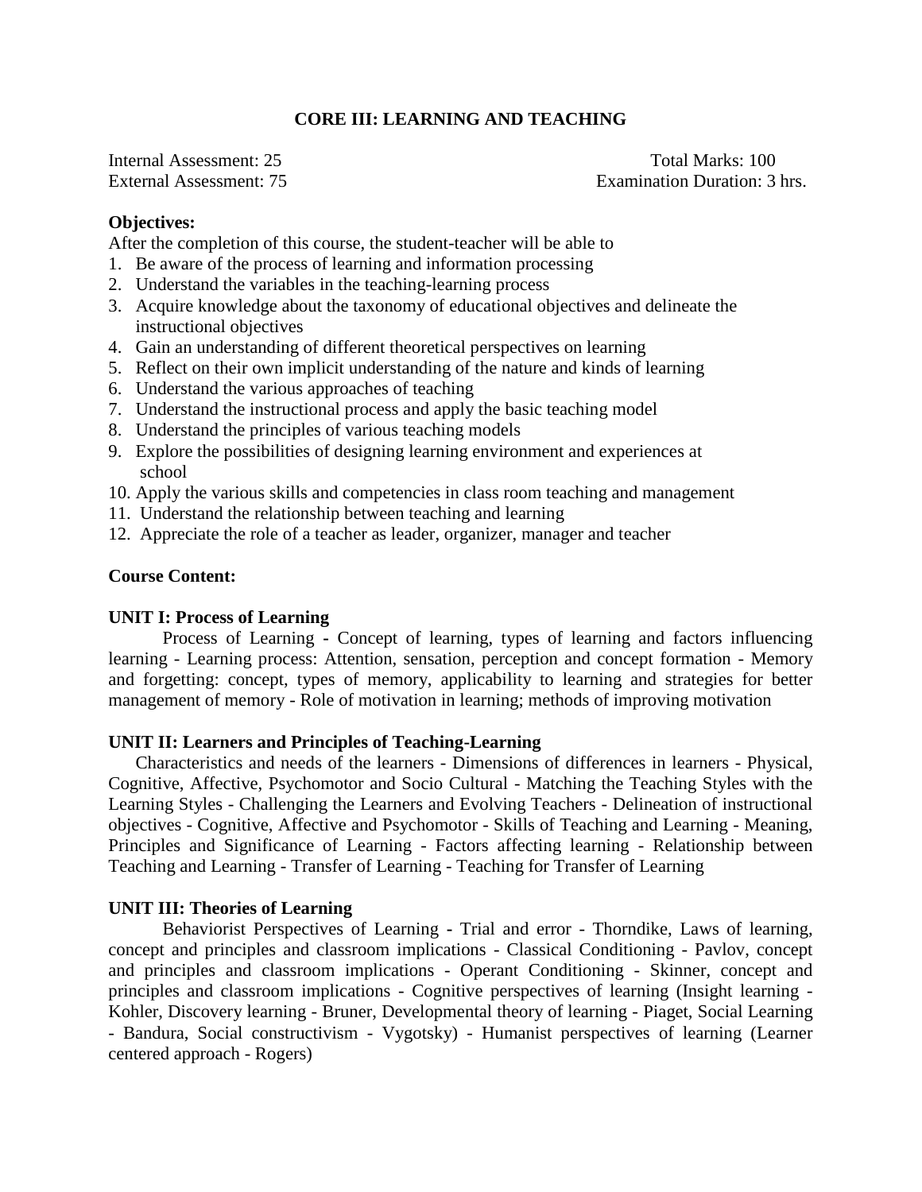## CORE III: LEARNING AND TEACHING

Internal Assessment: 25 Total Marks: 100
External Assessment: 75 Examination Duration: 3 hrs.

**Objectives:**

After the completion of this course, the student-teacher will be able to

1. Be aware of the process of learning and information processing
2. Understand the variables in the teaching-learning process
3. Acquire knowledge about the taxonomy of educational objectives and delineate the instructional objectives
4. Gain an understanding of different theoretical perspectives on learning
5. Reflect on their own implicit understanding of the nature and kinds of learning
6. Understand the various approaches of teaching
7. Understand the instructional process and apply the basic teaching model
8. Understand the principles of various teaching models
9. Explore the possibilities of designing learning environment and experiences at school
10. Apply the various skills and competencies in class room teaching and management
11. Understand the relationship between teaching and learning
12. Appreciate the role of a teacher as leader, organizer, manager and teacher

**Course Content:**

**UNIT I: Process of Learning**

Process of Learning **-** Concept of learning, types of learning and factors influencing learning - Learning process: Attention, sensation, perception and concept formation - Memory and forgetting: concept, types of memory, applicability to learning and strategies for better management of memory - Role of motivation in learning; methods of improving motivation

**UNIT II: Learners and Principles of Teaching-Learning**

Characteristics and needs of the learners - Dimensions of differences in learners - Physical, Cognitive, Affective, Psychomotor and Socio Cultural - Matching the Teaching Styles with the Learning Styles - Challenging the Learners and Evolving Teachers - Delineation of instructional objectives - Cognitive, Affective and Psychomotor - Skills of Teaching and Learning - Meaning, Principles and Significance of Learning - Factors affecting learning - Relationship between Teaching and Learning - Transfer of Learning - Teaching for Transfer of Learning

**UNIT III: Theories of Learning**

Behaviorist Perspectives of Learning **-** Trial and error - Thorndike, Laws of learning, concept and principles and classroom implications - Classical Conditioning - Pavlov, concept and principles and classroom implications - Operant Conditioning - Skinner, concept and principles and classroom implications - Cognitive perspectives of learning (Insight learning - Kohler, Discovery learning - Bruner, Developmental theory of learning - Piaget, Social Learning - Bandura, Social constructivism - Vygotsky) - Humanist perspectives of learning (Learner centered approach - Rogers)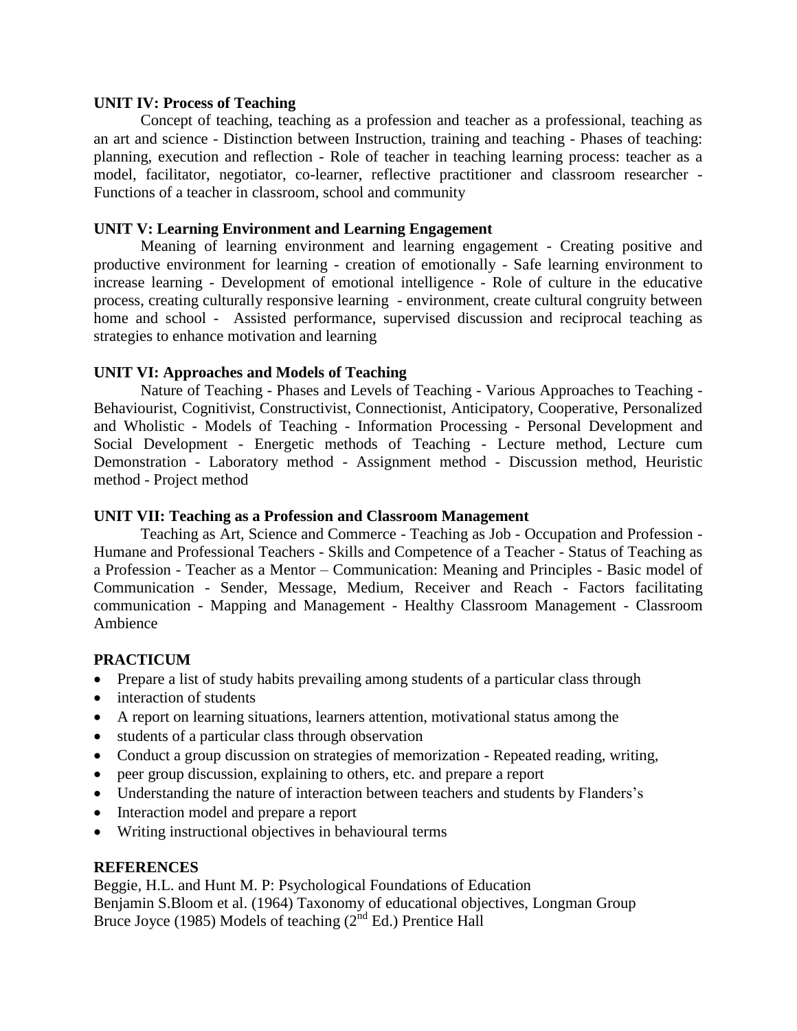**UNIT IV: Process of Teaching**

Concept of teaching, teaching as a profession and teacher as a professional, teaching as an art and science - Distinction between Instruction, training and teaching - Phases of teaching: planning, execution and reflection - Role of teacher in teaching learning process: teacher as a model, facilitator, negotiator, co-learner, reflective practitioner and classroom researcher - Functions of a teacher in classroom, school and community

**UNIT V: Learning Environment and Learning Engagement**

Meaning of learning environment and learning engagement - Creating positive and productive environment for learning - creation of emotionally - Safe learning environment to increase learning - Development of emotional intelligence - Role of culture in the educative process, creating culturally responsive learning - environment, create cultural congruity between home and school - Assisted performance, supervised discussion and reciprocal teaching as strategies to enhance motivation and learning

**UNIT VI: Approaches and Models of Teaching**

Nature of Teaching - Phases and Levels of Teaching - Various Approaches to Teaching - Behaviourist, Cognitivist, Constructivist, Connectionist, Anticipatory, Cooperative, Personalized and Wholistic - Models of Teaching - Information Processing - Personal Development and Social Development - Energetic methods of Teaching - Lecture method, Lecture cum Demonstration - Laboratory method - Assignment method - Discussion method, Heuristic method - Project method

**UNIT VII: Teaching as a Profession and Classroom Management**

Teaching as Art, Science and Commerce - Teaching as Job - Occupation and Profession - Humane and Professional Teachers - Skills and Competence of a Teacher - Status of Teaching as a Profession - Teacher as a Mentor – Communication: Meaning and Principles - Basic model of Communication - Sender, Message, Medium, Receiver and Reach - Factors facilitating communication - Mapping and Management - Healthy Classroom Management - Classroom Ambience

## PRACTICUM

- Prepare a list of study habits prevailing among students of a particular class through
- interaction of students
- A report on learning situations, learners attention, motivational status among the
- students of a particular class through observation
- Conduct a group discussion on strategies of memorization - Repeated reading, writing,
- peer group discussion, explaining to others, etc. and prepare a report
- Understanding the nature of interaction between teachers and students by Flanders's
- Interaction model and prepare a report
- Writing instructional objectives in behavioural terms

## REFERENCES

Beggie, H.L. and Hunt M. P: Psychological Foundations of Education
Benjamin S.Bloom et al. (1964) Taxonomy of educational objectives, Longman Group
Bruce Joyce (1985) Models of teaching (2nd Ed.) Prentice Hall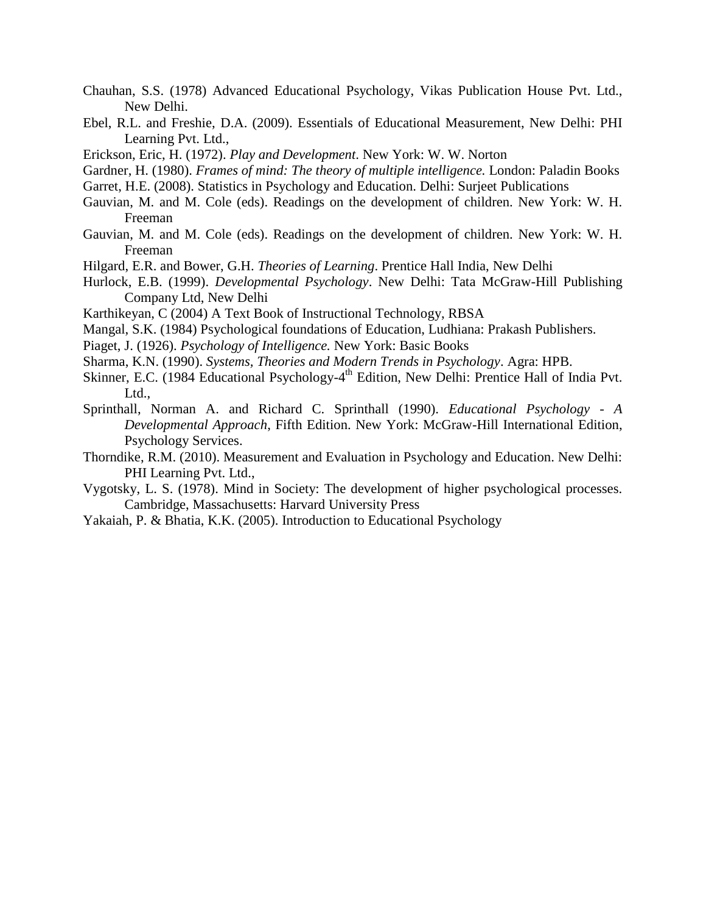Chauhan, S.S. (1978) Advanced Educational Psychology, Vikas Publication House Pvt. Ltd., New Delhi.

Ebel, R.L. and Freshie, D.A. (2009). Essentials of Educational Measurement, New Delhi: PHI Learning Pvt. Ltd.,

Erickson, Eric, H. (1972). *Play and Development*. New York: W. W. Norton

Gardner, H. (1980). *Frames of mind: The theory of multiple intelligence.* London: Paladin Books

Garret, H.E. (2008). Statistics in Psychology and Education. Delhi: Surjeet Publications

Gauvian, M. and M. Cole (eds). Readings on the development of children. New York: W. H. Freeman

Gauvian, M. and M. Cole (eds). Readings on the development of children. New York: W. H. Freeman

Hilgard, E.R. and Bower, G.H. *Theories of Learning*. Prentice Hall India, New Delhi

Hurlock, E.B. (1999). *Developmental Psychology*. New Delhi: Tata McGraw-Hill Publishing Company Ltd, New Delhi

Karthikeyan, C (2004) A Text Book of Instructional Technology, RBSA

Mangal, S.K. (1984) Psychological foundations of Education, Ludhiana: Prakash Publishers.

Piaget, J. (1926). *Psychology of Intelligence.* New York: Basic Books

Sharma, K.N. (1990). *Systems, Theories and Modern Trends in Psychology*. Agra: HPB.

Skinner, E.C. (1984 Educational Psychology-4th Edition, New Delhi: Prentice Hall of India Pvt. Ltd.,

Sprinthall, Norman A. and Richard C. Sprinthall (1990). *Educational Psychology - A Developmental Approach*, Fifth Edition. New York: McGraw-Hill International Edition, Psychology Services.

Thorndike, R.M. (2010). Measurement and Evaluation in Psychology and Education. New Delhi: PHI Learning Pvt. Ltd.,

Vygotsky, L. S. (1978). Mind in Society: The development of higher psychological processes. Cambridge, Massachusetts: Harvard University Press

Yakaiah, P. & Bhatia, K.K. (2005). Introduction to Educational Psychology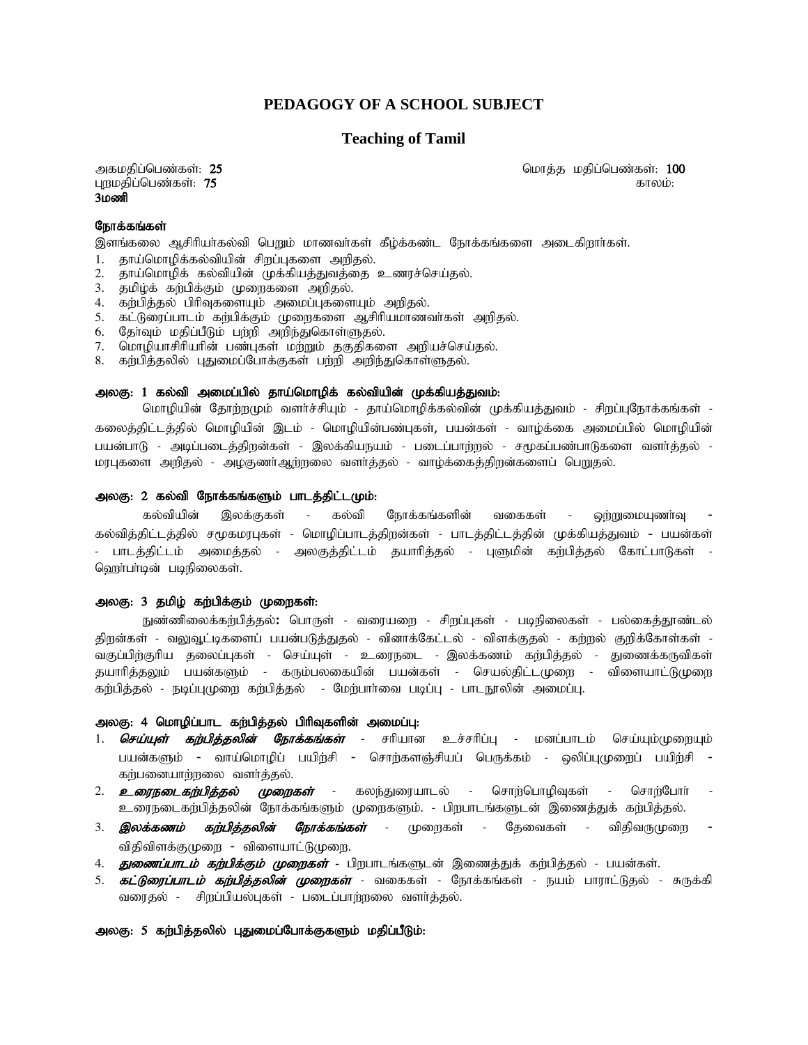## PEDAGOGY OF A SCHOOL SUBJECT

### Teaching of Tamil

அகமதிப்பெண்கள்: **25** மொத்த மதிப்பெண்கள்: **100**
புறமதிப்பெண்கள்: **75** காலம்:
**3மணி**

**நோக்கங்கள்**

இளங்கலை ஆசிரியர்கல்வி பெறும் மாணவர்கள் கீழ்க்கண்ட நோக்கங்களை அடைகிறார்கள்.

1. தாய்மொழிக்கல்வியின் சிறப்புகளை அறிதல்.
2. தாய்மொழிக் கல்வியின் முக்கியத்துவத்தை உணரச்செய்தல்.
3. தமிழ்க் கற்பிக்கும் முறைகளை அறிதல்.
4. கற்பித்தல் பிரிவுகளையும் அமைப்புகளையும் அறிதல்.
5. கட்டுரைப்பாடம் கற்பிக்கும் முறைகளை ஆசிரியமாணவர்கள் அறிதல்.
6. தேர்வும் மதிப்பீடும் பற்றி அறிந்துகொள்ளுதல்.
7. மொழியாசிரியரின் பண்புகள் மற்றும் தகுதிகளை அறியச்செய்தல்.
8. கற்பித்தலில் புதுமைப்போக்குகள் பற்றி அறிந்துகொள்ளுதல்.

**அலகு: 1 கல்வி அமைப்பில் தாய்மொழிக் கல்வியின் முக்கியத்துவம்:**

மொழியின் தோற்றமும் வளர்ச்சியும் - தாய்மொழிக்கல்வின் முக்கியத்துவம் - சிறப்புநோக்கங்கள் - கலைத்திட்டத்தில் மொழியின் இடம் - மொழியின்பண்புகள், பயன்கள் - வாழ்க்கை அமைப்பில் மொழியின் பயன்பாடு - அடிப்படைத்திறன்கள் - இலக்கியநயம் - படைப்பாற்றல் - சமூகப்பண்பாடுகளை வளர்த்தல் - மரபுகளை அறிதல் - அழகுணர்ஆற்றலை வளர்த்தல் - வாழ்க்கைத்திறன்களைப் பெறுதல்.

**அலகு: 2 கல்வி நோக்கங்களும் பாடத்திட்டமும்:**

கல்வியின் இலக்குகள் - கல்வி நோக்கங்களின் வகைகள் - ஒற்றுமையுணர்வு - கல்வித்திட்டத்தில் சமூகமரபுகள் - மொழிப்பாடத்திறன்கள் - பாடத்திட்டத்தின் முக்கியத்துவம் - பயன்கள் - பாடத்திட்டம் அமைத்தல் - அலகுத்திட்டம் தயாரித்தல் - புளுமின் கற்பித்தல் கோட்பாடுகள் - ஹெர்பர்டின் படிநிலைகள்.

**அலகு: 3 தமிழ் கற்பிக்கும் முறைகள்:**

நுண்ணிலைக்கற்பித்தல்**:** பொருள் - வரையறை - சிறப்புகள் - படிநிலைகள் - பல்கைத்தூண்டல் திறன்கள் - வலுவூட்டிகளைப் பயன்படுத்துதல் - வினாக்கேட்டல் - விளக்குதல் - கற்றல் குறிக்கோள்கள் - வகுப்பிற்குரிய தலைப்புகள் - செய்யுள் - உரைநடை - இலக்கணம் கற்பித்தல் - துணைக்கருவிகள் தயாரித்தலும் பயன்களும் - கரும்பலகையின் பயன்கள் - செயல்திட்டமுறை - விளையாட்டுமுறை கற்பித்தல் - நடிப்புமுறை கற்பித்தல் - மேற்பார்வை படிப்பு - பாடநூலின் அமைப்பு.

**அலகு: 4 மொழிப்பாட கற்பித்தல் பிரிவுகளின் அமைப்பு:**

1. ***செய்யுள் கற்பித்தலின் நோக்கங்கள்*** - சரியான உச்சரிப்பு - மனப்பாடம் செய்யும்முறையும் பயன்களும் - வாய்மொழிப் பயிற்சி - சொற்களஞ்சியப் பெருக்கம் - ஒலிப்புமுறைப் பயிற்சி - கற்பனையாற்றலை வளர்த்தல்.
2. ***உரைநடைகற்பித்தல் முறைகள்*** - கலந்துரையாடல் - சொற்பொழிவுகள் - சொற்போர் - உரைநடைகற்பித்தலின் நோக்கங்களும் முறைகளும். - பிறபாடங்களுடன் இணைத்துக் கற்பித்தல்.
3. ***இலக்கணம் கற்பித்தலின் நோக்கங்கள்*** - முறைகள் - தேவைகள் - விதிவருமுறை - விதிவிளக்குமுறை - விளையாட்டுமுறை.
4. ***துணைப்பாடம் கற்பிக்கும் முறைகள் -*** பிறபாடங்களுடன் இணைத்துக் கற்பித்தல் - பயன்கள்.
5. ***கட்டுரைப்பாடம் கற்பித்தலின் முறைகள்*** - வகைகள் - நோக்கங்கள் - நயம் பாராட்டுதல் - சுருக்கி வரைதல் - சிறப்பியல்புகள் - படைப்பாற்றலை வளர்த்தல்.

**அலகு: 5 கற்பித்தலில் புதுமைப்போக்குகளும் மதிப்பீடும்:**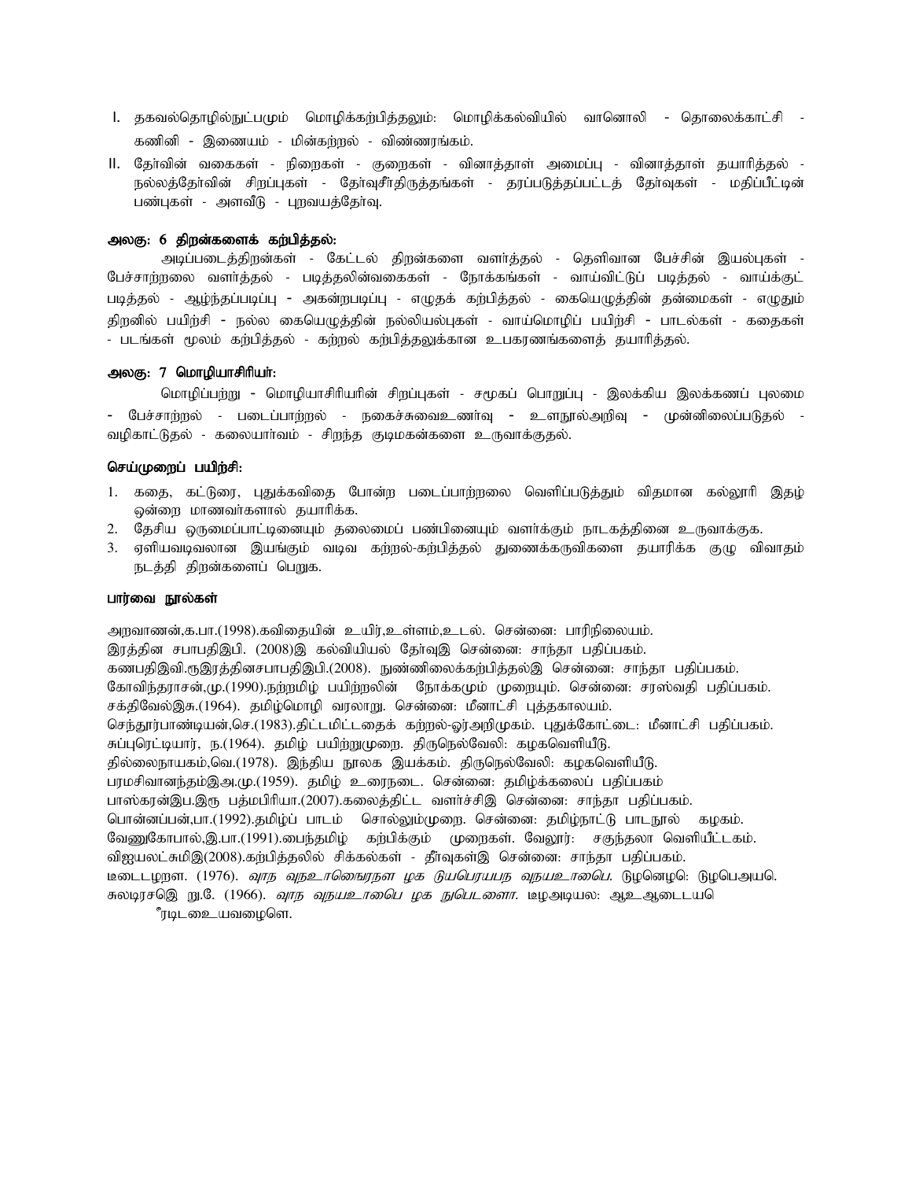I. தகவல்தொழில்நுட்பமும் மொழிக்கற்பித்தலும்: மொழிக்கல்வியில் வானொலி - தொலைக்காட்சி - கணினி - இணையம் - மின்கற்றல் - விண்ணரங்கம்.

II. தேர்வின் வகைகள் - நிறைகள் - குறைகள் - வினாத்தாள் அமைப்பு - வினாத்தாள் தயாரித்தல் - நல்லத்தேர்வின் சிறப்புகள் - தேர்வுசீர்திருத்தங்கள் - தரப்படுத்தப்பட்டத் தேர்வுகள் - மதிப்பீட்டின் பண்புகள் - அளவீடு - புறவயத்தேர்வு.

**அலகு: 6 திறன்களைக் கற்பித்தல்:**

அடிப்படைத்திறன்கள் - கேட்டல் திறன்களை வளர்த்தல் - தெளிவான பேச்சின் இயல்புகள் - பேச்சாற்றலை வளர்த்தல் - படித்தலின்வகைகள் - நோக்கங்கள் - வாய்விட்டுப் படித்தல் - வாய்க்குட் படித்தல் - ஆழ்ந்தப்படிப்பு - அகன்றபடிப்பு - எழுதக் கற்பித்தல் - கையெழுத்தின் தன்மைகள் - எழுதும் திறனில் பயிற்சி - நல்ல கையெழுத்தின் நல்லியல்புகள் - வாய்மொழிப் பயிற்சி - பாடல்கள் - கதைகள் - படங்கள் மூலம் கற்பித்தல் - கற்றல் கற்பித்தலுக்கான உபகரணங்களைத் தயாரித்தல்.

**அலகு: 7 மொழியாசிரியர்:**

மொழிப்பற்று - மொழியாசிரியரின் சிறப்புகள் - சமூகப் பொறுப்பு - இலக்கிய இலக்கணப் புலமை - பேச்சாற்றல் - படைப்பாற்றல் - நகைச்சுவைஉணர்வு - உளநூல்அறிவு - முன்னிலைப்படுதல் - வழிகாட்டுதல் - கலையார்வம் - சிறந்த குடிமகன்களை உருவாக்குதல்.

**செய்முறைப் பயிற்சி:**

1. கதை, கட்டுரை, புதுக்கவிதை போன்ற படைப்பாற்றலை வெளிப்படுத்தும் விதமான கல்லூரி இதழ் ஒன்றை மாணவர்களால் தயாரிக்க.
2. தேசிய ஒருமைப்பாட்டினையும் தலைமைப் பண்பினையும் வளர்க்கும் நாடகத்தினை உருவாக்குக.
3. ஏளியவடிவலான இயங்கும் வடிவ கற்றல்-கற்பித்தல் துணைக்கருவிகளை தயாரிக்க குழு விவாதம் நடத்தி திறன்களைப் பெறுக.

**பார்வை நூல்கள்**

அறவாணன்,க.பா.(1998).கவிதையின் உயிர்,உள்ளம்,உடல். சென்னை: பாரிநிலையம்.
இரத்தின சபாபதிஇபி. (2008)இ கல்வியியல் தேர்வுஇ சென்னை: சாந்தா பதிப்பகம்.
கணபதிஇவி.ரூஇரத்தினசபாபதிஇபி.(2008). நுண்ணிலைக்கற்பித்தல்இ சென்னை: சாந்தா பதிப்பகம்.
கோவிந்தராசன்,மு.(1990).நற்றமிழ் பயிற்றலின் நோக்கமும் முறையும். சென்னை: சரஸ்வதி பதிப்பகம்.
சக்திவேல்இசு.(1964). தமிழ்மொழி வரலாறு. சென்னை: மீனாட்சி புத்தகாலயம்.
செந்தூர்பாண்டியன்,செ.(1983).திட்டமிட்டதைக் கற்றல்-ஓர்அறிமுகம். புதுக்கோட்டை: மீனாட்சி பதிப்பகம்.
சுப்புரெட்டியார், ந.(1964). தமிழ் பயிற்றுமுறை. திருநெல்வேலி: கழகவெளியீடு.
தில்லைநாயகம்,வெ.(1978). இந்திய நூலக இயக்கம். திருநெல்வேலி: கழகவெளியீடு.
பரமசிவானந்தம்இஅ.மு.(1959). தமிழ் உரைநடை. சென்னை: தமிழ்க்கலைப் பதிப்பகம்
பாஸ்கரன்இப.இரு பத்மபிரியா.(2007).கலைத்திட்ட வளர்ச்சிஇ சென்னை: சாந்தா பதிப்பகம்.
பொன்னப்பன்,பா.(1992).தமிழ்ப் பாடம் சொல்லும்முறை. சென்னை: தமிழ்நாட்டு பாடநூல் கழகம்.
வேணுகோபால்,இ.பா.(1991).பைந்தமிழ் கற்பிக்கும் முறைகள். வேலூர்: சகுந்தலா வெளியீட்டகம்.
விஜயலட்சுமிஇ(2008).கற்பித்தலில் சிக்கல்கள் - தீர்வுகள்இ சென்னை: சாந்தா பதிப்பகம்.
டீடைடழறள. (1976). *வாந வுநஉாளைரநள ழக டுயபெரயபந வுநயஉாபை.* டுழனெழெ: டுழபெஅயெ.
சுலடிரசஇெ று.ே (1966). *வாந வுநயஉாபை ழக நுபெடளைா.* டீழஅடியல: ஆஉ ஆடைடயெ
ீரடிடளைாயவழைெ.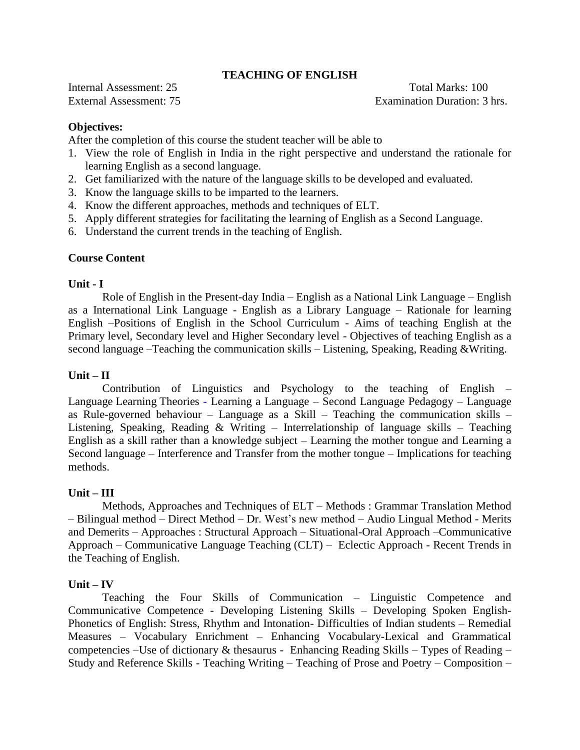## TEACHING OF ENGLISH

Internal Assessment: 25 Total Marks: 100
External Assessment: 75 Examination Duration: 3 hrs.

**Objectives:**

After the completion of this course the student teacher will be able to

1. View the role of English in India in the right perspective and understand the rationale for learning English as a second language.
2. Get familiarized with the nature of the language skills to be developed and evaluated.
3. Know the language skills to be imparted to the learners.
4. Know the different approaches, methods and techniques of ELT.
5. Apply different strategies for facilitating the learning of English as a Second Language.
6. Understand the current trends in the teaching of English.

**Course Content**

**Unit - I**

Role of English in the Present-day India – English as a National Link Language – English as a International Link Language - English as a Library Language – Rationale for learning English –Positions of English in the School Curriculum - Aims of teaching English at the Primary level, Secondary level and Higher Secondary level - Objectives of teaching English as a second language –Teaching the communication skills – Listening, Speaking, Reading &Writing.

**Unit – II**

Contribution of Linguistics and Psychology to the teaching of English – Language Learning Theories - Learning a Language – Second Language Pedagogy – Language as Rule-governed behaviour – Language as a Skill – Teaching the communication skills – Listening, Speaking, Reading & Writing – Interrelationship of language skills – Teaching English as a skill rather than a knowledge subject – Learning the mother tongue and Learning a Second language – Interference and Transfer from the mother tongue – Implications for teaching methods.

**Unit – III**

Methods, Approaches and Techniques of ELT – Methods : Grammar Translation Method – Bilingual method – Direct Method – Dr. West's new method – Audio Lingual Method - Merits and Demerits – Approaches : Structural Approach – Situational-Oral Approach –Communicative Approach – Communicative Language Teaching (CLT) – Eclectic Approach - Recent Trends in the Teaching of English.

**Unit – IV**

Teaching the Four Skills of Communication – Linguistic Competence and Communicative Competence - Developing Listening Skills – Developing Spoken English- Phonetics of English: Stress, Rhythm and Intonation- Difficulties of Indian students – Remedial Measures – Vocabulary Enrichment – Enhancing Vocabulary-Lexical and Grammatical competencies –Use of dictionary & thesaurus - Enhancing Reading Skills – Types of Reading – Study and Reference Skills - Teaching Writing – Teaching of Prose and Poetry – Composition –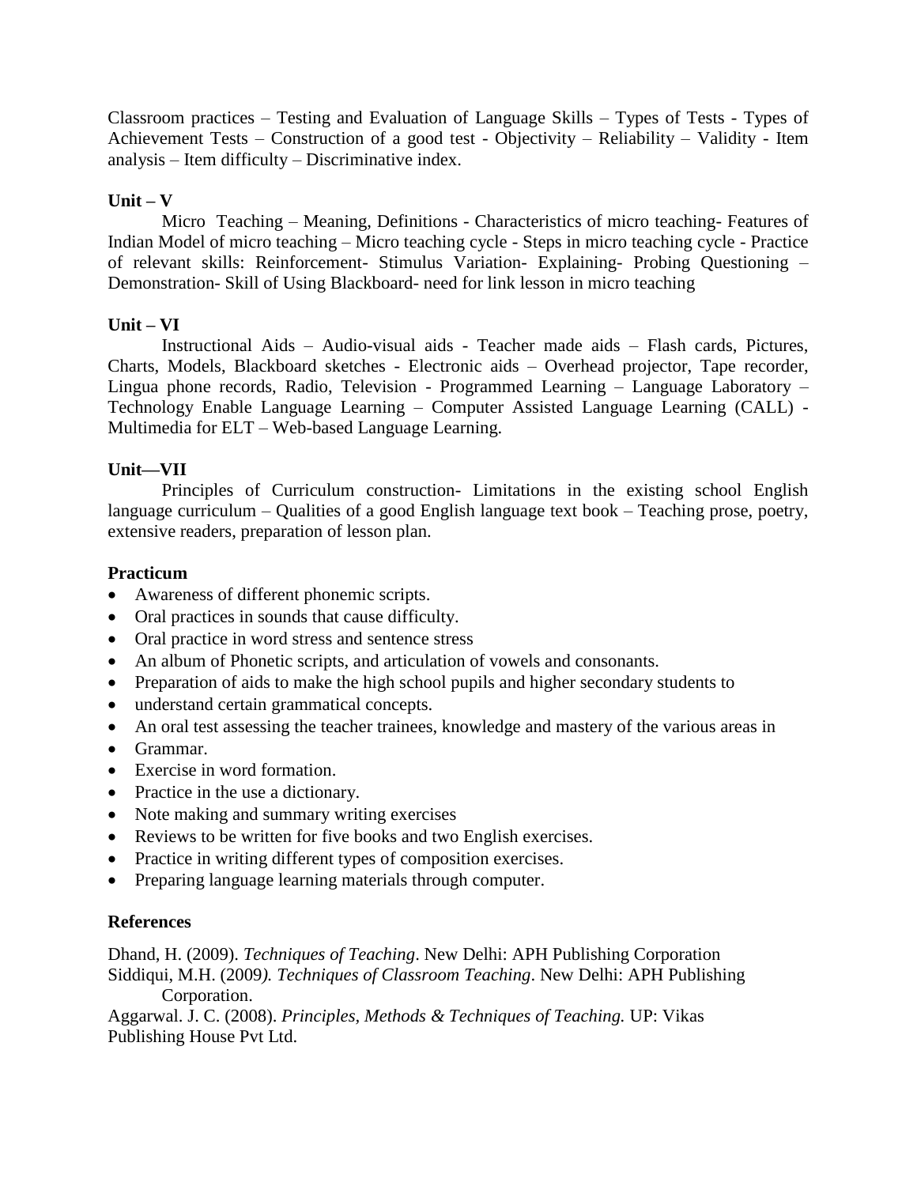Classroom practices – Testing and Evaluation of Language Skills – Types of Tests - Types of Achievement Tests – Construction of a good test - Objectivity – Reliability – Validity - Item analysis – Item difficulty – Discriminative index.

**Unit – V**

Micro Teaching – Meaning, Definitions - Characteristics of micro teaching- Features of Indian Model of micro teaching – Micro teaching cycle - Steps in micro teaching cycle - Practice of relevant skills: Reinforcement- Stimulus Variation- Explaining- Probing Questioning – Demonstration- Skill of Using Blackboard- need for link lesson in micro teaching

**Unit – VI**

Instructional Aids – Audio-visual aids - Teacher made aids – Flash cards, Pictures, Charts, Models, Blackboard sketches - Electronic aids – Overhead projector, Tape recorder, Lingua phone records, Radio, Television - Programmed Learning – Language Laboratory – Technology Enable Language Learning – Computer Assisted Language Learning (CALL) - Multimedia for ELT – Web-based Language Learning.

**Unit—VII**

Principles of Curriculum construction- Limitations in the existing school English language curriculum – Qualities of a good English language text book – Teaching prose, poetry, extensive readers, preparation of lesson plan.

**Practicum**

- Awareness of different phonemic scripts.
- Oral practices in sounds that cause difficulty.
- Oral practice in word stress and sentence stress
- An album of Phonetic scripts, and articulation of vowels and consonants.
- Preparation of aids to make the high school pupils and higher secondary students to
- understand certain grammatical concepts.
- An oral test assessing the teacher trainees, knowledge and mastery of the various areas in
- Grammar.
- Exercise in word formation.
- Practice in the use a dictionary.
- Note making and summary writing exercises
- Reviews to be written for five books and two English exercises.
- Practice in writing different types of composition exercises.
- Preparing language learning materials through computer.

**References**

Dhand, H. (2009). *Techniques of Teaching*. New Delhi: APH Publishing Corporation

Siddiqui, M.H. (2009*). Techniques of Classroom Teaching*. New Delhi: APH Publishing Corporation.

Aggarwal. J. C. (2008). *Principles, Methods & Techniques of Teaching.* UP: Vikas Publishing House Pvt Ltd.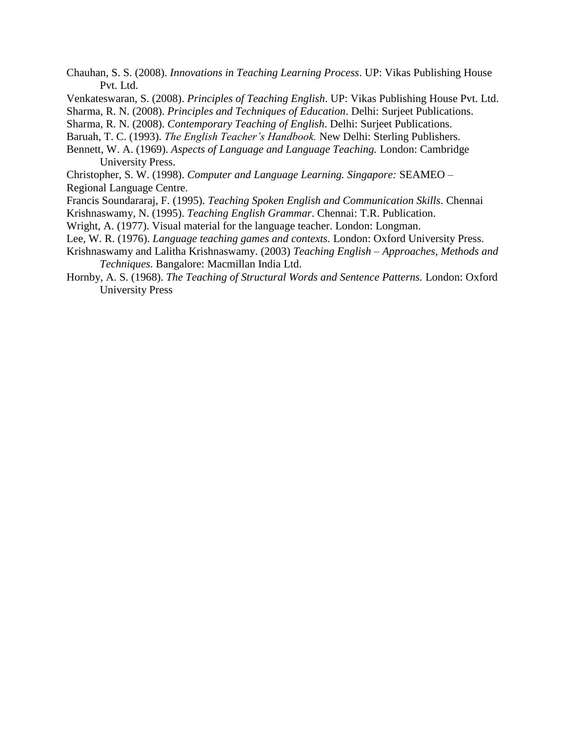Chauhan, S. S. (2008). *Innovations in Teaching Learning Process*. UP: Vikas Publishing House Pvt. Ltd.

Venkateswaran, S. (2008). *Principles of Teaching English*. UP: Vikas Publishing House Pvt. Ltd.

Sharma, R. N. (2008). *Principles and Techniques of Education*. Delhi: Surjeet Publications.

Sharma, R. N. (2008). *Contemporary Teaching of English*. Delhi: Surjeet Publications.

Baruah, T. C. (1993). *The English Teacher's Handbook.* New Delhi: Sterling Publishers.

Bennett, W. A. (1969). *Aspects of Language and Language Teaching.* London: Cambridge University Press.

Christopher, S. W. (1998). *Computer and Language Learning. Singapore:* SEAMEO – Regional Language Centre.

Francis Soundararaj, F. (1995). *Teaching Spoken English and Communication Skills*. Chennai

Krishnaswamy, N. (1995). *Teaching English Grammar*. Chennai: T.R. Publication.

Wright, A. (1977). Visual material for the language teacher. London: Longman.

Lee, W. R. (1976). *Language teaching games and contexts.* London: Oxford University Press.

Krishnaswamy and Lalitha Krishnaswamy. (2003) *Teaching English – Approaches, Methods and Techniques*. Bangalore: Macmillan India Ltd.

Hornby, A. S. (1968). *The Teaching of Structural Words and Sentence Patterns.* London: Oxford University Press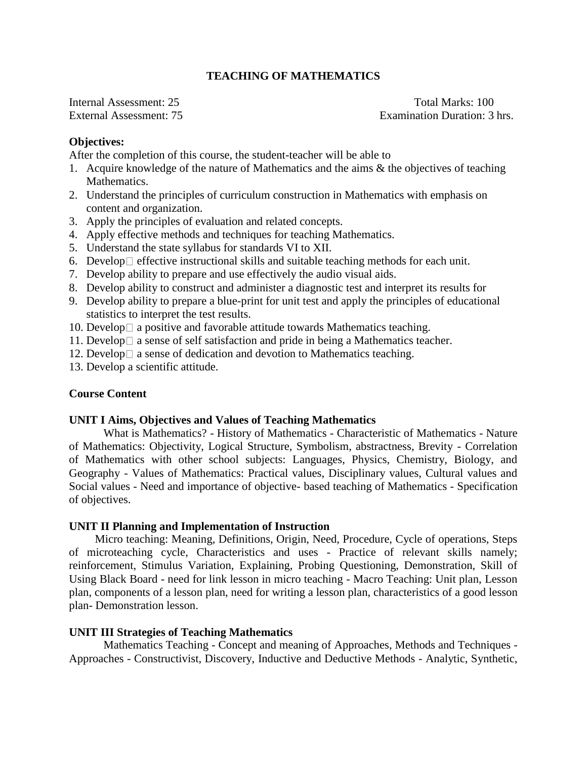## TEACHING OF MATHEMATICS

Internal Assessment: 25  
External Assessment: 75  
Total Marks: 100  
Examination Duration: 3 hrs.

**Objectives:**

After the completion of this course, the student-teacher will be able to

1. Acquire knowledge of the nature of Mathematics and the aims & the objectives of teaching Mathematics.
2. Understand the principles of curriculum construction in Mathematics with emphasis on content and organization.
3. Apply the principles of evaluation and related concepts.
4. Apply effective methods and techniques for teaching Mathematics.
5. Understand the state syllabus for standards VI to XII.
6. Develop effective instructional skills and suitable teaching methods for each unit.
7. Develop ability to prepare and use effectively the audio visual aids.
8. Develop ability to construct and administer a diagnostic test and interpret its results for
9. Develop ability to prepare a blue-print for unit test and apply the principles of educational statistics to interpret the test results.
10. Develop a positive and favorable attitude towards Mathematics teaching.
11. Develop a sense of self satisfaction and pride in being a Mathematics teacher.
12. Develop a sense of dedication and devotion to Mathematics teaching.
13. Develop a scientific attitude.

**Course Content**

**UNIT I Aims, Objectives and Values of Teaching Mathematics**

What is Mathematics? - History of Mathematics - Characteristic of Mathematics - Nature of Mathematics: Objectivity, Logical Structure, Symbolism, abstractness, Brevity - Correlation of Mathematics with other school subjects: Languages, Physics, Chemistry, Biology, and Geography - Values of Mathematics: Practical values, Disciplinary values, Cultural values and Social values - Need and importance of objective- based teaching of Mathematics - Specification of objectives.

**UNIT II Planning and Implementation of Instruction**

Micro teaching: Meaning, Definitions, Origin, Need, Procedure, Cycle of operations, Steps of microteaching cycle, Characteristics and uses - Practice of relevant skills namely; reinforcement, Stimulus Variation, Explaining, Probing Questioning, Demonstration, Skill of Using Black Board - need for link lesson in micro teaching - Macro Teaching: Unit plan, Lesson plan, components of a lesson plan, need for writing a lesson plan, characteristics of a good lesson plan- Demonstration lesson.

**UNIT III Strategies of Teaching Mathematics**

Mathematics Teaching - Concept and meaning of Approaches, Methods and Techniques - Approaches - Constructivist, Discovery, Inductive and Deductive Methods - Analytic, Synthetic,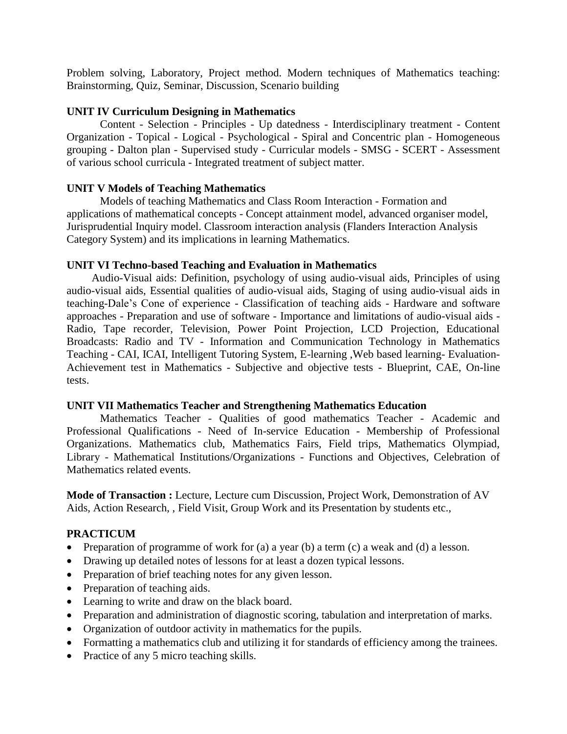Problem solving, Laboratory, Project method. Modern techniques of Mathematics teaching: Brainstorming, Quiz, Seminar, Discussion, Scenario building

**UNIT IV Curriculum Designing in Mathematics**

Content - Selection - Principles - Up datedness - Interdisciplinary treatment - Content Organization - Topical - Logical - Psychological - Spiral and Concentric plan - Homogeneous grouping - Dalton plan - Supervised study - Curricular models - SMSG - SCERT - Assessment of various school curricula - Integrated treatment of subject matter.

**UNIT V Models of Teaching Mathematics**

Models of teaching Mathematics and Class Room Interaction - Formation and applications of mathematical concepts - Concept attainment model, advanced organiser model, Jurisprudential Inquiry model. Classroom interaction analysis (Flanders Interaction Analysis Category System) and its implications in learning Mathematics.

**UNIT VI Techno-based Teaching and Evaluation in Mathematics**

Audio-Visual aids: Definition, psychology of using audio-visual aids, Principles of using audio-visual aids, Essential qualities of audio-visual aids, Staging of using audio-visual aids in teaching-Dale's Cone of experience - Classification of teaching aids - Hardware and software approaches - Preparation and use of software - Importance and limitations of audio-visual aids - Radio, Tape recorder, Television, Power Point Projection, LCD Projection, Educational Broadcasts: Radio and TV - Information and Communication Technology in Mathematics Teaching - CAI, ICAI, Intelligent Tutoring System, E-learning ,Web based learning- Evaluation- Achievement test in Mathematics - Subjective and objective tests - Blueprint, CAE, On-line tests.

**UNIT VII Mathematics Teacher and Strengthening Mathematics Education**

Mathematics Teacher - Qualities of good mathematics Teacher - Academic and Professional Qualifications - Need of In-service Education - Membership of Professional Organizations. Mathematics club, Mathematics Fairs, Field trips, Mathematics Olympiad, Library - Mathematical Institutions/Organizations - Functions and Objectives, Celebration of Mathematics related events.

**Mode of Transaction :** Lecture, Lecture cum Discussion, Project Work, Demonstration of AV Aids, Action Research, , Field Visit, Group Work and its Presentation by students etc.,

**PRACTICUM**

- Preparation of programme of work for (a) a year (b) a term (c) a weak and (d) a lesson.
- Drawing up detailed notes of lessons for at least a dozen typical lessons.
- Preparation of brief teaching notes for any given lesson.
- Preparation of teaching aids.
- Learning to write and draw on the black board.
- Preparation and administration of diagnostic scoring, tabulation and interpretation of marks.
- Organization of outdoor activity in mathematics for the pupils.
- Formatting a mathematics club and utilizing it for standards of efficiency among the trainees.
- Practice of any 5 micro teaching skills.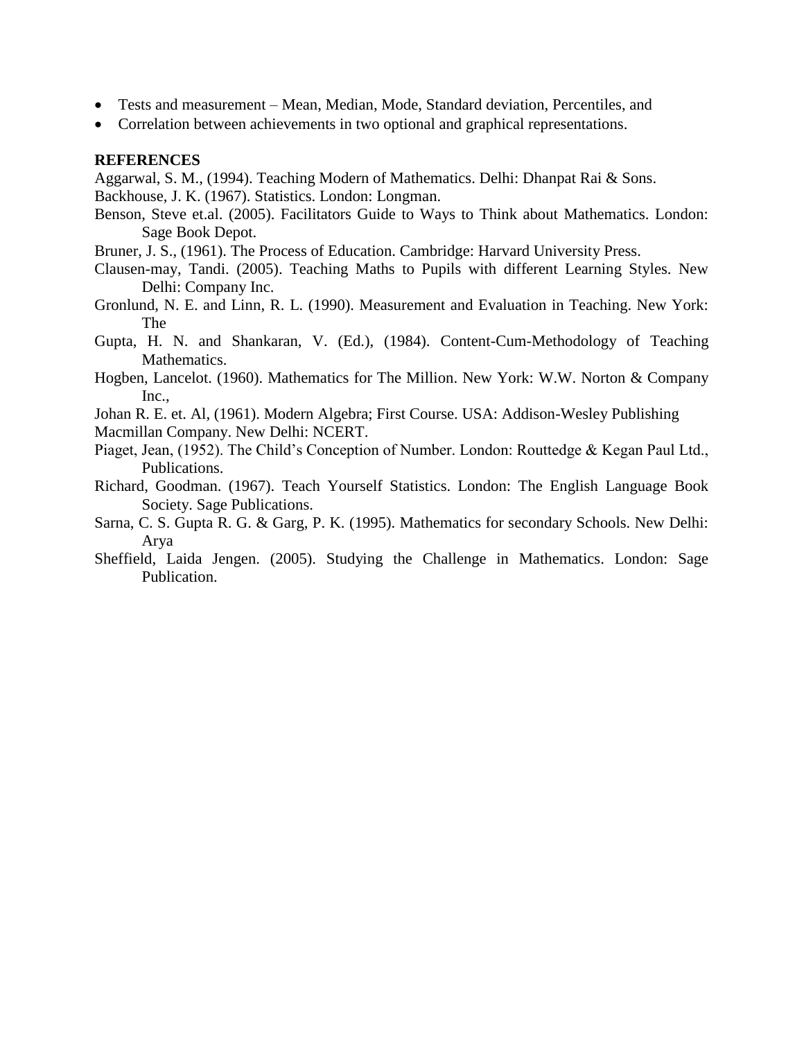- Tests and measurement – Mean, Median, Mode, Standard deviation, Percentiles, and
- Correlation between achievements in two optional and graphical representations.

**REFERENCES**

Aggarwal, S. M., (1994). Teaching Modern of Mathematics. Delhi: Dhanpat Rai & Sons.

Backhouse, J. K. (1967). Statistics. London: Longman.

Benson, Steve et.al. (2005). Facilitators Guide to Ways to Think about Mathematics. London: Sage Book Depot.

Bruner, J. S., (1961). The Process of Education. Cambridge: Harvard University Press.

Clausen-may, Tandi. (2005). Teaching Maths to Pupils with different Learning Styles. New Delhi: Company Inc.

Gronlund, N. E. and Linn, R. L. (1990). Measurement and Evaluation in Teaching. New York: The

Gupta, H. N. and Shankaran, V. (Ed.), (1984). Content-Cum-Methodology of Teaching Mathematics.

Hogben, Lancelot. (1960). Mathematics for The Million. New York: W.W. Norton & Company Inc.,

Johan R. E. et. Al, (1961). Modern Algebra; First Course. USA: Addison-Wesley Publishing

Macmillan Company. New Delhi: NCERT.

Piaget, Jean, (1952). The Child's Conception of Number. London: Routtedge & Kegan Paul Ltd., Publications.

Richard, Goodman. (1967). Teach Yourself Statistics. London: The English Language Book Society. Sage Publications.

Sarna, C. S. Gupta R. G. & Garg, P. K. (1995). Mathematics for secondary Schools. New Delhi: Arya

Sheffield, Laida Jengen. (2005). Studying the Challenge in Mathematics. London: Sage Publication.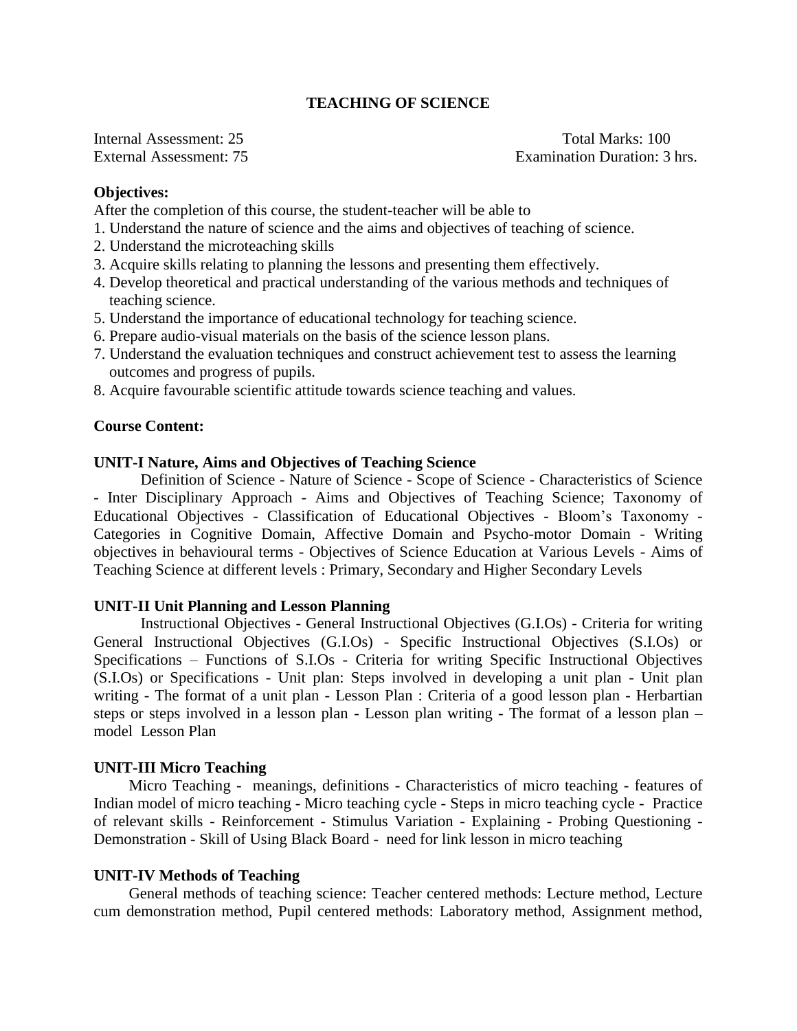# TEACHING OF SCIENCE

Internal Assessment: 25 — Total Marks: 100

External Assessment: 75 — Examination Duration: 3 hrs.

**Objectives:**

After the completion of this course, the student-teacher will be able to

1. Understand the nature of science and the aims and objectives of teaching of science.
2. Understand the microteaching skills
3. Acquire skills relating to planning the lessons and presenting them effectively.
4. Develop theoretical and practical understanding of the various methods and techniques of teaching science.
5. Understand the importance of educational technology for teaching science.
6. Prepare audio-visual materials on the basis of the science lesson plans.
7. Understand the evaluation techniques and construct achievement test to assess the learning outcomes and progress of pupils.
8. Acquire favourable scientific attitude towards science teaching and values.

**Course Content:**

**UNIT-I Nature, Aims and Objectives of Teaching Science**

Definition of Science - Nature of Science - Scope of Science - Characteristics of Science - Inter Disciplinary Approach - Aims and Objectives of Teaching Science; Taxonomy of Educational Objectives - Classification of Educational Objectives - Bloom's Taxonomy - Categories in Cognitive Domain, Affective Domain and Psycho-motor Domain - Writing objectives in behavioural terms - Objectives of Science Education at Various Levels - Aims of Teaching Science at different levels : Primary, Secondary and Higher Secondary Levels

**UNIT-II Unit Planning and Lesson Planning**

Instructional Objectives - General Instructional Objectives (G.I.Os) - Criteria for writing General Instructional Objectives (G.I.Os) - Specific Instructional Objectives (S.I.Os) or Specifications – Functions of S.I.Os - Criteria for writing Specific Instructional Objectives (S.I.Os) or Specifications - Unit plan: Steps involved in developing a unit plan - Unit plan writing - The format of a unit plan - Lesson Plan : Criteria of a good lesson plan - Herbartian steps or steps involved in a lesson plan - Lesson plan writing - The format of a lesson plan – model Lesson Plan

**UNIT-III Micro Teaching**

Micro Teaching - meanings, definitions - Characteristics of micro teaching - features of Indian model of micro teaching - Micro teaching cycle - Steps in micro teaching cycle - Practice of relevant skills - Reinforcement - Stimulus Variation - Explaining - Probing Questioning - Demonstration - Skill of Using Black Board - need for link lesson in micro teaching

**UNIT-IV Methods of Teaching**

General methods of teaching science: Teacher centered methods: Lecture method, Lecture cum demonstration method, Pupil centered methods: Laboratory method, Assignment method,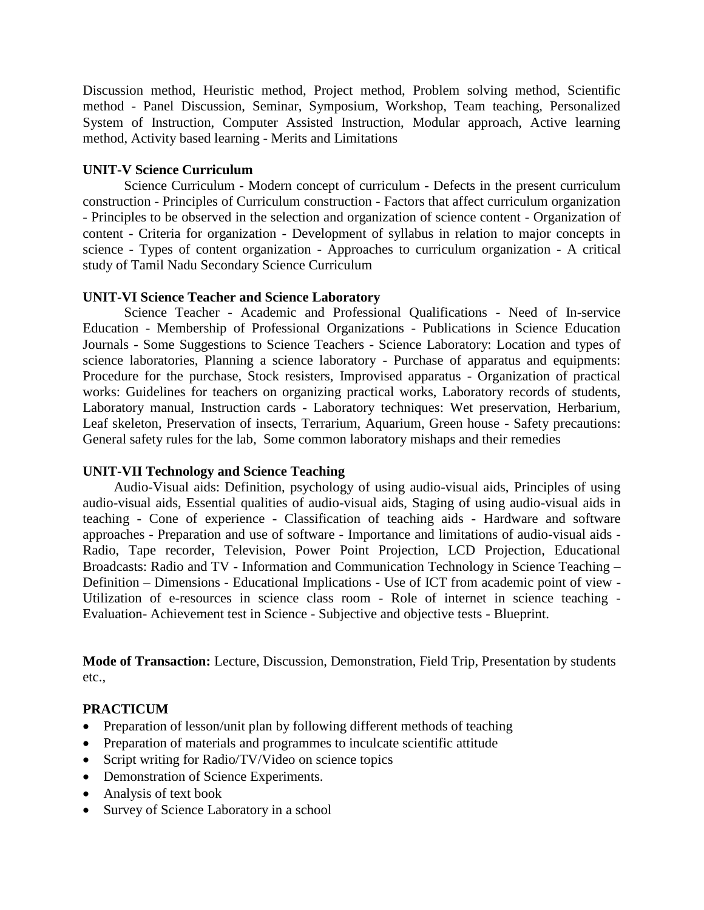Discussion method, Heuristic method, Project method, Problem solving method, Scientific method - Panel Discussion, Seminar, Symposium, Workshop, Team teaching, Personalized System of Instruction, Computer Assisted Instruction, Modular approach, Active learning method, Activity based learning - Merits and Limitations

**UNIT-V Science Curriculum**

Science Curriculum - Modern concept of curriculum - Defects in the present curriculum construction - Principles of Curriculum construction - Factors that affect curriculum organization - Principles to be observed in the selection and organization of science content - Organization of content - Criteria for organization - Development of syllabus in relation to major concepts in science - Types of content organization - Approaches to curriculum organization - A critical study of Tamil Nadu Secondary Science Curriculum

**UNIT-VI Science Teacher and Science Laboratory**

Science Teacher - Academic and Professional Qualifications - Need of In-service Education - Membership of Professional Organizations - Publications in Science Education Journals - Some Suggestions to Science Teachers - Science Laboratory: Location and types of science laboratories, Planning a science laboratory - Purchase of apparatus and equipments: Procedure for the purchase, Stock resisters, Improvised apparatus - Organization of practical works: Guidelines for teachers on organizing practical works, Laboratory records of students, Laboratory manual, Instruction cards - Laboratory techniques: Wet preservation, Herbarium, Leaf skeleton, Preservation of insects, Terrarium, Aquarium, Green house - Safety precautions: General safety rules for the lab, Some common laboratory mishaps and their remedies

**UNIT-VII Technology and Science Teaching**

Audio-Visual aids: Definition, psychology of using audio-visual aids, Principles of using audio-visual aids, Essential qualities of audio-visual aids, Staging of using audio-visual aids in teaching - Cone of experience - Classification of teaching aids - Hardware and software approaches - Preparation and use of software - Importance and limitations of audio-visual aids - Radio, Tape recorder, Television, Power Point Projection, LCD Projection, Educational Broadcasts: Radio and TV - Information and Communication Technology in Science Teaching – Definition – Dimensions - Educational Implications - Use of ICT from academic point of view - Utilization of e-resources in science class room - Role of internet in science teaching - Evaluation- Achievement test in Science - Subjective and objective tests - Blueprint.

**Mode of Transaction:** Lecture, Discussion, Demonstration, Field Trip, Presentation by students etc.,

**PRACTICUM**

- Preparation of lesson/unit plan by following different methods of teaching
- Preparation of materials and programmes to inculcate scientific attitude
- Script writing for Radio/TV/Video on science topics
- Demonstration of Science Experiments.
- Analysis of text book
- Survey of Science Laboratory in a school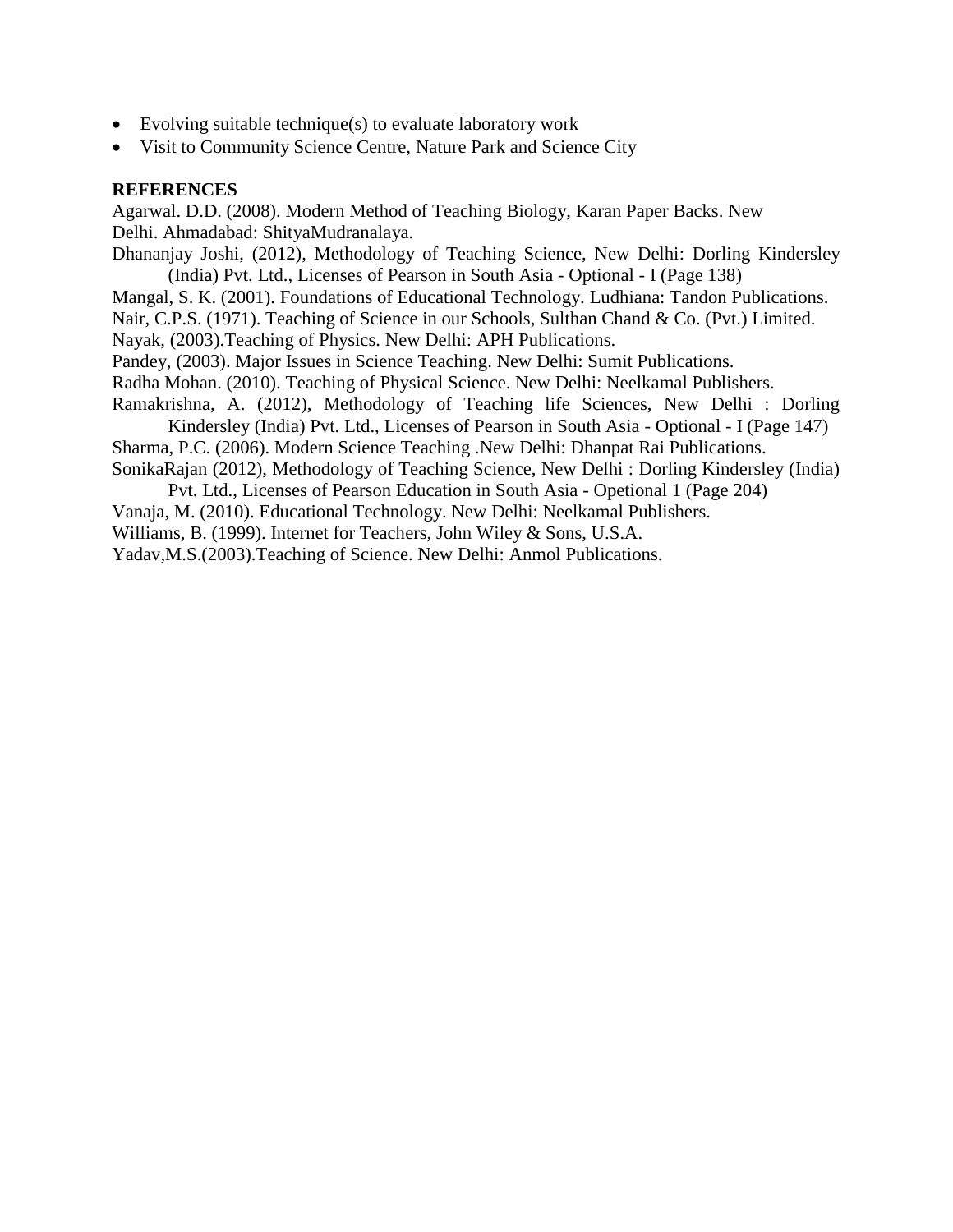- Evolving suitable technique(s) to evaluate laboratory work
- Visit to Community Science Centre, Nature Park and Science City

**REFERENCES**

Agarwal. D.D. (2008). Modern Method of Teaching Biology, Karan Paper Backs. New Delhi. Ahmadabad: ShityaMudranalaya.

Dhananjay Joshi, (2012), Methodology of Teaching Science, New Delhi: Dorling Kindersley (India) Pvt. Ltd., Licenses of Pearson in South Asia - Optional - I (Page 138)

Mangal, S. K. (2001). Foundations of Educational Technology. Ludhiana: Tandon Publications.

Nair, C.P.S. (1971). Teaching of Science in our Schools, Sulthan Chand & Co. (Pvt.) Limited.

Nayak, (2003).Teaching of Physics. New Delhi: APH Publications.

Pandey, (2003). Major Issues in Science Teaching. New Delhi: Sumit Publications.

Radha Mohan. (2010). Teaching of Physical Science. New Delhi: Neelkamal Publishers.

Ramakrishna, A. (2012), Methodology of Teaching life Sciences, New Delhi : Dorling Kindersley (India) Pvt. Ltd., Licenses of Pearson in South Asia - Optional - I (Page 147)

Sharma, P.C. (2006). Modern Science Teaching .New Delhi: Dhanpat Rai Publications.

SonikaRajan (2012), Methodology of Teaching Science, New Delhi : Dorling Kindersley (India) Pvt. Ltd., Licenses of Pearson Education in South Asia - Opetional 1 (Page 204)

Vanaja, M. (2010). Educational Technology. New Delhi: Neelkamal Publishers.

Williams, B. (1999). Internet for Teachers, John Wiley & Sons, U.S.A.

Yadav,M.S.(2003).Teaching of Science. New Delhi: Anmol Publications.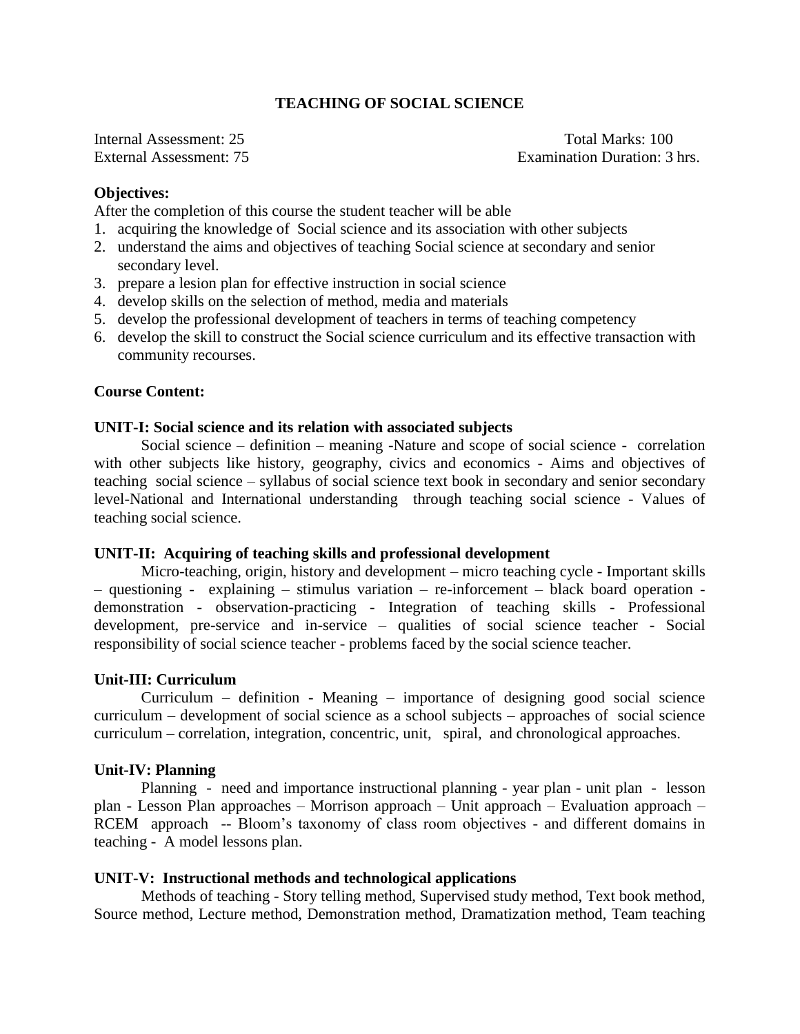# TEACHING OF SOCIAL SCIENCE

Internal Assessment: 25 | Total Marks: 100
External Assessment: 75 | Examination Duration: 3 hrs.

**Objectives:**

After the completion of this course the student teacher will be able

1. acquiring the knowledge of Social science and its association with other subjects
2. understand the aims and objectives of teaching Social science at secondary and senior secondary level.
3. prepare a lesion plan for effective instruction in social science
4. develop skills on the selection of method, media and materials
5. develop the professional development of teachers in terms of teaching competency
6. develop the skill to construct the Social science curriculum and its effective transaction with community recourses.

**Course Content:**

**UNIT-I: Social science and its relation with associated subjects**

Social science – definition – meaning -Nature and scope of social science - correlation with other subjects like history, geography, civics and economics - Aims and objectives of teaching social science – syllabus of social science text book in secondary and senior secondary level-National and International understanding through teaching social science - Values of teaching social science.

**UNIT-II: Acquiring of teaching skills and professional development**

Micro-teaching, origin, history and development – micro teaching cycle - Important skills – questioning - explaining – stimulus variation – re-inforcement – black board operation - demonstration - observation-practicing - Integration of teaching skills - Professional development, pre-service and in-service – qualities of social science teacher - Social responsibility of social science teacher - problems faced by the social science teacher.

**Unit-III: Curriculum**

Curriculum – definition - Meaning – importance of designing good social science curriculum – development of social science as a school subjects – approaches of social science curriculum – correlation, integration, concentric, unit, spiral, and chronological approaches.

**Unit-IV: Planning**

Planning - need and importance instructional planning - year plan - unit plan - lesson plan - Lesson Plan approaches – Morrison approach – Unit approach – Evaluation approach – RCEM approach -- Bloom's taxonomy of class room objectives - and different domains in teaching - A model lessons plan.

**UNIT-V: Instructional methods and technological applications**

Methods of teaching - Story telling method, Supervised study method, Text book method, Source method, Lecture method, Demonstration method, Dramatization method, Team teaching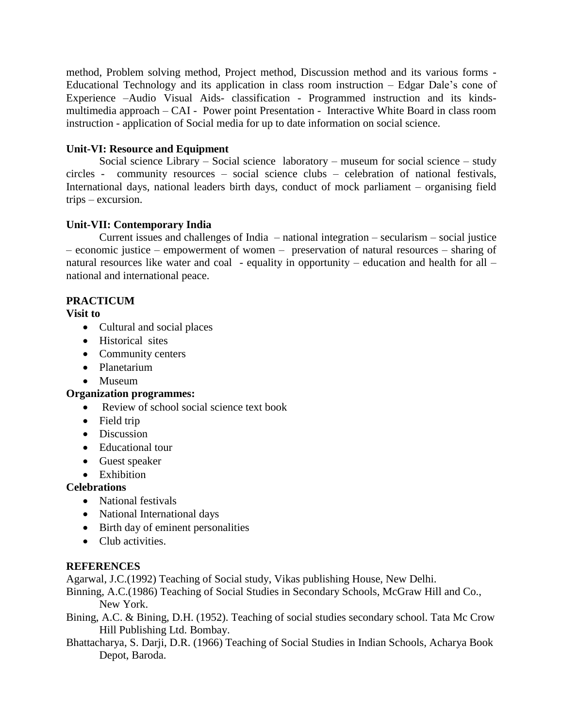method, Problem solving method, Project method, Discussion method and its various forms - Educational Technology and its application in class room instruction – Edgar Dale's cone of Experience –Audio Visual Aids- classification - Programmed instruction and its kinds- multimedia approach – CAI - Power point Presentation - Interactive White Board in class room instruction - application of Social media for up to date information on social science.

**Unit-VI: Resource and Equipment**

Social science Library – Social science laboratory – museum for social science – study circles - community resources – social science clubs – celebration of national festivals, International days, national leaders birth days, conduct of mock parliament – organising field trips – excursion.

**Unit-VII: Contemporary India**

Current issues and challenges of India – national integration – secularism – social justice – economic justice – empowerment of women – preservation of natural resources – sharing of natural resources like water and coal - equality in opportunity – education and health for all – national and international peace.

**PRACTICUM**

**Visit to**

- Cultural and social places
- Historical sites
- Community centers
- Planetarium
- Museum

**Organization programmes:**

- Review of school social science text book
- Field trip
- Discussion
- Educational tour
- Guest speaker
- Exhibition

**Celebrations**

- National festivals
- National International days
- Birth day of eminent personalities
- Club activities.

**REFERENCES**

Agarwal, J.C.(1992) Teaching of Social study, Vikas publishing House, New Delhi.

Binning, A.C.(1986) Teaching of Social Studies in Secondary Schools, McGraw Hill and Co., New York.

Bining, A.C. & Bining, D.H. (1952). Teaching of social studies secondary school. Tata Mc Crow Hill Publishing Ltd. Bombay.

Bhattacharya, S. Darji, D.R. (1966) Teaching of Social Studies in Indian Schools, Acharya Book Depot, Baroda.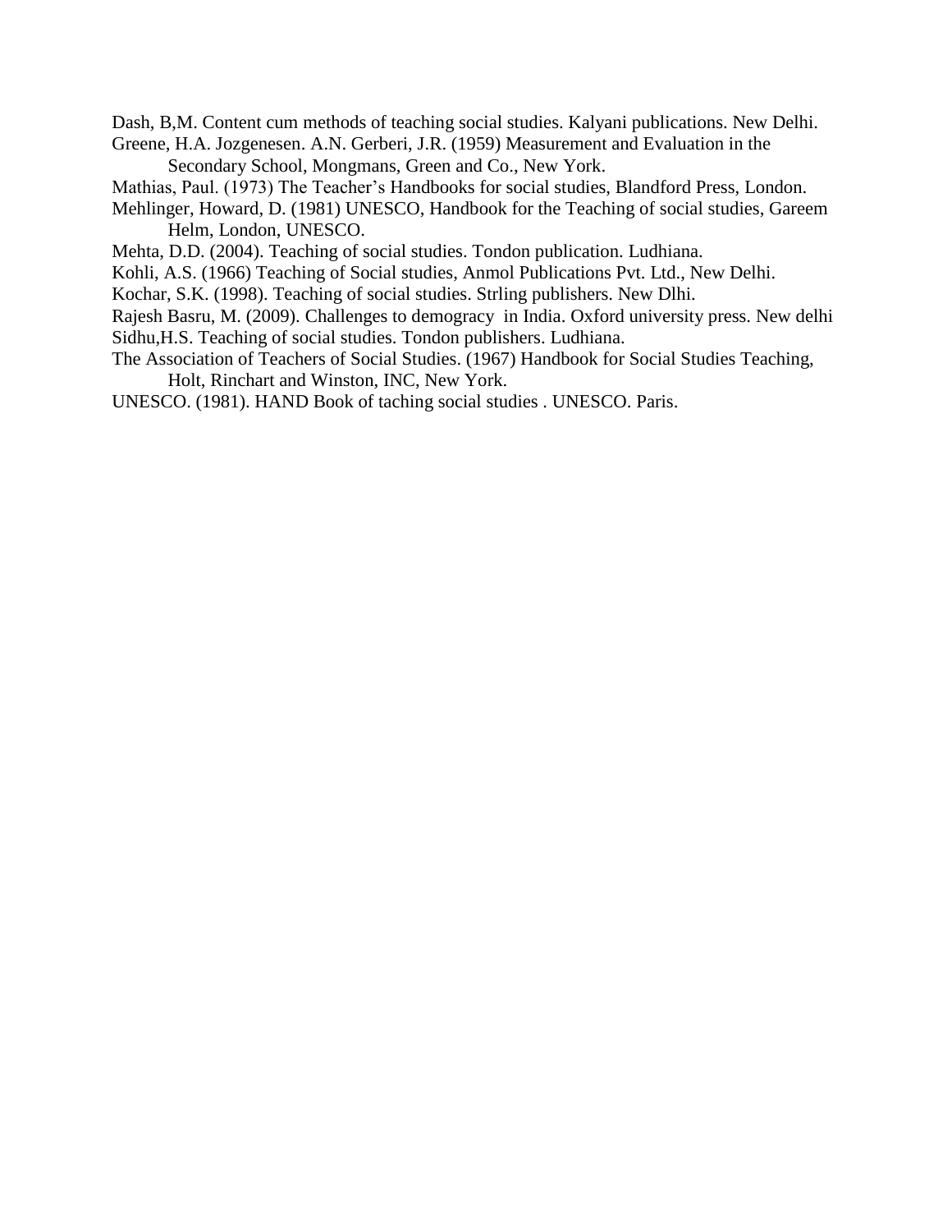Dash, B,M. Content cum methods of teaching social studies. Kalyani publications. New Delhi.

Greene, H.A. Jozgenesen. A.N. Gerberi, J.R. (1959) Measurement and Evaluation in the Secondary School, Mongmans, Green and Co., New York.

Mathias, Paul. (1973) The Teacher's Handbooks for social studies, Blandford Press, London.

Mehlinger, Howard, D. (1981) UNESCO, Handbook for the Teaching of social studies, Gareem Helm, London, UNESCO.

Mehta, D.D. (2004). Teaching of social studies. Tondon publication. Ludhiana.

Kohli, A.S. (1966) Teaching of Social studies, Anmol Publications Pvt. Ltd., New Delhi.

Kochar, S.K. (1998). Teaching of social studies. Strling publishers. New Dlhi.

Rajesh Basru, M. (2009). Challenges to demogracy in India. Oxford university press. New delhi

Sidhu,H.S. Teaching of social studies. Tondon publishers. Ludhiana.

The Association of Teachers of Social Studies. (1967) Handbook for Social Studies Teaching, Holt, Rinchart and Winston, INC, New York.

UNESCO. (1981). HAND Book of taching social studies . UNESCO. Paris.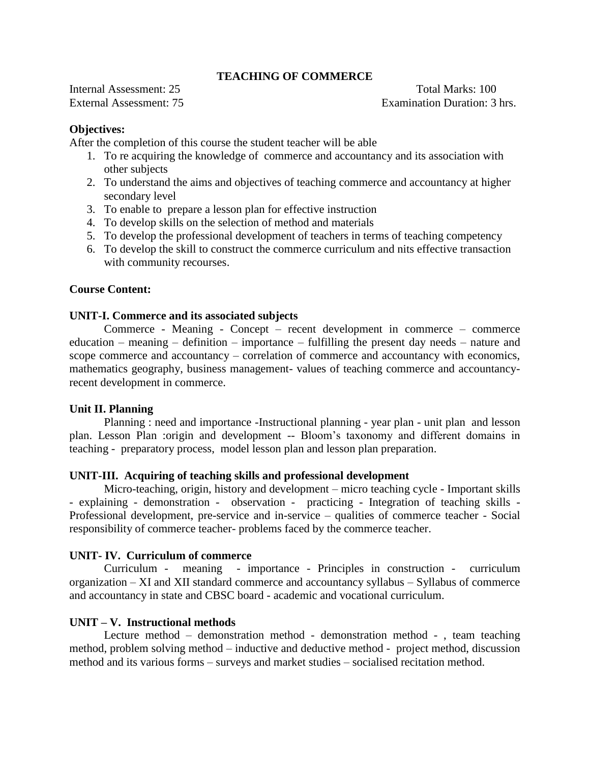# TEACHING OF COMMERCE

Internal Assessment: 25 Total Marks: 100
External Assessment: 75 Examination Duration: 3 hrs.

**Objectives:**

After the completion of this course the student teacher will be able

1. To re acquiring the knowledge of commerce and accountancy and its association with other subjects
2. To understand the aims and objectives of teaching commerce and accountancy at higher secondary level
3. To enable to prepare a lesson plan for effective instruction
4. To develop skills on the selection of method and materials
5. To develop the professional development of teachers in terms of teaching competency
6. To develop the skill to construct the commerce curriculum and nits effective transaction with community recourses.

**Course Content:**

**UNIT-I. Commerce and its associated subjects**

Commerce - Meaning - Concept – recent development in commerce – commerce education – meaning – definition – importance – fulfilling the present day needs – nature and scope commerce and accountancy – correlation of commerce and accountancy with economics, mathematics geography, business management- values of teaching commerce and accountancy-recent development in commerce.

**Unit II. Planning**

Planning : need and importance -Instructional planning - year plan - unit plan and lesson plan. Lesson Plan :origin and development -- Bloom's taxonomy and different domains in teaching - preparatory process, model lesson plan and lesson plan preparation.

**UNIT-III. Acquiring of teaching skills and professional development**

Micro-teaching, origin, history and development – micro teaching cycle - Important skills - explaining - demonstration - observation - practicing - Integration of teaching skills - Professional development, pre-service and in-service – qualities of commerce teacher - Social responsibility of commerce teacher- problems faced by the commerce teacher.

**UNIT- IV. Curriculum of commerce**

Curriculum - meaning - importance - Principles in construction - curriculum organization – XI and XII standard commerce and accountancy syllabus – Syllabus of commerce and accountancy in state and CBSC board - academic and vocational curriculum.

**UNIT – V. Instructional methods**

Lecture method – demonstration method - demonstration method - , team teaching method, problem solving method – inductive and deductive method - project method, discussion method and its various forms – surveys and market studies – socialised recitation method.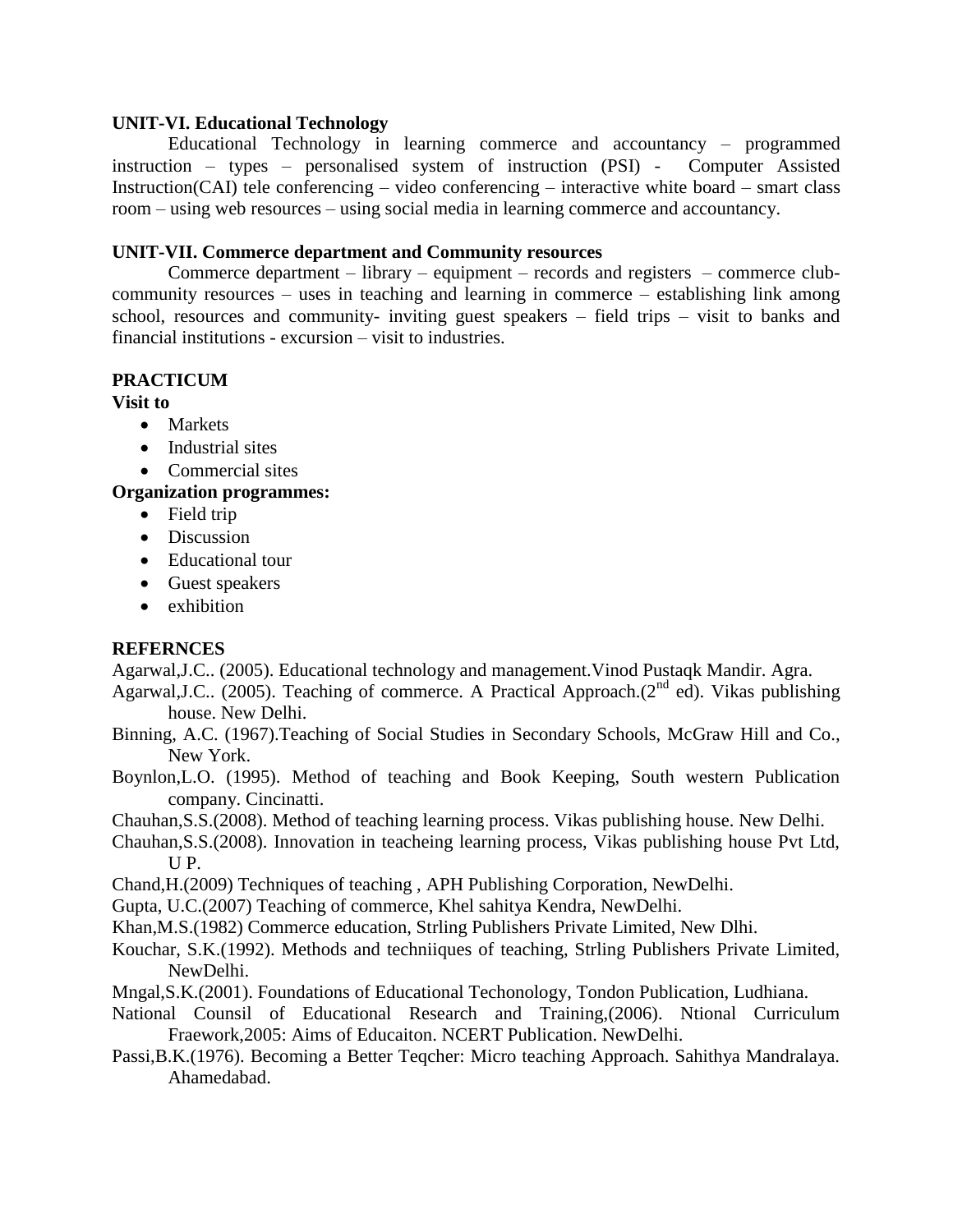**UNIT-VI. Educational Technology**

Educational Technology in learning commerce and accountancy – programmed instruction – types – personalised system of instruction (PSI) - Computer Assisted Instruction(CAI) tele conferencing – video conferencing – interactive white board – smart class room – using web resources – using social media in learning commerce and accountancy.

**UNIT-VII. Commerce department and Community resources**

Commerce department – library – equipment – records and registers – commerce club-community resources – uses in teaching and learning in commerce – establishing link among school, resources and community- inviting guest speakers – field trips – visit to banks and financial institutions - excursion – visit to industries.

**PRACTICUM**

**Visit to**

- Markets
- Industrial sites
- Commercial sites

**Organization programmes:**

- Field trip
- Discussion
- Educational tour
- Guest speakers
- exhibition

**REFERNCES**

Agarwal,J.C.. (2005). Educational technology and management.Vinod Pustaqk Mandir. Agra.

Agarwal,J.C.. (2005). Teaching of commerce. A Practical Approach.(2nd ed). Vikas publishing house. New Delhi.

Binning, A.C. (1967).Teaching of Social Studies in Secondary Schools, McGraw Hill and Co., New York.

Boynlon,L.O. (1995). Method of teaching and Book Keeping, South western Publication company. Cincinatti.

Chauhan,S.S.(2008). Method of teaching learning process. Vikas publishing house. New Delhi.

Chauhan,S.S.(2008). Innovation in teacheing learning process, Vikas publishing house Pvt Ltd, U P.

Chand,H.(2009) Techniques of teaching , APH Publishing Corporation, NewDelhi.

Gupta, U.C.(2007) Teaching of commerce, Khel sahitya Kendra, NewDelhi.

Khan,M.S.(1982) Commerce education, Strling Publishers Private Limited, New Dlhi.

Kouchar, S.K.(1992). Methods and techniiques of teaching, Strling Publishers Private Limited, NewDelhi.

Mngal,S.K.(2001). Foundations of Educational Techonology, Tondon Publication, Ludhiana.

National Counsil of Educational Research and Training,(2006). Ntional Curriculum Fraework,2005: Aims of Educaiton. NCERT Publication. NewDelhi.

Passi,B.K.(1976). Becoming a Better Teqcher: Micro teaching Approach. Sahithya Mandralaya. Ahamedabad.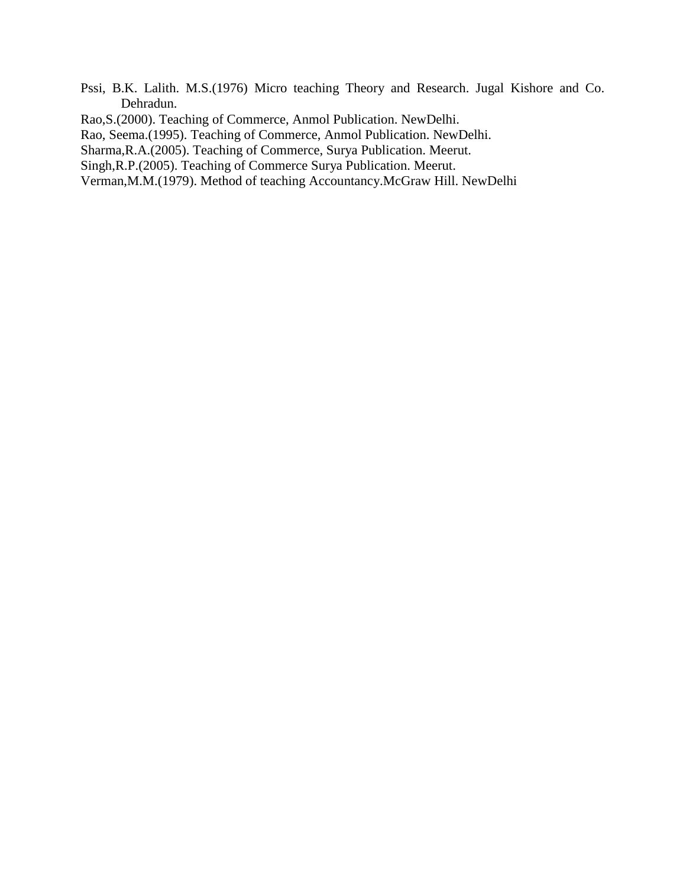Pssi, B.K. Lalith. M.S.(1976) Micro teaching Theory and Research. Jugal Kishore and Co. Dehradun.

Rao,S.(2000). Teaching of Commerce, Anmol Publication. NewDelhi.

Rao, Seema.(1995). Teaching of Commerce, Anmol Publication. NewDelhi.

Sharma,R.A.(2005). Teaching of Commerce, Surya Publication. Meerut.

Singh,R.P.(2005). Teaching of Commerce Surya Publication. Meerut.

Verman,M.M.(1979). Method of teaching Accountancy.McGraw Hill. NewDelhi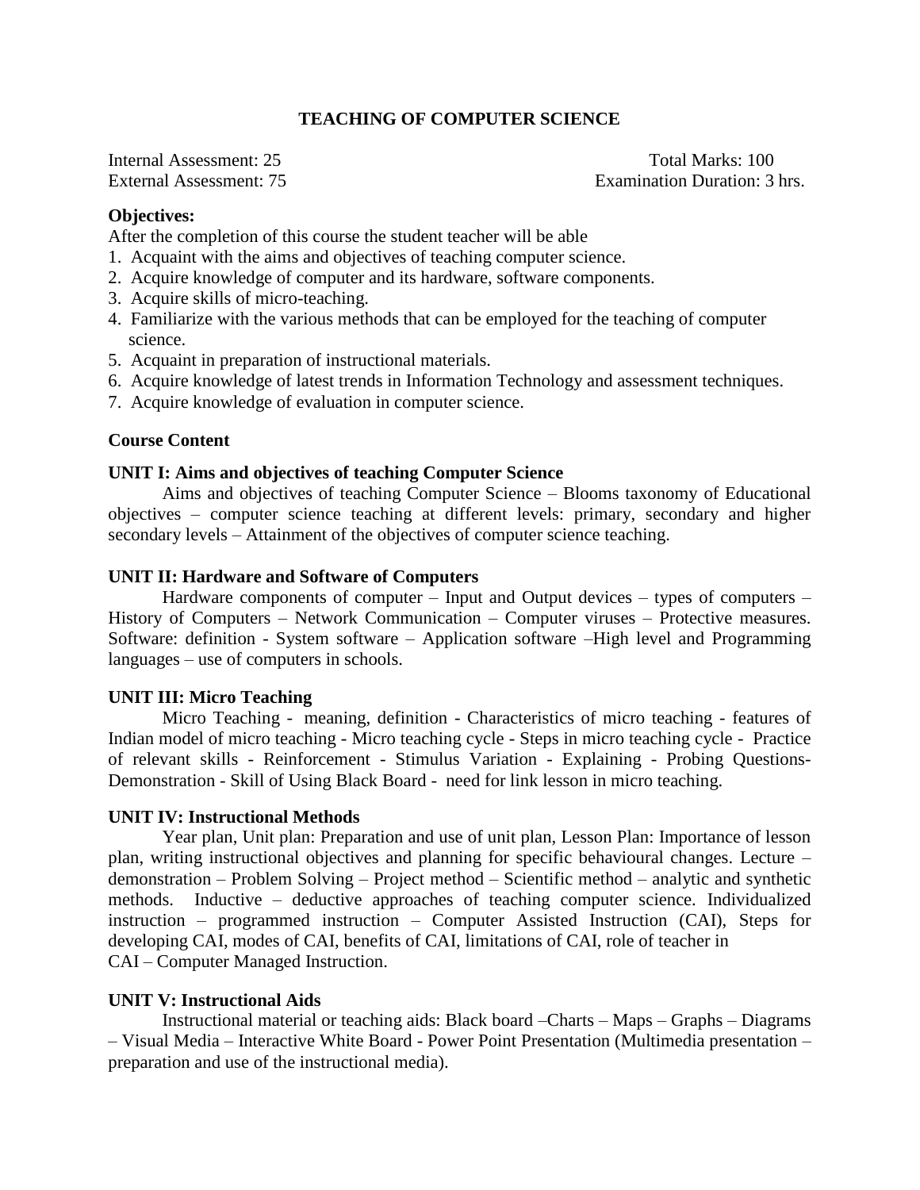## TEACHING OF COMPUTER SCIENCE

Internal Assessment: 25  
External Assessment: 75  
Total Marks: 100  
Examination Duration: 3 hrs.

**Objectives:**

After the completion of this course the student teacher will be able

1. Acquaint with the aims and objectives of teaching computer science.
2. Acquire knowledge of computer and its hardware, software components.
3. Acquire skills of micro-teaching.
4. Familiarize with the various methods that can be employed for the teaching of computer science.
5. Acquaint in preparation of instructional materials.
6. Acquire knowledge of latest trends in Information Technology and assessment techniques.
7. Acquire knowledge of evaluation in computer science.

**Course Content**

**UNIT I: Aims and objectives of teaching Computer Science**

Aims and objectives of teaching Computer Science – Blooms taxonomy of Educational objectives – computer science teaching at different levels: primary, secondary and higher secondary levels – Attainment of the objectives of computer science teaching.

**UNIT II: Hardware and Software of Computers**

Hardware components of computer – Input and Output devices – types of computers – History of Computers – Network Communication – Computer viruses – Protective measures. Software: definition - System software – Application software –High level and Programming languages – use of computers in schools.

**UNIT III: Micro Teaching**

Micro Teaching - meaning, definition - Characteristics of micro teaching - features of Indian model of micro teaching - Micro teaching cycle - Steps in micro teaching cycle - Practice of relevant skills - Reinforcement - Stimulus Variation - Explaining - Probing Questions- Demonstration - Skill of Using Black Board - need for link lesson in micro teaching.

**UNIT IV: Instructional Methods**

Year plan, Unit plan: Preparation and use of unit plan, Lesson Plan: Importance of lesson plan, writing instructional objectives and planning for specific behavioural changes. Lecture – demonstration – Problem Solving – Project method – Scientific method – analytic and synthetic methods. Inductive – deductive approaches of teaching computer science. Individualized instruction – programmed instruction – Computer Assisted Instruction (CAI), Steps for developing CAI, modes of CAI, benefits of CAI, limitations of CAI, role of teacher in CAI – Computer Managed Instruction.

**UNIT V: Instructional Aids**

Instructional material or teaching aids: Black board –Charts – Maps – Graphs – Diagrams – Visual Media – Interactive White Board - Power Point Presentation (Multimedia presentation – preparation and use of the instructional media).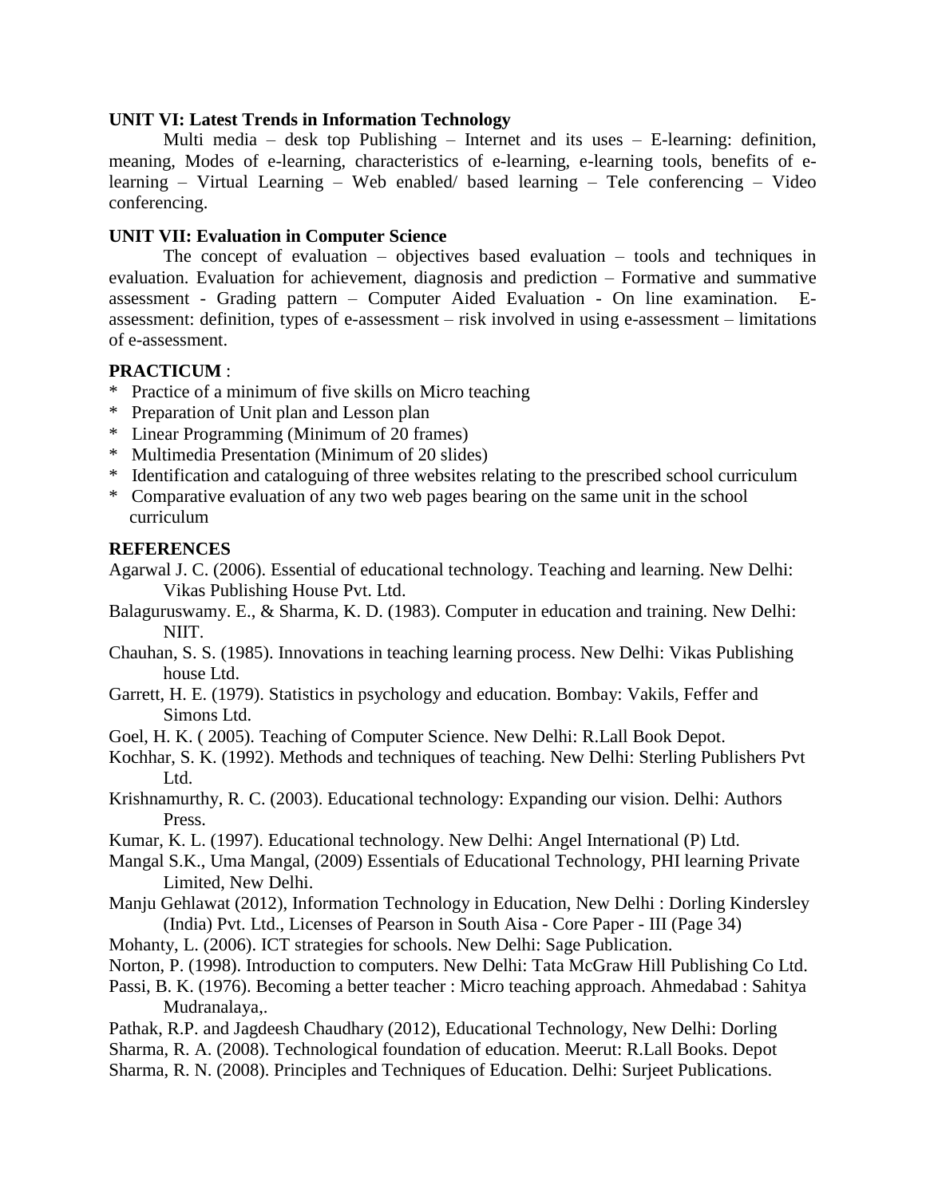**UNIT VI: Latest Trends in Information Technology**

Multi media – desk top Publishing – Internet and its uses – E-learning: definition, meaning, Modes of e-learning, characteristics of e-learning, e-learning tools, benefits of e-learning – Virtual Learning – Web enabled/ based learning – Tele conferencing – Video conferencing.

**UNIT VII: Evaluation in Computer Science**

The concept of evaluation – objectives based evaluation – tools and techniques in evaluation. Evaluation for achievement, diagnosis and prediction – Formative and summative assessment - Grading pattern – Computer Aided Evaluation - On line examination. E-assessment: definition, types of e-assessment – risk involved in using e-assessment – limitations of e-assessment.

**PRACTICUM** :

* Practice of a minimum of five skills on Micro teaching
* Preparation of Unit plan and Lesson plan
* Linear Programming (Minimum of 20 frames)
* Multimedia Presentation (Minimum of 20 slides)
* Identification and cataloguing of three websites relating to the prescribed school curriculum
* Comparative evaluation of any two web pages bearing on the same unit in the school curriculum

**REFERENCES**

Agarwal J. C. (2006). Essential of educational technology. Teaching and learning. New Delhi: Vikas Publishing House Pvt. Ltd.

Balaguruswamy. E., & Sharma, K. D. (1983). Computer in education and training. New Delhi: NIIT.

Chauhan, S. S. (1985). Innovations in teaching learning process. New Delhi: Vikas Publishing house Ltd.

Garrett, H. E. (1979). Statistics in psychology and education. Bombay: Vakils, Feffer and Simons Ltd.

Goel, H. K. ( 2005). Teaching of Computer Science. New Delhi: R.Lall Book Depot.

Kochhar, S. K. (1992). Methods and techniques of teaching. New Delhi: Sterling Publishers Pvt Ltd.

Krishnamurthy, R. C. (2003). Educational technology: Expanding our vision. Delhi: Authors Press.

Kumar, K. L. (1997). Educational technology. New Delhi: Angel International (P) Ltd.

Mangal S.K., Uma Mangal, (2009) Essentials of Educational Technology, PHI learning Private Limited, New Delhi.

Manju Gehlawat (2012), Information Technology in Education, New Delhi : Dorling Kindersley (India) Pvt. Ltd., Licenses of Pearson in South Aisa - Core Paper - III (Page 34)

Mohanty, L. (2006). ICT strategies for schools. New Delhi: Sage Publication.

Norton, P. (1998). Introduction to computers. New Delhi: Tata McGraw Hill Publishing Co Ltd.

Passi, B. K. (1976). Becoming a better teacher : Micro teaching approach. Ahmedabad : Sahitya Mudranalaya,.

Pathak, R.P. and Jagdeesh Chaudhary (2012), Educational Technology, New Delhi: Dorling

Sharma, R. A. (2008). Technological foundation of education. Meerut: R.Lall Books. Depot

Sharma, R. N. (2008). Principles and Techniques of Education. Delhi: Surjeet Publications.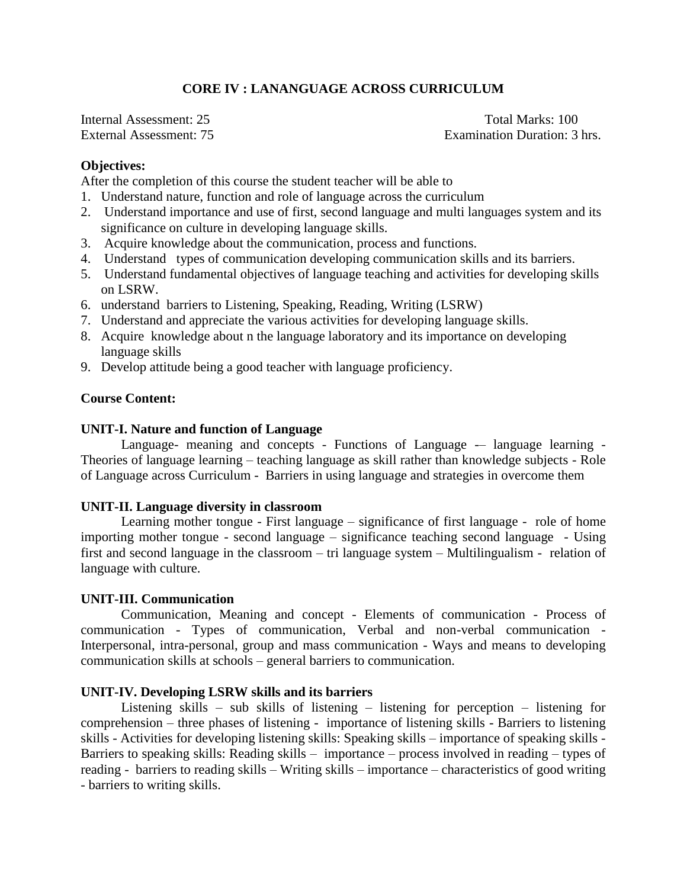## CORE IV : LANANGUAGE ACROSS CURRICULUM

Internal Assessment: 25  
External Assessment: 75

Total Marks: 100  
Examination Duration: 3 hrs.

**Objectives:**

After the completion of this course the student teacher will be able to

1. Understand nature, function and role of language across the curriculum
2. Understand importance and use of first, second language and multi languages system and its significance on culture in developing language skills.
3. Acquire knowledge about the communication, process and functions.
4. Understand types of communication developing communication skills and its barriers.
5. Understand fundamental objectives of language teaching and activities for developing skills on LSRW.
6. understand barriers to Listening, Speaking, Reading, Writing (LSRW)
7. Understand and appreciate the various activities for developing language skills.
8. Acquire knowledge about n the language laboratory and its importance on developing language skills
9. Develop attitude being a good teacher with language proficiency.

**Course Content:**

**UNIT-I. Nature and function of Language**

Language- meaning and concepts - Functions of Language -– language learning - Theories of language learning – teaching language as skill rather than knowledge subjects - Role of Language across Curriculum - Barriers in using language and strategies in overcome them

**UNIT-II. Language diversity in classroom**

Learning mother tongue - First language – significance of first language - role of home importing mother tongue - second language – significance teaching second language - Using first and second language in the classroom – tri language system – Multilingualism - relation of language with culture.

**UNIT-III. Communication**

Communication, Meaning and concept - Elements of communication - Process of communication - Types of communication, Verbal and non-verbal communication - Interpersonal, intra-personal, group and mass communication - Ways and means to developing communication skills at schools – general barriers to communication.

**UNIT-IV. Developing LSRW skills and its barriers**

Listening skills – sub skills of listening – listening for perception – listening for comprehension – three phases of listening - importance of listening skills - Barriers to listening skills - Activities for developing listening skills: Speaking skills – importance of speaking skills - Barriers to speaking skills: Reading skills – importance – process involved in reading – types of reading - barriers to reading skills – Writing skills – importance – characteristics of good writing - barriers to writing skills.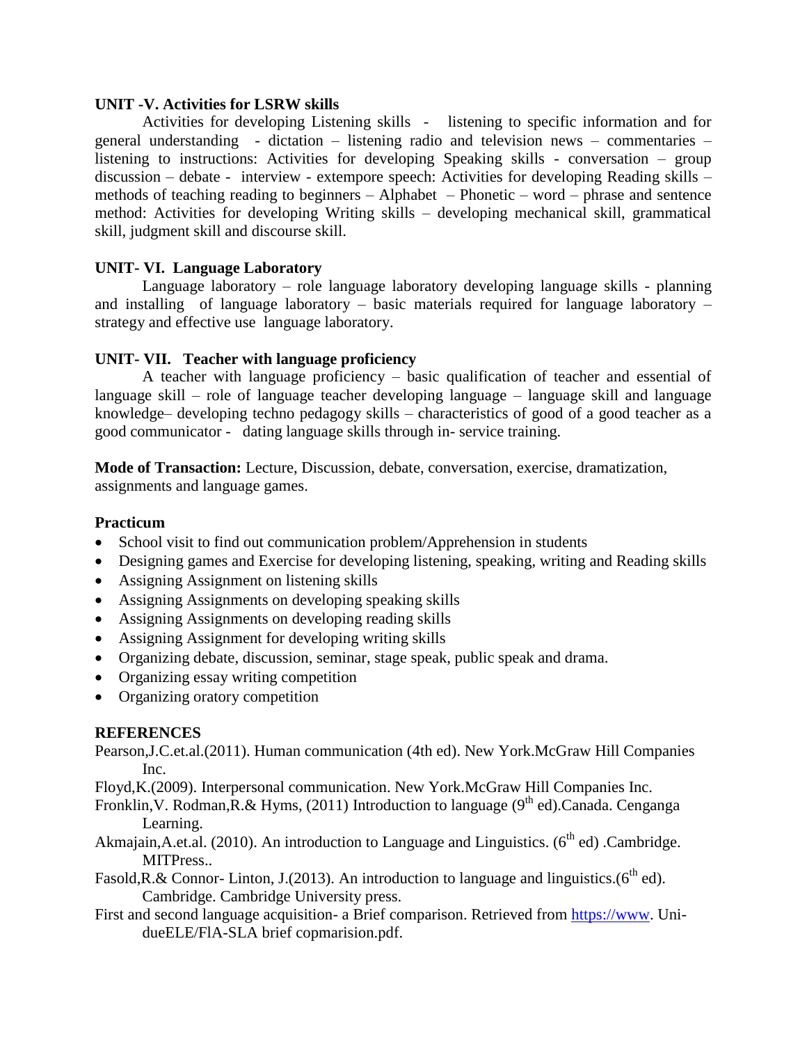**UNIT -V. Activities for LSRW skills**

Activities for developing Listening skills - listening to specific information and for general understanding - dictation – listening radio and television news – commentaries – listening to instructions: Activities for developing Speaking skills - conversation – group discussion – debate - interview - extempore speech: Activities for developing Reading skills – methods of teaching reading to beginners – Alphabet – Phonetic – word – phrase and sentence method: Activities for developing Writing skills – developing mechanical skill, grammatical skill, judgment skill and discourse skill.

**UNIT- VI. Language Laboratory**

Language laboratory – role language laboratory developing language skills - planning and installing of language laboratory – basic materials required for language laboratory – strategy and effective use language laboratory.

**UNIT- VII. Teacher with language proficiency**

A teacher with language proficiency – basic qualification of teacher and essential of language skill – role of language teacher developing language – language skill and language knowledge– developing techno pedagogy skills – characteristics of good of a good teacher as a good communicator - dating language skills through in- service training.

**Mode of Transaction:** Lecture, Discussion, debate, conversation, exercise, dramatization, assignments and language games.

**Practicum**

- School visit to find out communication problem/Apprehension in students
- Designing games and Exercise for developing listening, speaking, writing and Reading skills
- Assigning Assignment on listening skills
- Assigning Assignments on developing speaking skills
- Assigning Assignments on developing reading skills
- Assigning Assignment for developing writing skills
- Organizing debate, discussion, seminar, stage speak, public speak and drama.
- Organizing essay writing competition
- Organizing oratory competition

**REFERENCES**

Pearson,J.C.et.al.(2011). Human communication (4th ed). New York.McGraw Hill Companies Inc.

Floyd,K.(2009). Interpersonal communication. New York.McGraw Hill Companies Inc.

Fronklin,V. Rodman,R.& Hyms, (2011) Introduction to language (9th ed).Canada. Cenganga Learning.

Akmajain,A.et.al. (2010). An introduction to Language and Linguistics. (6th ed) .Cambridge. MITPress..

Fasold,R.& Connor- Linton, J.(2013). An introduction to language and linguistics.(6th ed). Cambridge. Cambridge University press.

First and second language acquisition- a Brief comparison. Retrieved from https://www. Uni-dueELE/FlA-SLA brief copmarision.pdf.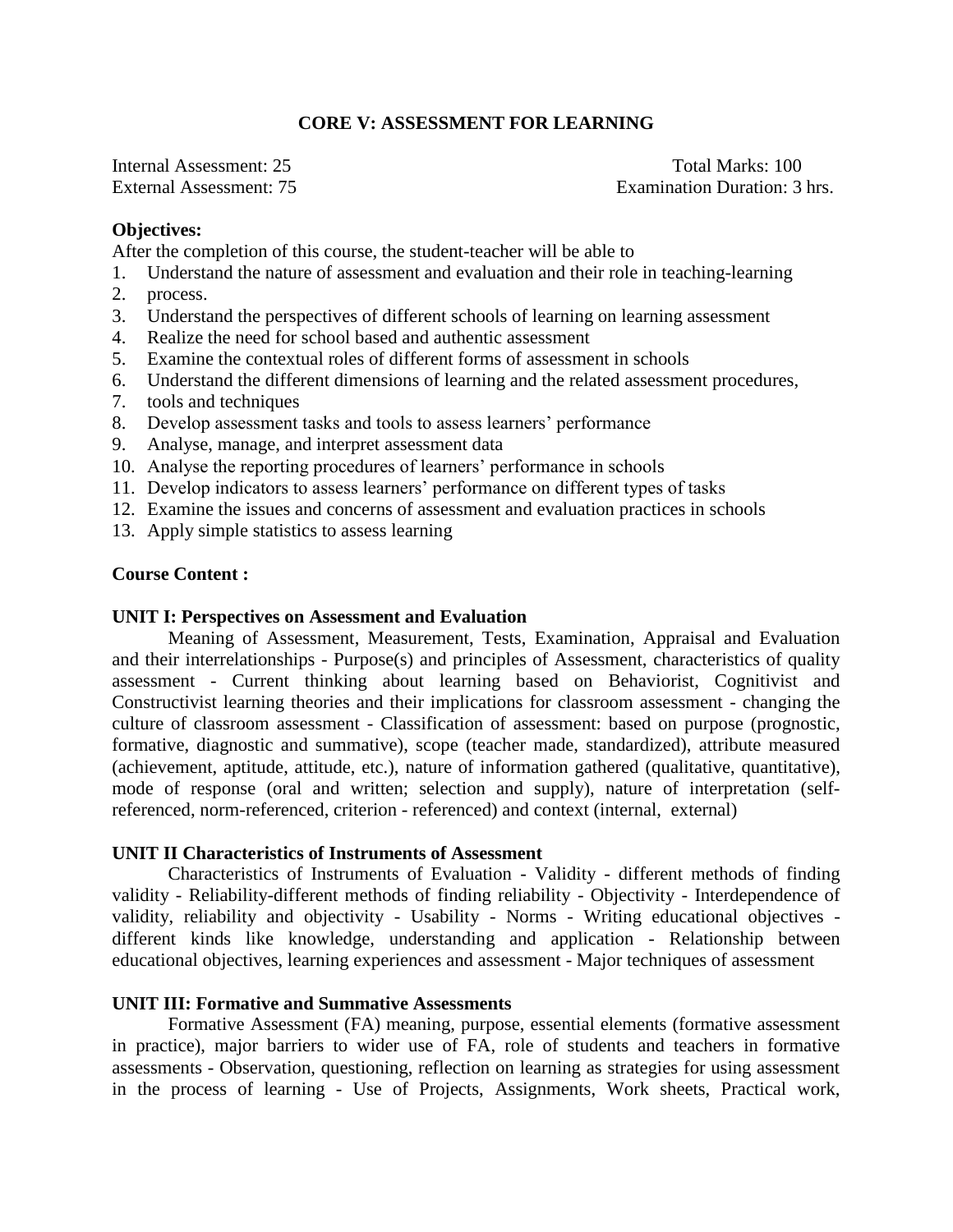**CORE V: ASSESSMENT FOR LEARNING**

Internal Assessment: 25 Total Marks: 100

External Assessment: 75 Examination Duration: 3 hrs.

**Objectives:**

After the completion of this course, the student-teacher will be able to

1. Understand the nature of assessment and evaluation and their role in teaching-learning
2. process.
3. Understand the perspectives of different schools of learning on learning assessment
4. Realize the need for school based and authentic assessment
5. Examine the contextual roles of different forms of assessment in schools
6. Understand the different dimensions of learning and the related assessment procedures,
7. tools and techniques
8. Develop assessment tasks and tools to assess learners' performance
9. Analyse, manage, and interpret assessment data
10. Analyse the reporting procedures of learners' performance in schools
11. Develop indicators to assess learners' performance on different types of tasks
12. Examine the issues and concerns of assessment and evaluation practices in schools
13. Apply simple statistics to assess learning

**Course Content :**

**UNIT I: Perspectives on Assessment and Evaluation**

Meaning of Assessment, Measurement, Tests, Examination, Appraisal and Evaluation and their interrelationships - Purpose(s) and principles of Assessment, characteristics of quality assessment - Current thinking about learning based on Behaviorist, Cognitivist and Constructivist learning theories and their implications for classroom assessment - changing the culture of classroom assessment - Classification of assessment: based on purpose (prognostic, formative, diagnostic and summative), scope (teacher made, standardized), attribute measured (achievement, aptitude, attitude, etc.), nature of information gathered (qualitative, quantitative), mode of response (oral and written; selection and supply), nature of interpretation (self-referenced, norm-referenced, criterion - referenced) and context (internal, external)

**UNIT II Characteristics of Instruments of Assessment**

Characteristics of Instruments of Evaluation - Validity - different methods of finding validity - Reliability-different methods of finding reliability - Objectivity - Interdependence of validity, reliability and objectivity - Usability - Norms - Writing educational objectives - different kinds like knowledge, understanding and application - Relationship between educational objectives, learning experiences and assessment - Major techniques of assessment

**UNIT III: Formative and Summative Assessments**

Formative Assessment (FA) meaning, purpose, essential elements (formative assessment in practice), major barriers to wider use of FA, role of students and teachers in formative assessments - Observation, questioning, reflection on learning as strategies for using assessment in the process of learning - Use of Projects, Assignments, Work sheets, Practical work,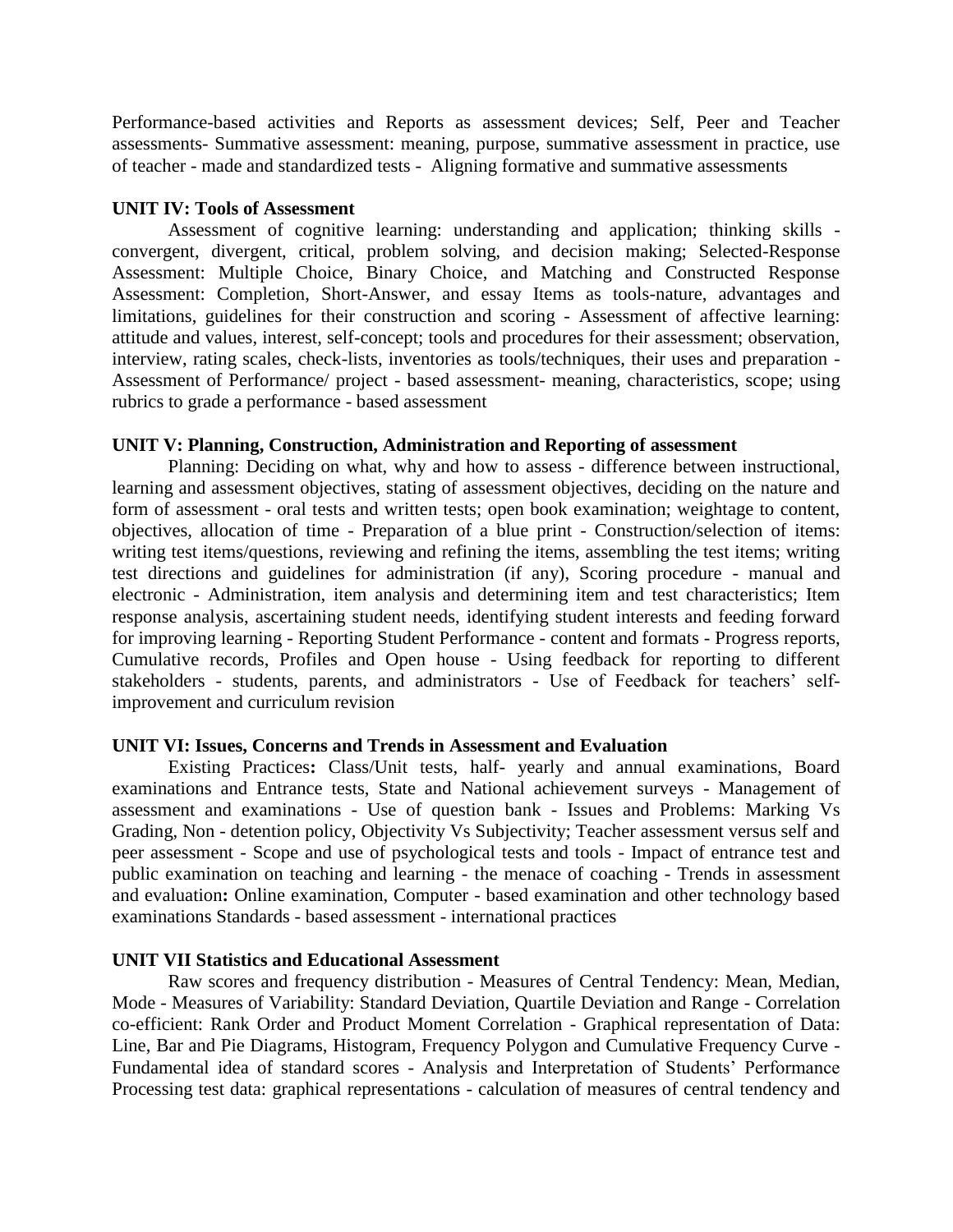Performance-based activities and Reports as assessment devices; Self, Peer and Teacher assessments- Summative assessment: meaning, purpose, summative assessment in practice, use of teacher - made and standardized tests - Aligning formative and summative assessments

**UNIT IV: Tools of Assessment**

Assessment of cognitive learning: understanding and application; thinking skills - convergent, divergent, critical, problem solving, and decision making; Selected-Response Assessment: Multiple Choice, Binary Choice, and Matching and Constructed Response Assessment: Completion, Short-Answer, and essay Items as tools-nature, advantages and limitations, guidelines for their construction and scoring - Assessment of affective learning: attitude and values, interest, self-concept; tools and procedures for their assessment; observation, interview, rating scales, check-lists, inventories as tools/techniques, their uses and preparation - Assessment of Performance/ project - based assessment- meaning, characteristics, scope; using rubrics to grade a performance - based assessment

**UNIT V: Planning, Construction, Administration and Reporting of assessment**

Planning: Deciding on what, why and how to assess - difference between instructional, learning and assessment objectives, stating of assessment objectives, deciding on the nature and form of assessment - oral tests and written tests; open book examination; weightage to content, objectives, allocation of time - Preparation of a blue print - Construction/selection of items: writing test items/questions, reviewing and refining the items, assembling the test items; writing test directions and guidelines for administration (if any), Scoring procedure - manual and electronic - Administration, item analysis and determining item and test characteristics; Item response analysis, ascertaining student needs, identifying student interests and feeding forward for improving learning - Reporting Student Performance - content and formats - Progress reports, Cumulative records, Profiles and Open house - Using feedback for reporting to different stakeholders - students, parents, and administrators - Use of Feedback for teachers' self-improvement and curriculum revision

**UNIT VI: Issues, Concerns and Trends in Assessment and Evaluation**

Existing Practices**:** Class/Unit tests, half- yearly and annual examinations, Board examinations and Entrance tests, State and National achievement surveys - Management of assessment and examinations - Use of question bank - Issues and Problems: Marking Vs Grading, Non - detention policy, Objectivity Vs Subjectivity; Teacher assessment versus self and peer assessment - Scope and use of psychological tests and tools - Impact of entrance test and public examination on teaching and learning - the menace of coaching - Trends in assessment and evaluation**:** Online examination, Computer - based examination and other technology based examinations Standards - based assessment - international practices

**UNIT VII Statistics and Educational Assessment**

Raw scores and frequency distribution - Measures of Central Tendency: Mean, Median, Mode - Measures of Variability: Standard Deviation, Quartile Deviation and Range - Correlation co-efficient: Rank Order and Product Moment Correlation - Graphical representation of Data: Line, Bar and Pie Diagrams, Histogram, Frequency Polygon and Cumulative Frequency Curve - Fundamental idea of standard scores - Analysis and Interpretation of Students' Performance Processing test data: graphical representations - calculation of measures of central tendency and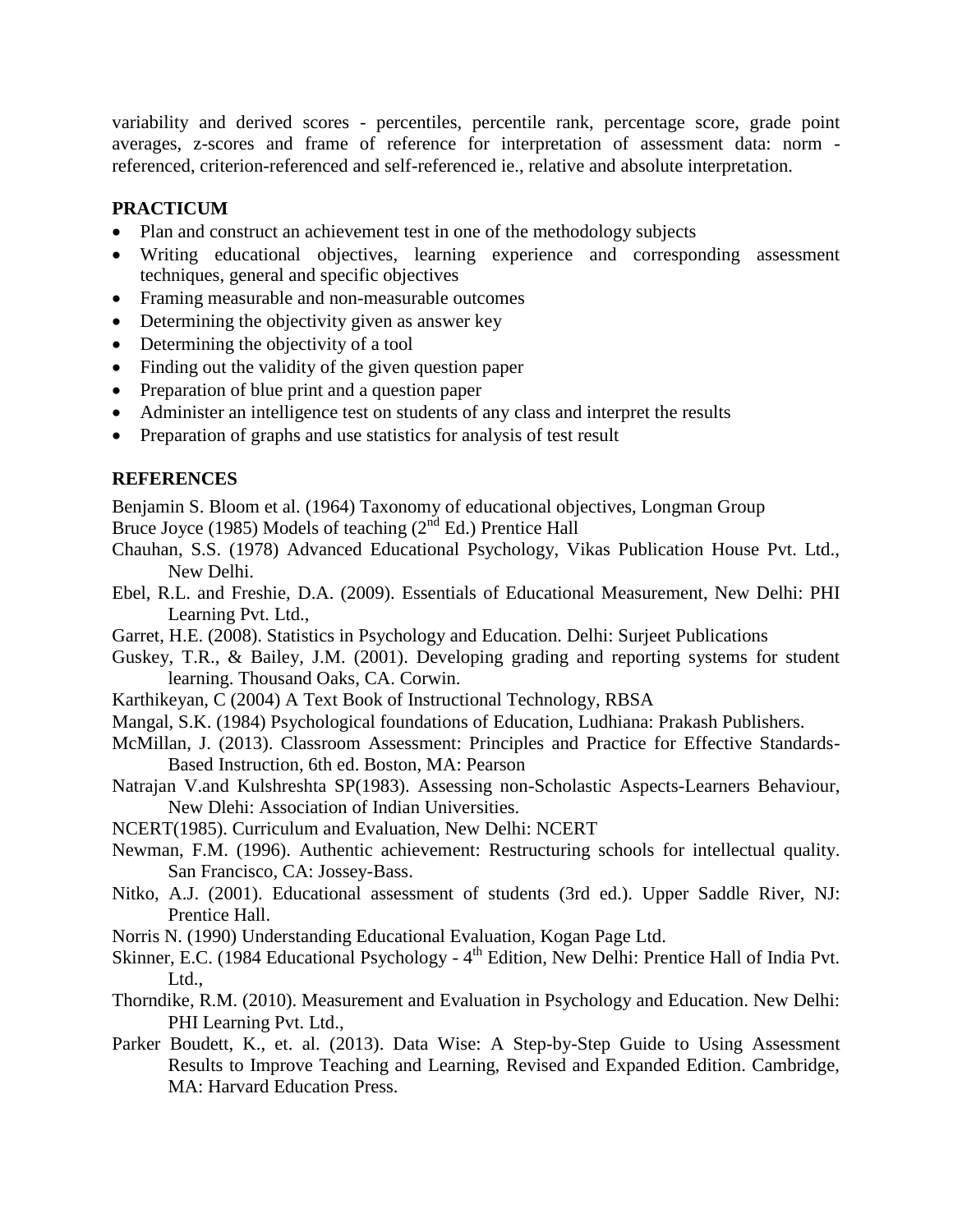variability and derived scores - percentiles, percentile rank, percentage score, grade point averages, z-scores and frame of reference for interpretation of assessment data: norm - referenced, criterion-referenced and self-referenced ie., relative and absolute interpretation.

## PRACTICUM

- Plan and construct an achievement test in one of the methodology subjects
- Writing educational objectives, learning experience and corresponding assessment techniques, general and specific objectives
- Framing measurable and non-measurable outcomes
- Determining the objectivity given as answer key
- Determining the objectivity of a tool
- Finding out the validity of the given question paper
- Preparation of blue print and a question paper
- Administer an intelligence test on students of any class and interpret the results
- Preparation of graphs and use statistics for analysis of test result

## REFERENCES

Benjamin S. Bloom et al. (1964) Taxonomy of educational objectives, Longman Group

Bruce Joyce (1985) Models of teaching (2nd Ed.) Prentice Hall

Chauhan, S.S. (1978) Advanced Educational Psychology, Vikas Publication House Pvt. Ltd., New Delhi.

Ebel, R.L. and Freshie, D.A. (2009). Essentials of Educational Measurement, New Delhi: PHI Learning Pvt. Ltd.,

Garret, H.E. (2008). Statistics in Psychology and Education. Delhi: Surjeet Publications

Guskey, T.R., & Bailey, J.M. (2001). Developing grading and reporting systems for student learning. Thousand Oaks, CA. Corwin.

Karthikeyan, C (2004) A Text Book of Instructional Technology, RBSA

Mangal, S.K. (1984) Psychological foundations of Education, Ludhiana: Prakash Publishers.

McMillan, J. (2013). Classroom Assessment: Principles and Practice for Effective Standards-Based Instruction, 6th ed. Boston, MA: Pearson

Natrajan V.and Kulshreshta SP(1983). Assessing non-Scholastic Aspects-Learners Behaviour, New Dlehi: Association of Indian Universities.

NCERT(1985). Curriculum and Evaluation, New Delhi: NCERT

Newman, F.M. (1996). Authentic achievement: Restructuring schools for intellectual quality. San Francisco, CA: Jossey-Bass.

Nitko, A.J. (2001). Educational assessment of students (3rd ed.). Upper Saddle River, NJ: Prentice Hall.

Norris N. (1990) Understanding Educational Evaluation, Kogan Page Ltd.

Skinner, E.C. (1984 Educational Psychology - 4th Edition, New Delhi: Prentice Hall of India Pvt. Ltd.,

Thorndike, R.M. (2010). Measurement and Evaluation in Psychology and Education. New Delhi: PHI Learning Pvt. Ltd.,

Parker Boudett, K., et. al. (2013). Data Wise: A Step-by-Step Guide to Using Assessment Results to Improve Teaching and Learning, Revised and Expanded Edition. Cambridge, MA: Harvard Education Press.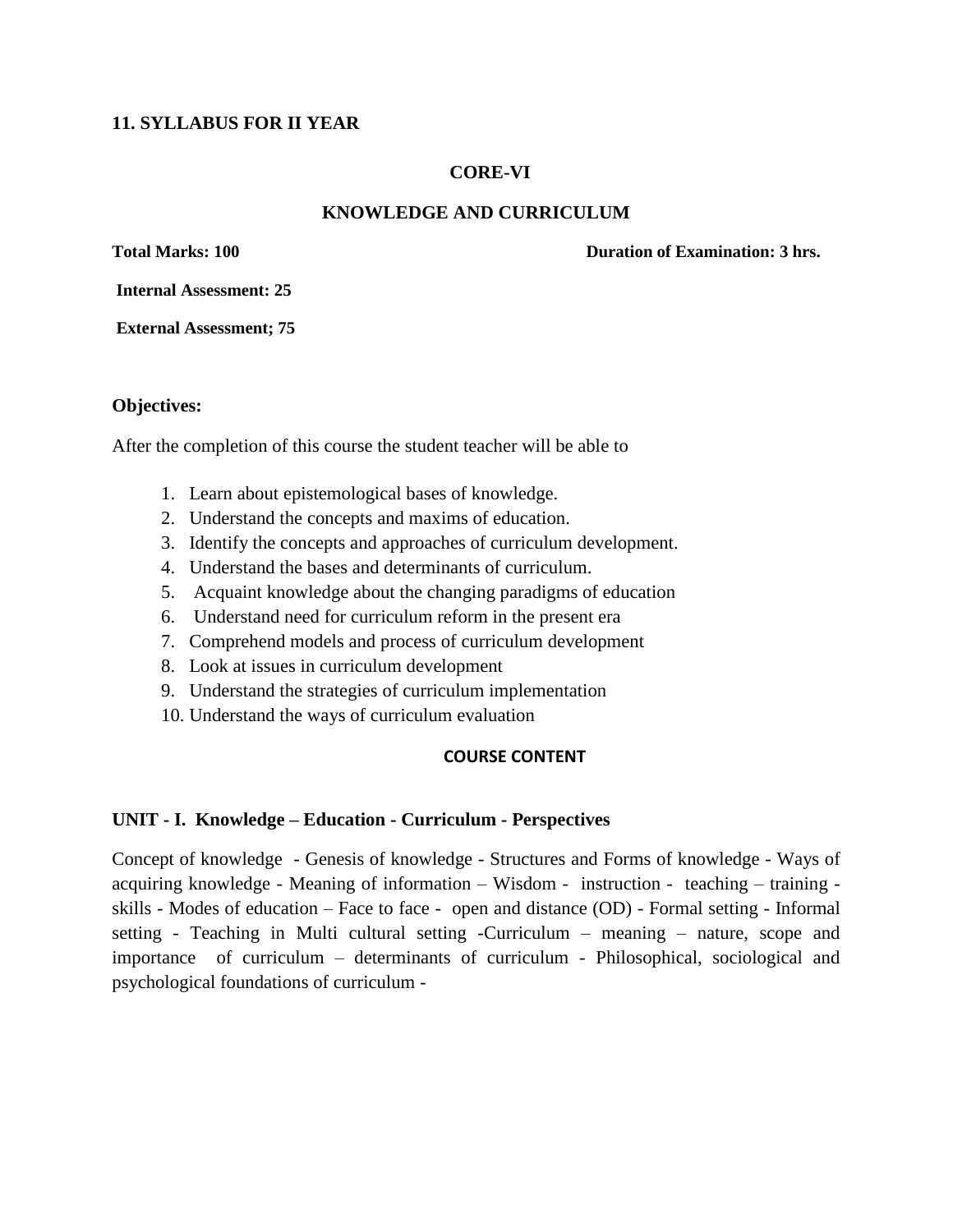## 11. SYLLABUS FOR II YEAR

### CORE-VI

### KNOWLEDGE AND CURRICULUM

**Total Marks: 100** **Duration of Examination: 3 hrs.**

**Internal Assessment: 25**

**External Assessment; 75**

**Objectives:**

After the completion of this course the student teacher will be able to

1. Learn about epistemological bases of knowledge.
2. Understand the concepts and maxims of education.
3. Identify the concepts and approaches of curriculum development.
4. Understand the bases and determinants of curriculum.
5. Acquaint knowledge about the changing paradigms of education
6. Understand need for curriculum reform in the present era
7. Comprehend models and process of curriculum development
8. Look at issues in curriculum development
9. Understand the strategies of curriculum implementation
10. Understand the ways of curriculum evaluation

**COURSE CONTENT**

**UNIT - I. Knowledge – Education - Curriculum - Perspectives**

Concept of knowledge - Genesis of knowledge - Structures and Forms of knowledge - Ways of acquiring knowledge - Meaning of information – Wisdom - instruction - teaching – training - skills - Modes of education – Face to face - open and distance (OD) - Formal setting - Informal setting - Teaching in Multi cultural setting -Curriculum – meaning – nature, scope and importance of curriculum – determinants of curriculum - Philosophical, sociological and psychological foundations of curriculum -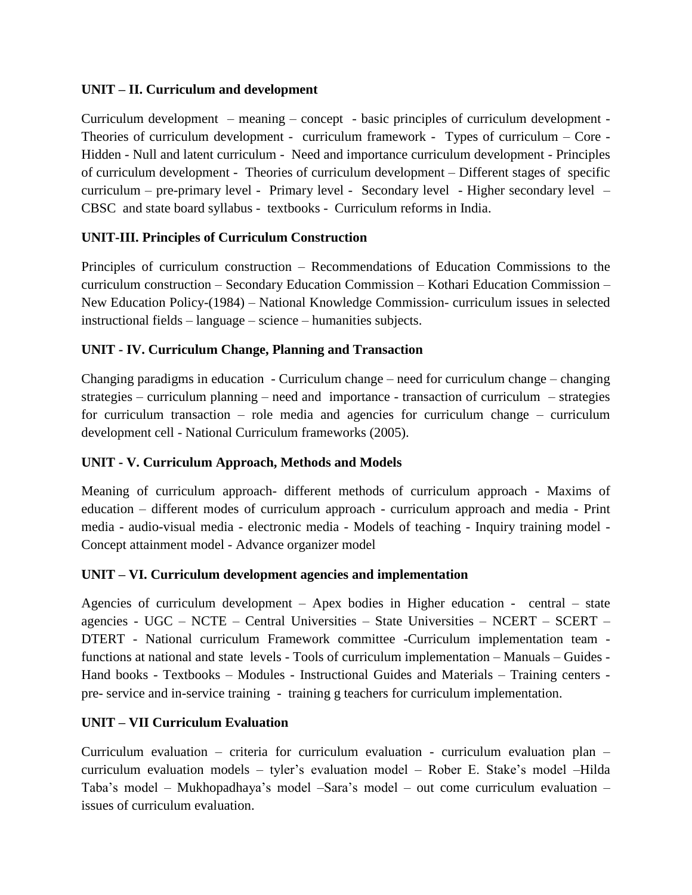**UNIT – II. Curriculum and development**

Curriculum development – meaning – concept - basic principles of curriculum development - Theories of curriculum development - curriculum framework - Types of curriculum – Core - Hidden - Null and latent curriculum - Need and importance curriculum development - Principles of curriculum development - Theories of curriculum development – Different stages of specific curriculum – pre-primary level - Primary level - Secondary level - Higher secondary level – CBSC and state board syllabus - textbooks - Curriculum reforms in India.

**UNIT-III. Principles of Curriculum Construction**

Principles of curriculum construction – Recommendations of Education Commissions to the curriculum construction – Secondary Education Commission – Kothari Education Commission – New Education Policy-(1984) – National Knowledge Commission- curriculum issues in selected instructional fields – language – science – humanities subjects.

**UNIT - IV. Curriculum Change, Planning and Transaction**

Changing paradigms in education - Curriculum change – need for curriculum change – changing strategies – curriculum planning – need and importance - transaction of curriculum – strategies for curriculum transaction – role media and agencies for curriculum change – curriculum development cell - National Curriculum frameworks (2005).

**UNIT - V. Curriculum Approach, Methods and Models**

Meaning of curriculum approach- different methods of curriculum approach - Maxims of education – different modes of curriculum approach - curriculum approach and media - Print media - audio-visual media - electronic media - Models of teaching - Inquiry training model - Concept attainment model - Advance organizer model

**UNIT – VI. Curriculum development agencies and implementation**

Agencies of curriculum development – Apex bodies in Higher education - central – state agencies - UGC – NCTE – Central Universities – State Universities – NCERT – SCERT – DTERT - National curriculum Framework committee -Curriculum implementation team - functions at national and state levels - Tools of curriculum implementation – Manuals – Guides - Hand books - Textbooks – Modules - Instructional Guides and Materials – Training centers - pre- service and in-service training - training g teachers for curriculum implementation.

**UNIT – VII Curriculum Evaluation**

Curriculum evaluation – criteria for curriculum evaluation - curriculum evaluation plan – curriculum evaluation models – tyler's evaluation model – Rober E. Stake's model –Hilda Taba's model – Mukhopadhaya's model –Sara's model – out come curriculum evaluation – issues of curriculum evaluation.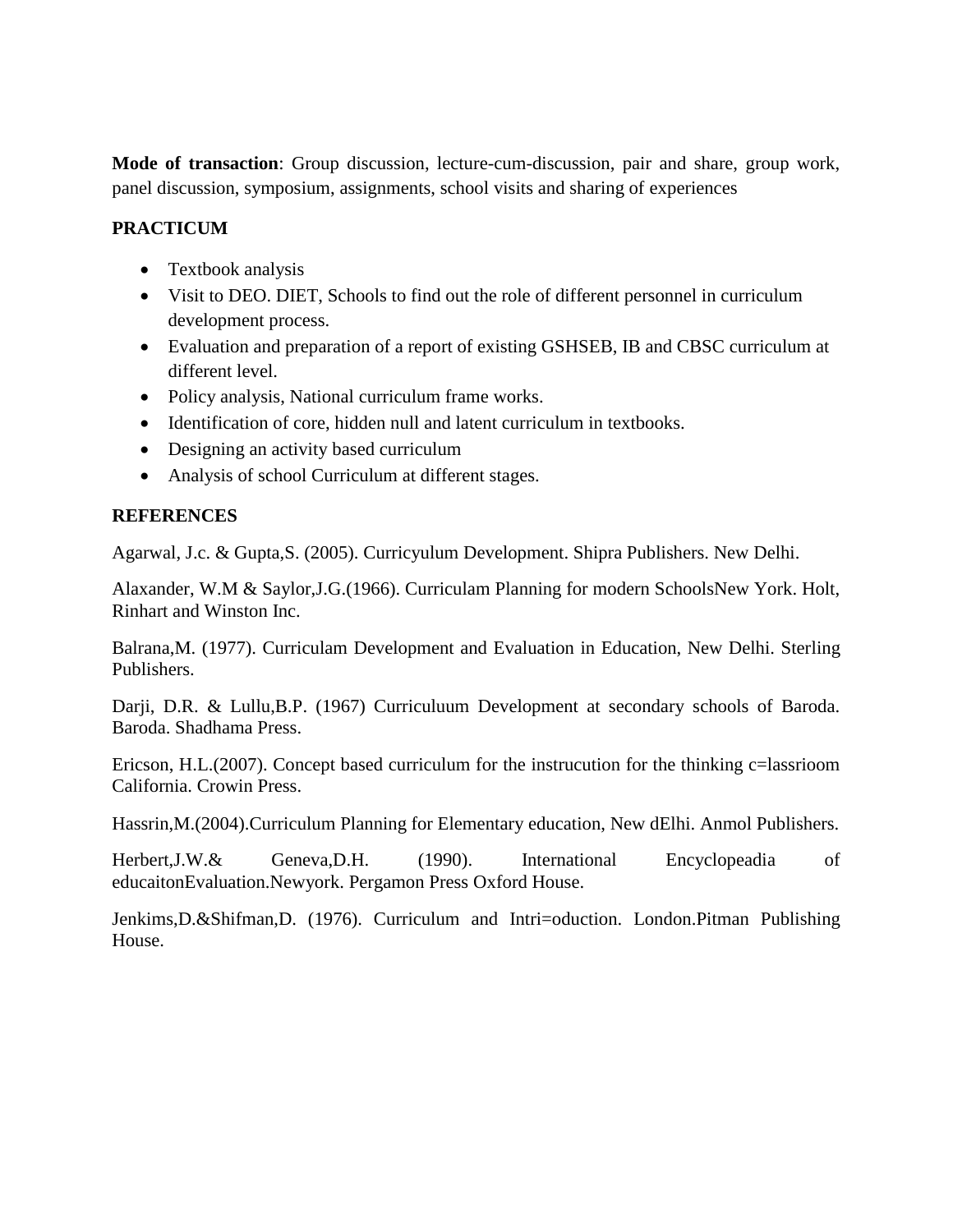**Mode of transaction**: Group discussion, lecture-cum-discussion, pair and share, group work, panel discussion, symposium, assignments, school visits and sharing of experiences

**PRACTICUM**

- Textbook analysis
- Visit to DEO. DIET, Schools to find out the role of different personnel in curriculum development process.
- Evaluation and preparation of a report of existing GSHSEB, IB and CBSC curriculum at different level.
- Policy analysis, National curriculum frame works.
- Identification of core, hidden null and latent curriculum in textbooks.
- Designing an activity based curriculum
- Analysis of school Curriculum at different stages.

**REFERENCES**

Agarwal, J.c. & Gupta,S. (2005). Curricyulum Development. Shipra Publishers. New Delhi.

Alaxander, W.M & Saylor,J.G.(1966). Curriculam Planning for modern SchoolsNew York. Holt, Rinhart and Winston Inc.

Balrana,M. (1977). Curriculam Development and Evaluation in Education, New Delhi. Sterling Publishers.

Darji, D.R. & Lullu,B.P. (1967) Curriculuum Development at secondary schools of Baroda. Baroda. Shadhama Press.

Ericson, H.L.(2007). Concept based curriculum for the instrucution for the thinking c=lassrioom California. Crowin Press.

Hassrin,M.(2004).Curriculum Planning for Elementary education, New dElhi. Anmol Publishers.

Herbert,J.W.& Geneva,D.H. (1990). International Encyclopeadia of educaitonEvaluation.Newyork. Pergamon Press Oxford House.

Jenkims,D.&Shifman,D. (1976). Curriculum and Intri=oduction. London.Pitman Publishing House.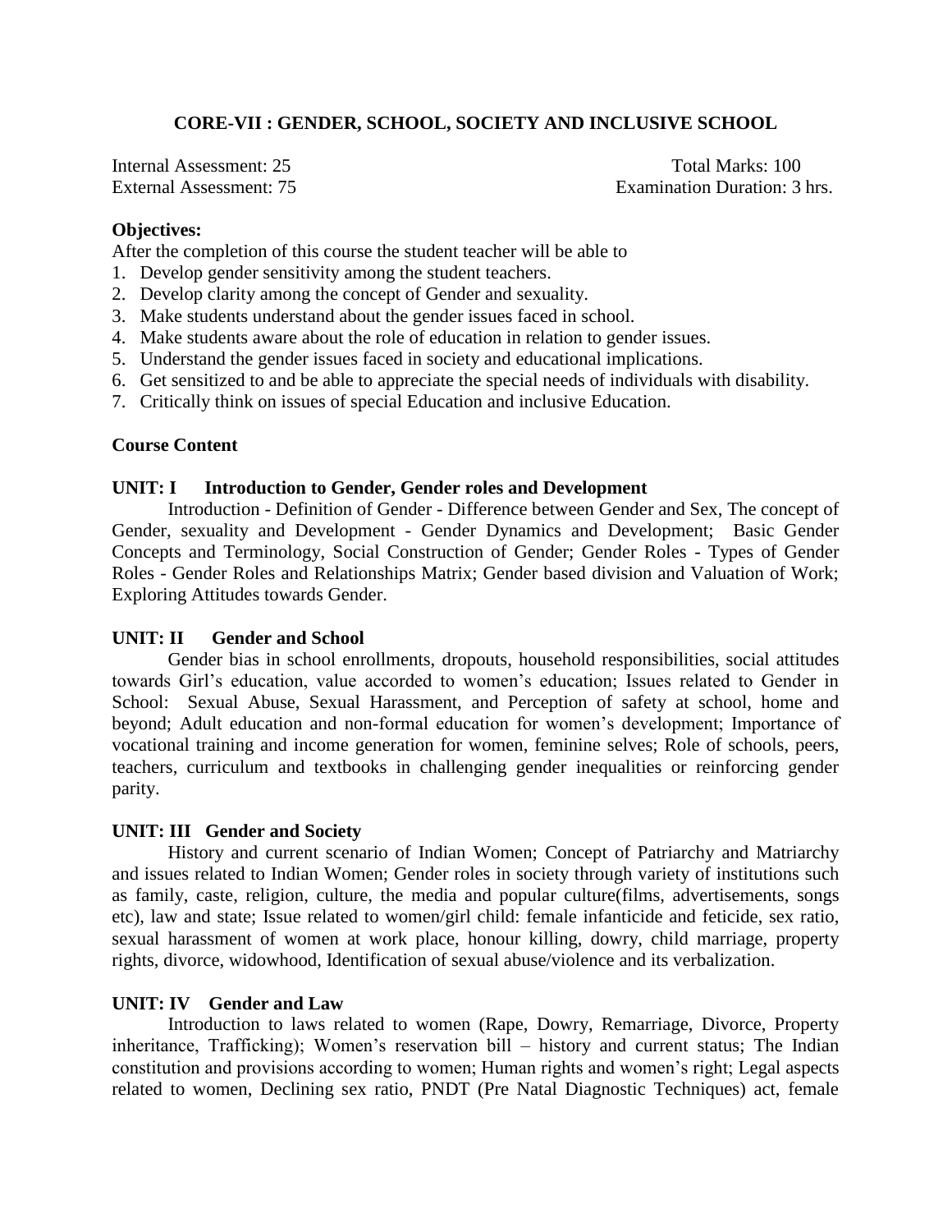## CORE-VII : GENDER, SCHOOL, SOCIETY AND INCLUSIVE SCHOOL

Internal Assessment: 25 Total Marks: 100
External Assessment: 75 Examination Duration: 3 hrs.

**Objectives:**

After the completion of this course the student teacher will be able to

1. Develop gender sensitivity among the student teachers.
2. Develop clarity among the concept of Gender and sexuality.
3. Make students understand about the gender issues faced in school.
4. Make students aware about the role of education in relation to gender issues.
5. Understand the gender issues faced in society and educational implications.
6. Get sensitized to and be able to appreciate the special needs of individuals with disability.
7. Critically think on issues of special Education and inclusive Education.

**Course Content**

**UNIT: I Introduction to Gender, Gender roles and Development**

Introduction - Definition of Gender - Difference between Gender and Sex, The concept of Gender, sexuality and Development - Gender Dynamics and Development; Basic Gender Concepts and Terminology, Social Construction of Gender; Gender Roles - Types of Gender Roles - Gender Roles and Relationships Matrix; Gender based division and Valuation of Work; Exploring Attitudes towards Gender.

**UNIT: II Gender and School**

Gender bias in school enrollments, dropouts, household responsibilities, social attitudes towards Girl's education, value accorded to women's education; Issues related to Gender in School: Sexual Abuse, Sexual Harassment, and Perception of safety at school, home and beyond; Adult education and non-formal education for women's development; Importance of vocational training and income generation for women, feminine selves; Role of schools, peers, teachers, curriculum and textbooks in challenging gender inequalities or reinforcing gender parity.

**UNIT: III Gender and Society**

History and current scenario of Indian Women; Concept of Patriarchy and Matriarchy and issues related to Indian Women; Gender roles in society through variety of institutions such as family, caste, religion, culture, the media and popular culture(films, advertisements, songs etc), law and state; Issue related to women/girl child: female infanticide and feticide, sex ratio, sexual harassment of women at work place, honour killing, dowry, child marriage, property rights, divorce, widowhood, Identification of sexual abuse/violence and its verbalization.

**UNIT: IV Gender and Law**

Introduction to laws related to women (Rape, Dowry, Remarriage, Divorce, Property inheritance, Trafficking); Women's reservation bill – history and current status; The Indian constitution and provisions according to women; Human rights and women's right; Legal aspects related to women, Declining sex ratio, PNDT (Pre Natal Diagnostic Techniques) act, female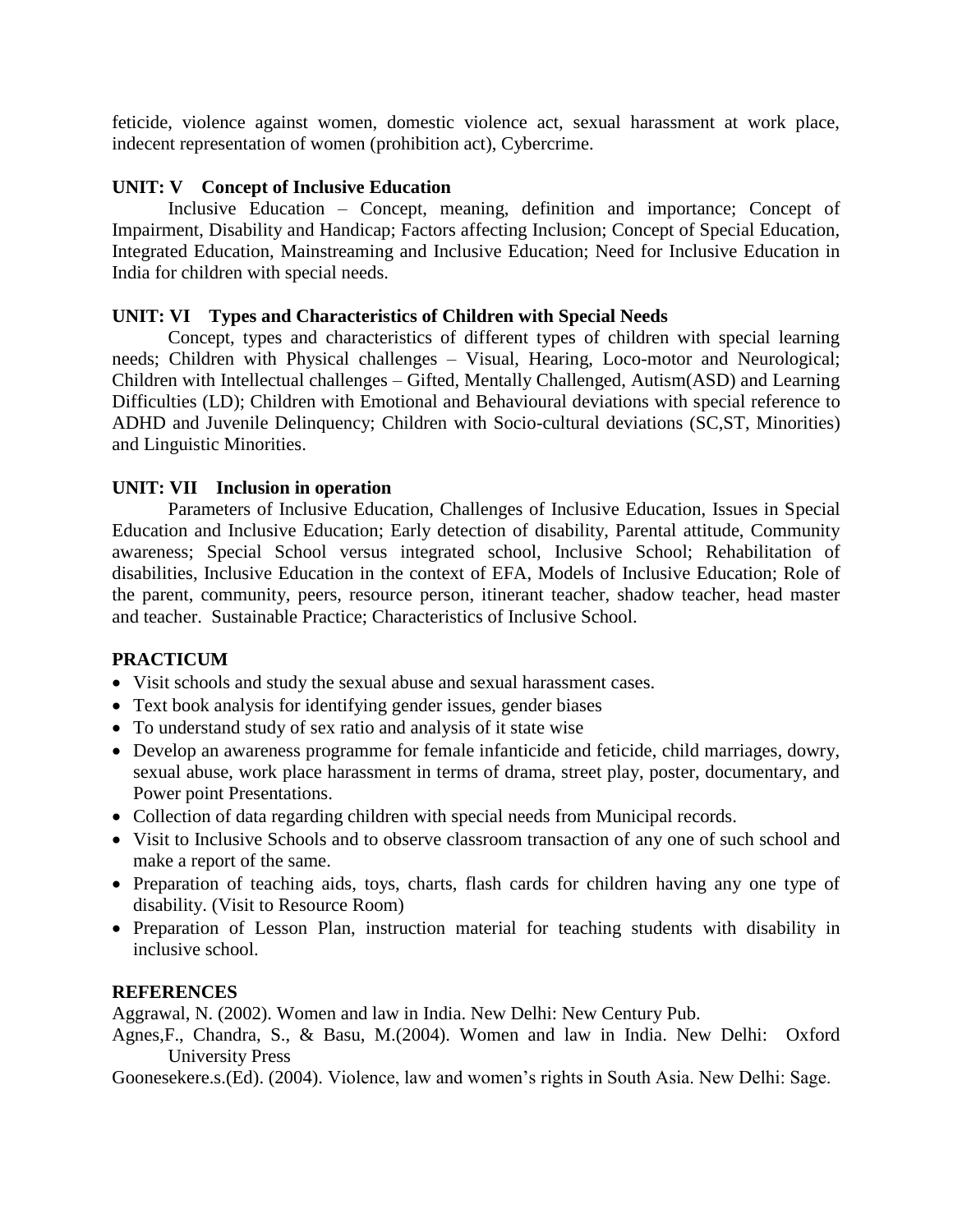feticide, violence against women, domestic violence act, sexual harassment at work place, indecent representation of women (prohibition act), Cybercrime.

**UNIT: V Concept of Inclusive Education**

Inclusive Education – Concept, meaning, definition and importance; Concept of Impairment, Disability and Handicap; Factors affecting Inclusion; Concept of Special Education, Integrated Education, Mainstreaming and Inclusive Education; Need for Inclusive Education in India for children with special needs.

**UNIT: VI Types and Characteristics of Children with Special Needs**

Concept, types and characteristics of different types of children with special learning needs; Children with Physical challenges – Visual, Hearing, Loco-motor and Neurological; Children with Intellectual challenges – Gifted, Mentally Challenged, Autism(ASD) and Learning Difficulties (LD); Children with Emotional and Behavioural deviations with special reference to ADHD and Juvenile Delinquency; Children with Socio-cultural deviations (SC,ST, Minorities) and Linguistic Minorities.

**UNIT: VII Inclusion in operation**

Parameters of Inclusive Education, Challenges of Inclusive Education, Issues in Special Education and Inclusive Education; Early detection of disability, Parental attitude, Community awareness; Special School versus integrated school, Inclusive School; Rehabilitation of disabilities, Inclusive Education in the context of EFA, Models of Inclusive Education; Role of the parent, community, peers, resource person, itinerant teacher, shadow teacher, head master and teacher. Sustainable Practice; Characteristics of Inclusive School.

**PRACTICUM**

- Visit schools and study the sexual abuse and sexual harassment cases.
- Text book analysis for identifying gender issues, gender biases
- To understand study of sex ratio and analysis of it state wise
- Develop an awareness programme for female infanticide and feticide, child marriages, dowry, sexual abuse, work place harassment in terms of drama, street play, poster, documentary, and Power point Presentations.
- Collection of data regarding children with special needs from Municipal records.
- Visit to Inclusive Schools and to observe classroom transaction of any one of such school and make a report of the same.
- Preparation of teaching aids, toys, charts, flash cards for children having any one type of disability. (Visit to Resource Room)
- Preparation of Lesson Plan, instruction material for teaching students with disability in inclusive school.

**REFERENCES**

Aggrawal, N. (2002). Women and law in India. New Delhi: New Century Pub.

Agnes,F., Chandra, S., & Basu, M.(2004). Women and law in India. New Delhi: Oxford University Press

Goonesekere.s.(Ed). (2004). Violence, law and women's rights in South Asia. New Delhi: Sage.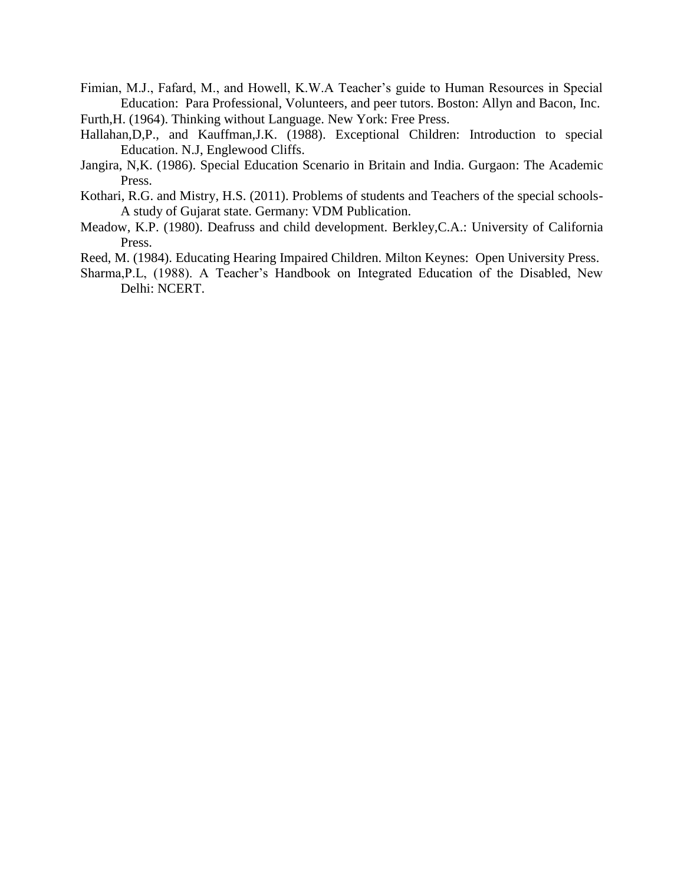Fimian, M.J., Fafard, M., and Howell, K.W.A Teacher's guide to Human Resources in Special Education: Para Professional, Volunteers, and peer tutors. Boston: Allyn and Bacon, Inc.

Furth,H. (1964). Thinking without Language. New York: Free Press.

Hallahan,D,P., and Kauffman,J.K. (1988). Exceptional Children: Introduction to special Education. N.J, Englewood Cliffs.

Jangira, N,K. (1986). Special Education Scenario in Britain and India. Gurgaon: The Academic Press.

Kothari, R.G. and Mistry, H.S. (2011). Problems of students and Teachers of the special schools- A study of Gujarat state. Germany: VDM Publication.

Meadow, K.P. (1980). Deafruss and child development. Berkley,C.A.: University of California Press.

Reed, M. (1984). Educating Hearing Impaired Children. Milton Keynes: Open University Press.

Sharma,P.L, (1988). A Teacher's Handbook on Integrated Education of the Disabled, New Delhi: NCERT.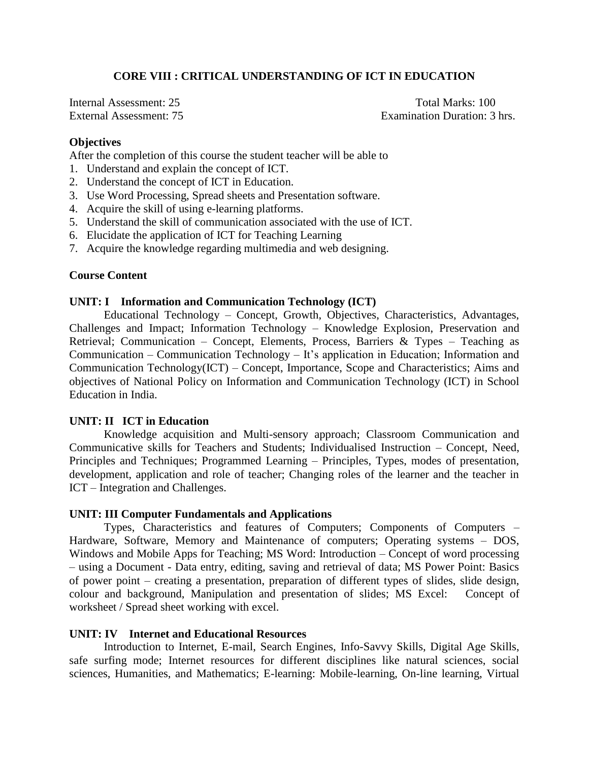## CORE VIII : CRITICAL UNDERSTANDING OF ICT IN EDUCATION

Internal Assessment: 25 Total Marks: 100
External Assessment: 75 Examination Duration: 3 hrs.

**Objectives**

After the completion of this course the student teacher will be able to

1. Understand and explain the concept of ICT.
2. Understand the concept of ICT in Education.
3. Use Word Processing, Spread sheets and Presentation software.
4. Acquire the skill of using e-learning platforms.
5. Understand the skill of communication associated with the use of ICT.
6. Elucidate the application of ICT for Teaching Learning
7. Acquire the knowledge regarding multimedia and web designing.

**Course Content**

**UNIT: I Information and Communication Technology (ICT)**

Educational Technology – Concept, Growth, Objectives, Characteristics, Advantages, Challenges and Impact; Information Technology – Knowledge Explosion, Preservation and Retrieval; Communication – Concept, Elements, Process, Barriers & Types – Teaching as Communication – Communication Technology – It's application in Education; Information and Communication Technology(ICT) – Concept, Importance, Scope and Characteristics; Aims and objectives of National Policy on Information and Communication Technology (ICT) in School Education in India.

**UNIT: II ICT in Education**

Knowledge acquisition and Multi-sensory approach; Classroom Communication and Communicative skills for Teachers and Students; Individualised Instruction – Concept, Need, Principles and Techniques; Programmed Learning – Principles, Types, modes of presentation, development, application and role of teacher; Changing roles of the learner and the teacher in ICT – Integration and Challenges.

**UNIT: III Computer Fundamentals and Applications**

Types, Characteristics and features of Computers; Components of Computers – Hardware, Software, Memory and Maintenance of computers; Operating systems – DOS, Windows and Mobile Apps for Teaching; MS Word: Introduction – Concept of word processing – using a Document - Data entry, editing, saving and retrieval of data; MS Power Point: Basics of power point – creating a presentation, preparation of different types of slides, slide design, colour and background, Manipulation and presentation of slides; MS Excel: Concept of worksheet / Spread sheet working with excel.

**UNIT: IV Internet and Educational Resources**

Introduction to Internet, E-mail, Search Engines, Info-Savvy Skills, Digital Age Skills, safe surfing mode; Internet resources for different disciplines like natural sciences, social sciences, Humanities, and Mathematics; E-learning: Mobile-learning, On-line learning, Virtual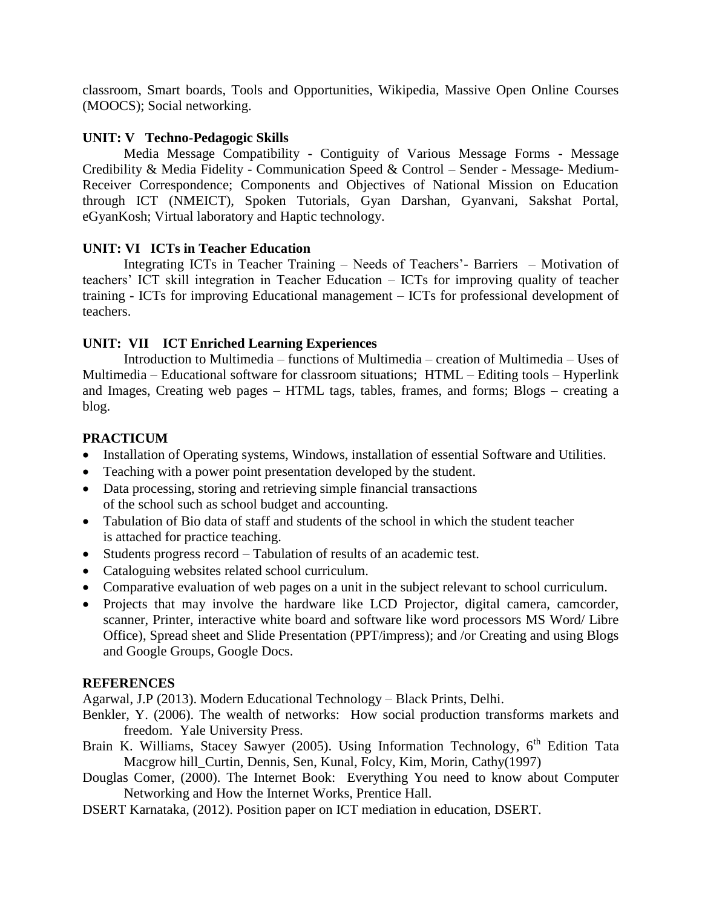classroom, Smart boards, Tools and Opportunities, Wikipedia, Massive Open Online Courses (MOOCS); Social networking.

**UNIT: V Techno-Pedagogic Skills**

Media Message Compatibility - Contiguity of Various Message Forms - Message Credibility & Media Fidelity - Communication Speed & Control – Sender - Message- Medium-Receiver Correspondence; Components and Objectives of National Mission on Education through ICT (NMEICT), Spoken Tutorials, Gyan Darshan, Gyanvani, Sakshat Portal, eGyanKosh; Virtual laboratory and Haptic technology.

**UNIT: VI ICTs in Teacher Education**

Integrating ICTs in Teacher Training – Needs of Teachers'- Barriers – Motivation of teachers' ICT skill integration in Teacher Education – ICTs for improving quality of teacher training - ICTs for improving Educational management – ICTs for professional development of teachers.

**UNIT: VII ICT Enriched Learning Experiences**

Introduction to Multimedia – functions of Multimedia – creation of Multimedia – Uses of Multimedia – Educational software for classroom situations; HTML – Editing tools – Hyperlink and Images, Creating web pages – HTML tags, tables, frames, and forms; Blogs – creating a blog.

**PRACTICUM**

- Installation of Operating systems, Windows, installation of essential Software and Utilities.
- Teaching with a power point presentation developed by the student.
- Data processing, storing and retrieving simple financial transactions of the school such as school budget and accounting.
- Tabulation of Bio data of staff and students of the school in which the student teacher is attached for practice teaching.
- Students progress record – Tabulation of results of an academic test.
- Cataloguing websites related school curriculum.
- Comparative evaluation of web pages on a unit in the subject relevant to school curriculum.
- Projects that may involve the hardware like LCD Projector, digital camera, camcorder, scanner, Printer, interactive white board and software like word processors MS Word/ Libre Office), Spread sheet and Slide Presentation (PPT/impress); and /or Creating and using Blogs and Google Groups, Google Docs.

**REFERENCES**

Agarwal, J.P (2013). Modern Educational Technology – Black Prints, Delhi.

Benkler, Y. (2006). The wealth of networks: How social production transforms markets and freedom. Yale University Press.

Brain K. Williams, Stacey Sawyer (2005). Using Information Technology, 6th Edition Tata Macgrow hill_Curtin, Dennis, Sen, Kunal, Folcy, Kim, Morin, Cathy(1997)

Douglas Comer, (2000). The Internet Book: Everything You need to know about Computer Networking and How the Internet Works, Prentice Hall.

DSERT Karnataka, (2012). Position paper on ICT mediation in education, DSERT.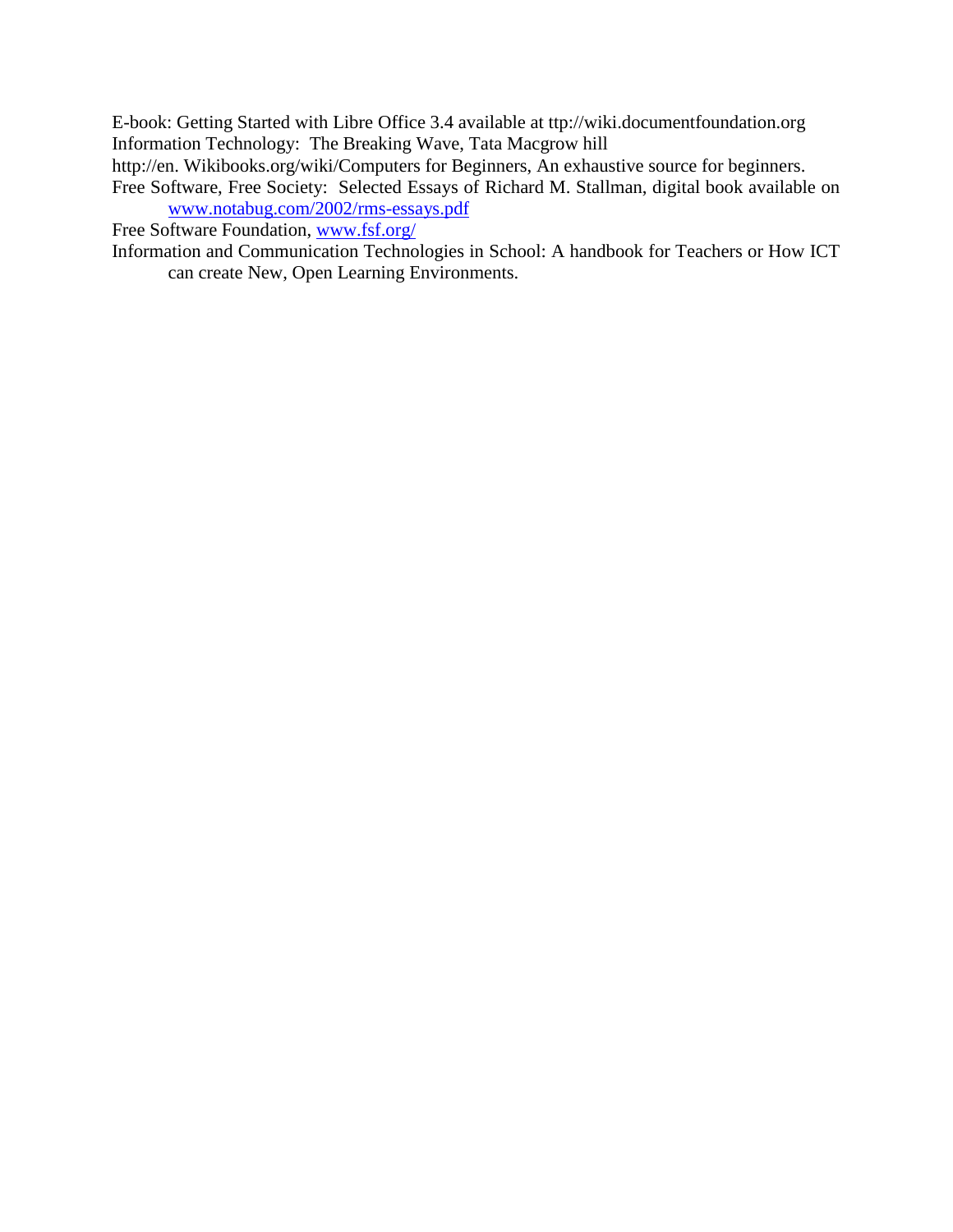E-book: Getting Started with Libre Office 3.4 available at ttp://wiki.documentfoundation.org

Information Technology: The Breaking Wave, Tata Macgrow hill

http://en. Wikibooks.org/wiki/Computers for Beginners, An exhaustive source for beginners.

Free Software, Free Society: Selected Essays of Richard M. Stallman, digital book available on www.notabug.com/2002/rms-essays.pdf

Free Software Foundation, www.fsf.org/

Information and Communication Technologies in School: A handbook for Teachers or How ICT can create New, Open Learning Environments.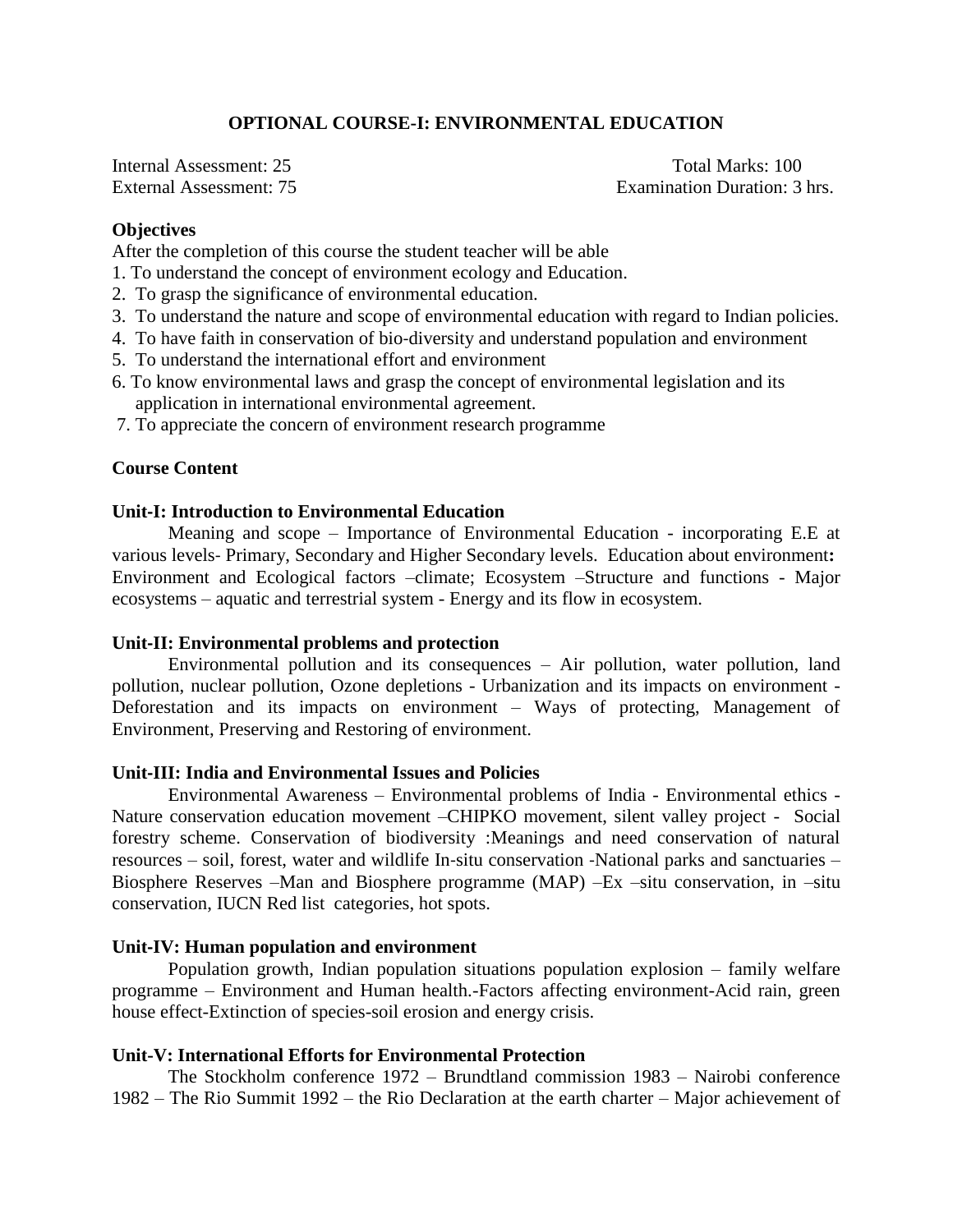## OPTIONAL COURSE-I: ENVIRONMENTAL EDUCATION

Internal Assessment: 25 Total Marks: 100
External Assessment: 75 Examination Duration: 3 hrs.

**Objectives**

After the completion of this course the student teacher will be able

1. To understand the concept of environment ecology and Education.
2. To grasp the significance of environmental education.
3. To understand the nature and scope of environmental education with regard to Indian policies.
4. To have faith in conservation of bio-diversity and understand population and environment
5. To understand the international effort and environment
6. To know environmental laws and grasp the concept of environmental legislation and its application in international environmental agreement.
7. To appreciate the concern of environment research programme

**Course Content**

**Unit-I: Introduction to Environmental Education**

Meaning and scope – Importance of Environmental Education - incorporating E.E at various levels- Primary, Secondary and Higher Secondary levels. Education about environment**:** Environment and Ecological factors –climate; Ecosystem –Structure and functions - Major ecosystems – aquatic and terrestrial system - Energy and its flow in ecosystem.

**Unit-II: Environmental problems and protection**

Environmental pollution and its consequences – Air pollution, water pollution, land pollution, nuclear pollution, Ozone depletions - Urbanization and its impacts on environment - Deforestation and its impacts on environment – Ways of protecting, Management of Environment, Preserving and Restoring of environment.

**Unit-III: India and Environmental Issues and Policies**

Environmental Awareness – Environmental problems of India - Environmental ethics - Nature conservation education movement –CHIPKO movement, silent valley project - Social forestry scheme. Conservation of biodiversity :Meanings and need conservation of natural resources – soil, forest, water and wildlife In-situ conservation -National parks and sanctuaries – Biosphere Reserves –Man and Biosphere programme (MAP) –Ex –situ conservation, in –situ conservation, IUCN Red list categories, hot spots.

**Unit-IV: Human population and environment**

Population growth, Indian population situations population explosion – family welfare programme – Environment and Human health.-Factors affecting environment-Acid rain, green house effect-Extinction of species-soil erosion and energy crisis.

**Unit-V: International Efforts for Environmental Protection**

The Stockholm conference 1972 – Brundtland commission 1983 – Nairobi conference 1982 – The Rio Summit 1992 – the Rio Declaration at the earth charter – Major achievement of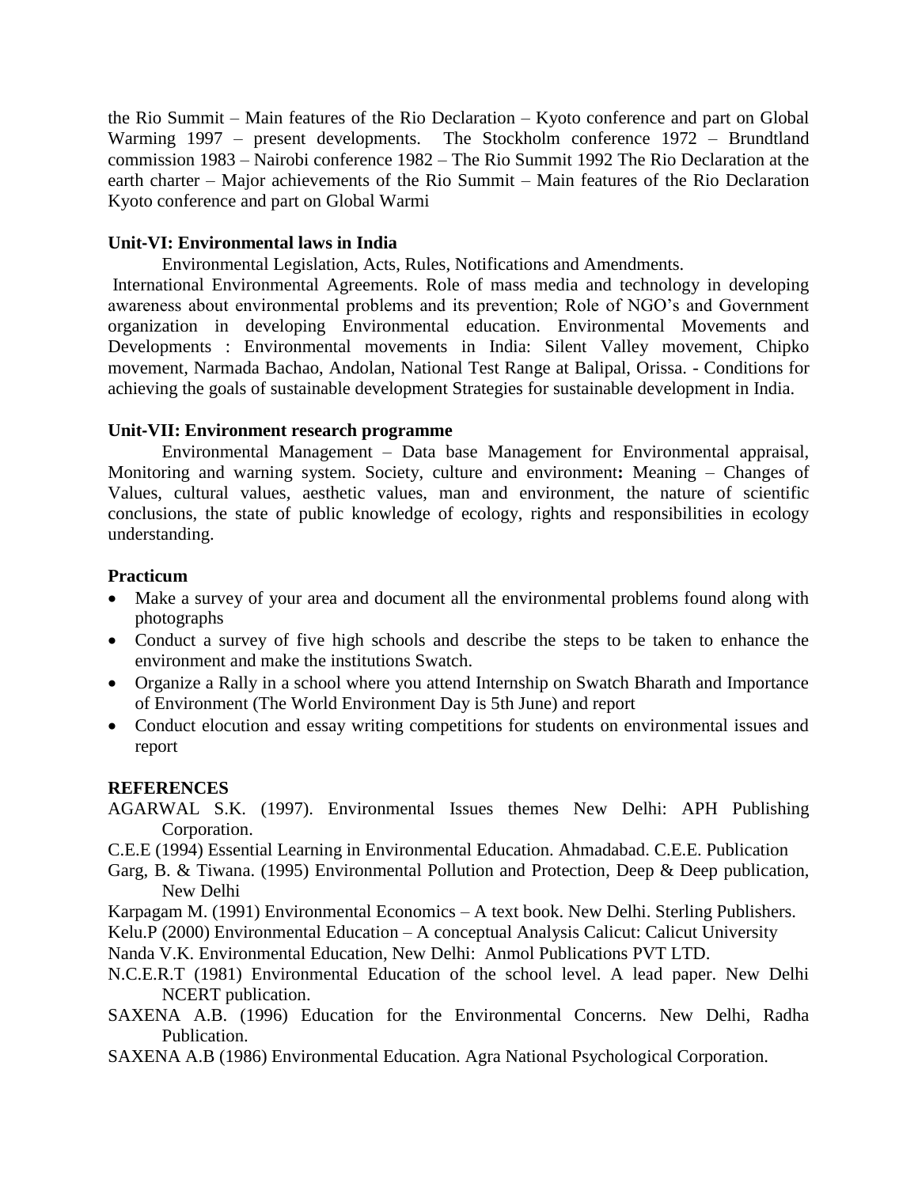the Rio Summit – Main features of the Rio Declaration – Kyoto conference and part on Global Warming 1997 – present developments. The Stockholm conference 1972 – Brundtland commission 1983 – Nairobi conference 1982 – The Rio Summit 1992 The Rio Declaration at the earth charter – Major achievements of the Rio Summit – Main features of the Rio Declaration Kyoto conference and part on Global Warmi

**Unit-VI: Environmental laws in India**

Environmental Legislation, Acts, Rules, Notifications and Amendments.

International Environmental Agreements. Role of mass media and technology in developing awareness about environmental problems and its prevention; Role of NGO's and Government organization in developing Environmental education. Environmental Movements and Developments : Environmental movements in India: Silent Valley movement, Chipko movement, Narmada Bachao, Andolan, National Test Range at Balipal, Orissa. - Conditions for achieving the goals of sustainable development Strategies for sustainable development in India.

**Unit-VII: Environment research programme**

Environmental Management – Data base Management for Environmental appraisal, Monitoring and warning system. Society, culture and environment**:** Meaning – Changes of Values, cultural values, aesthetic values, man and environment, the nature of scientific conclusions, the state of public knowledge of ecology, rights and responsibilities in ecology understanding.

**Practicum**

- Make a survey of your area and document all the environmental problems found along with photographs
- Conduct a survey of five high schools and describe the steps to be taken to enhance the environment and make the institutions Swatch.
- Organize a Rally in a school where you attend Internship on Swatch Bharath and Importance of Environment (The World Environment Day is 5th June) and report
- Conduct elocution and essay writing competitions for students on environmental issues and report

**REFERENCES**

AGARWAL S.K. (1997). Environmental Issues themes New Delhi: APH Publishing Corporation.

C.E.E (1994) Essential Learning in Environmental Education. Ahmadabad. C.E.E. Publication

Garg, B. & Tiwana. (1995) Environmental Pollution and Protection, Deep & Deep publication, New Delhi

Karpagam M. (1991) Environmental Economics – A text book. New Delhi. Sterling Publishers.

Kelu.P (2000) Environmental Education – A conceptual Analysis Calicut: Calicut University

Nanda V.K. Environmental Education, New Delhi: Anmol Publications PVT LTD.

N.C.E.R.T (1981) Environmental Education of the school level. A lead paper. New Delhi NCERT publication.

SAXENA A.B. (1996) Education for the Environmental Concerns. New Delhi, Radha Publication.

SAXENA A.B (1986) Environmental Education. Agra National Psychological Corporation.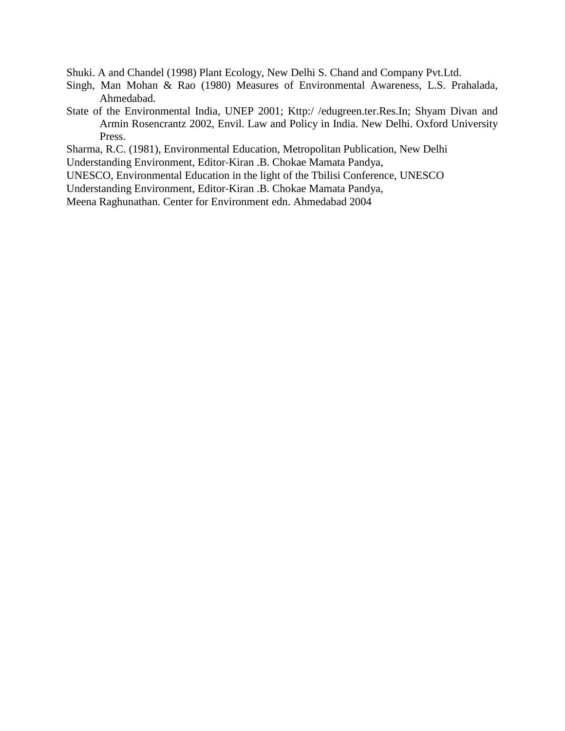Shuki. A and Chandel (1998) Plant Ecology, New Delhi S. Chand and Company Pvt.Ltd.

Singh, Man Mohan & Rao (1980) Measures of Environmental Awareness, L.S. Prahalada, Ahmedabad.

State of the Environmental India, UNEP 2001; Kttp:/ /edugreen.ter.Res.In; Shyam Divan and Armin Rosencrantz 2002, Envil. Law and Policy in India. New Delhi. Oxford University Press.

Sharma, R.C. (1981), Environmental Education, Metropolitan Publication, New Delhi

Understanding Environment, Editor-Kiran .B. Chokae Mamata Pandya,

UNESCO, Environmental Education in the light of the Tbilisi Conference, UNESCO

Understanding Environment, Editor-Kiran .B. Chokae Mamata Pandya,

Meena Raghunathan. Center for Environment edn. Ahmedabad 2004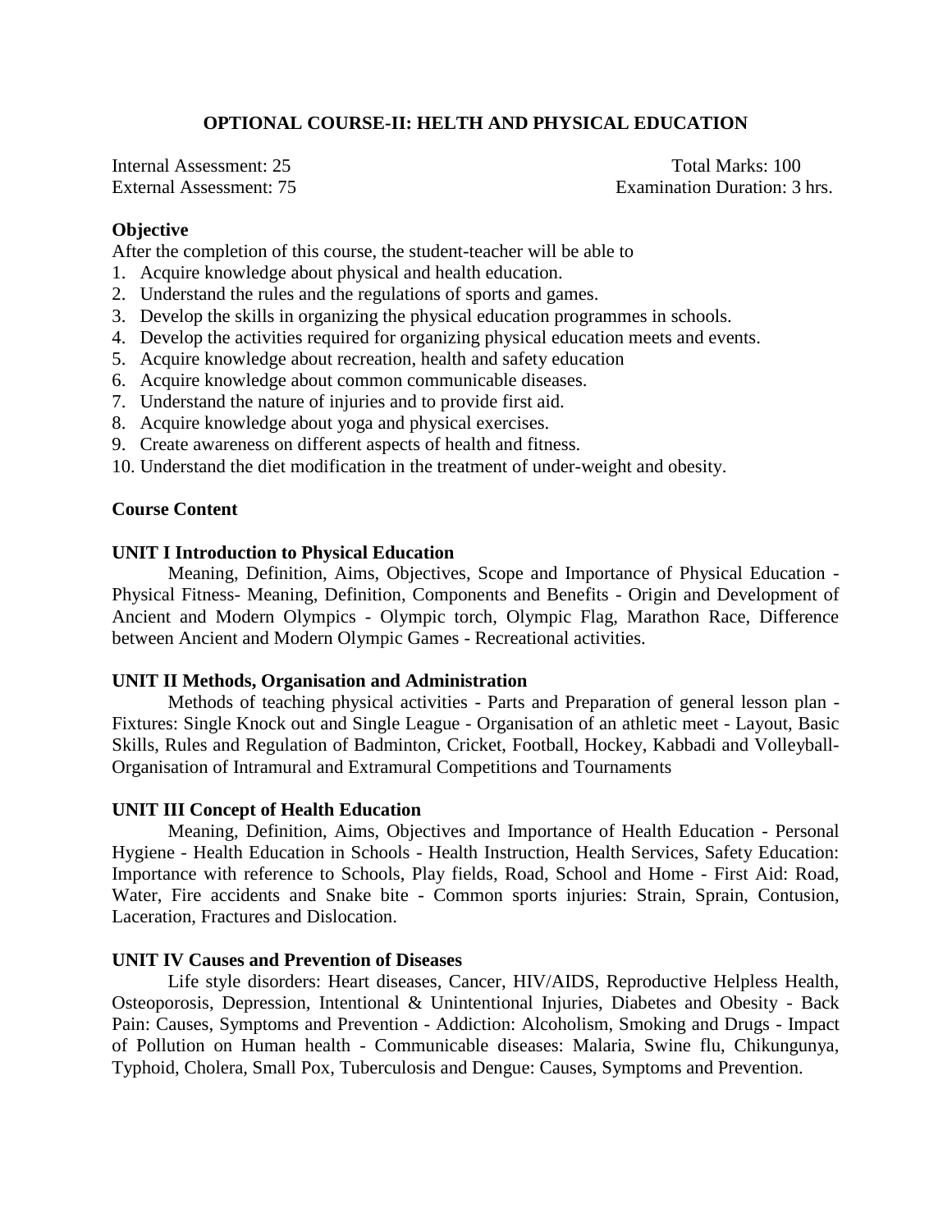## OPTIONAL COURSE-II: HELTH AND PHYSICAL EDUCATION

Internal Assessment: 25 | Total Marks: 100
External Assessment: 75 | Examination Duration: 3 hrs.

**Objective**

After the completion of this course, the student-teacher will be able to

1. Acquire knowledge about physical and health education.
2. Understand the rules and the regulations of sports and games.
3. Develop the skills in organizing the physical education programmes in schools.
4. Develop the activities required for organizing physical education meets and events.
5. Acquire knowledge about recreation, health and safety education
6. Acquire knowledge about common communicable diseases.
7. Understand the nature of injuries and to provide first aid.
8. Acquire knowledge about yoga and physical exercises.
9. Create awareness on different aspects of health and fitness.
10. Understand the diet modification in the treatment of under-weight and obesity.

**Course Content**

**UNIT I Introduction to Physical Education**

Meaning, Definition, Aims, Objectives, Scope and Importance of Physical Education - Physical Fitness- Meaning, Definition, Components and Benefits - Origin and Development of Ancient and Modern Olympics - Olympic torch, Olympic Flag, Marathon Race, Difference between Ancient and Modern Olympic Games - Recreational activities.

**UNIT II Methods, Organisation and Administration**

Methods of teaching physical activities - Parts and Preparation of general lesson plan - Fixtures: Single Knock out and Single League - Organisation of an athletic meet - Layout, Basic Skills, Rules and Regulation of Badminton, Cricket, Football, Hockey, Kabbadi and Volleyball- Organisation of Intramural and Extramural Competitions and Tournaments

**UNIT III Concept of Health Education**

Meaning, Definition, Aims, Objectives and Importance of Health Education - Personal Hygiene - Health Education in Schools - Health Instruction, Health Services, Safety Education: Importance with reference to Schools, Play fields, Road, School and Home - First Aid: Road, Water, Fire accidents and Snake bite - Common sports injuries: Strain, Sprain, Contusion, Laceration, Fractures and Dislocation.

**UNIT IV Causes and Prevention of Diseases**

Life style disorders: Heart diseases, Cancer, HIV/AIDS, Reproductive Helpless Health, Osteoporosis, Depression, Intentional & Unintentional Injuries, Diabetes and Obesity - Back Pain: Causes, Symptoms and Prevention - Addiction: Alcoholism, Smoking and Drugs - Impact of Pollution on Human health - Communicable diseases: Malaria, Swine flu, Chikungunya, Typhoid, Cholera, Small Pox, Tuberculosis and Dengue: Causes, Symptoms and Prevention.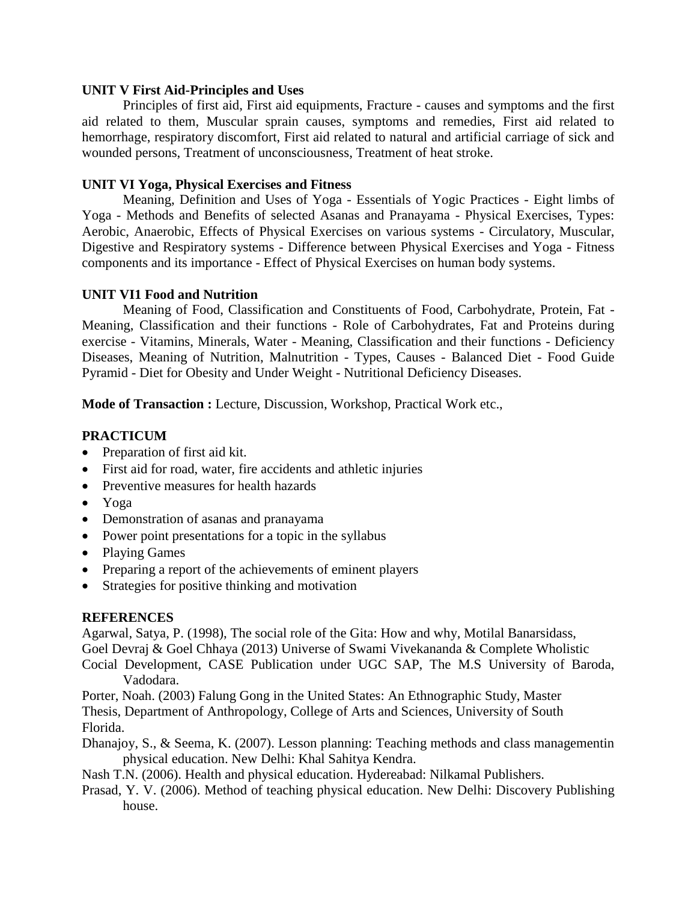**UNIT V First Aid-Principles and Uses**

Principles of first aid, First aid equipments, Fracture - causes and symptoms and the first aid related to them, Muscular sprain causes, symptoms and remedies, First aid related to hemorrhage, respiratory discomfort, First aid related to natural and artificial carriage of sick and wounded persons, Treatment of unconsciousness, Treatment of heat stroke.

**UNIT VI Yoga, Physical Exercises and Fitness**

Meaning, Definition and Uses of Yoga - Essentials of Yogic Practices - Eight limbs of Yoga - Methods and Benefits of selected Asanas and Pranayama - Physical Exercises, Types: Aerobic, Anaerobic, Effects of Physical Exercises on various systems - Circulatory, Muscular, Digestive and Respiratory systems - Difference between Physical Exercises and Yoga - Fitness components and its importance - Effect of Physical Exercises on human body systems.

**UNIT VI1 Food and Nutrition**

Meaning of Food, Classification and Constituents of Food, Carbohydrate, Protein, Fat - Meaning, Classification and their functions - Role of Carbohydrates, Fat and Proteins during exercise - Vitamins, Minerals, Water - Meaning, Classification and their functions - Deficiency Diseases, Meaning of Nutrition, Malnutrition - Types, Causes - Balanced Diet - Food Guide Pyramid - Diet for Obesity and Under Weight - Nutritional Deficiency Diseases.

**Mode of Transaction :** Lecture, Discussion, Workshop, Practical Work etc.,

**PRACTICUM**

- Preparation of first aid kit.
- First aid for road, water, fire accidents and athletic injuries
- Preventive measures for health hazards
- Yoga
- Demonstration of asanas and pranayama
- Power point presentations for a topic in the syllabus
- Playing Games
- Preparing a report of the achievements of eminent players
- Strategies for positive thinking and motivation

**REFERENCES**

Agarwal, Satya, P. (1998), The social role of the Gita: How and why, Motilal Banarsidass,

Goel Devraj & Goel Chhaya (2013) Universe of Swami Vivekananda & Complete Wholistic Cocial Development, CASE Publication under UGC SAP, The M.S University of Baroda, Vadodara.

Porter, Noah. (2003) Falung Gong in the United States: An Ethnographic Study, Master Thesis, Department of Anthropology, College of Arts and Sciences, University of South Florida.

Dhanajoy, S., & Seema, K. (2007). Lesson planning: Teaching methods and class managementin physical education. New Delhi: Khal Sahitya Kendra.

Nash T.N. (2006). Health and physical education. Hydereabad: Nilkamal Publishers.

Prasad, Y. V. (2006). Method of teaching physical education. New Delhi: Discovery Publishing house.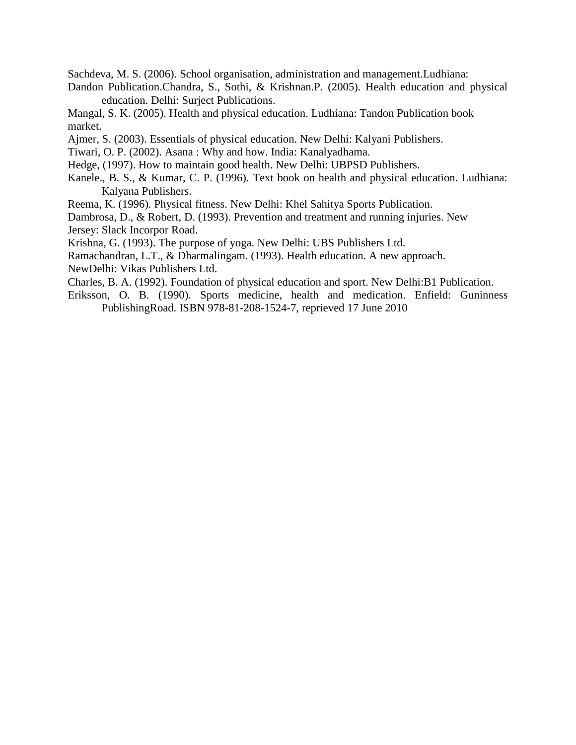Sachdeva, M. S. (2006). School organisation, administration and management.Ludhiana:

Dandon Publication.Chandra, S., Sothi, & Krishnan.P. (2005). Health education and physical education. Delhi: Surject Publications.

Mangal, S. K. (2005). Health and physical education. Ludhiana: Tandon Publication book market.

Ajmer, S. (2003). Essentials of physical education. New Delhi: Kalyani Publishers.

Tiwari, O. P. (2002). Asana : Why and how. India: Kanalyadhama.

Hedge, (1997). How to maintain good health. New Delhi: UBPSD Publishers.

Kanele., B. S., & Kumar, C. P. (1996). Text book on health and physical education. Ludhiana: Kalyana Publishers.

Reema, K. (1996). Physical fitness. New Delhi: Khel Sahitya Sports Publication.

Dambrosa, D., & Robert, D. (1993). Prevention and treatment and running injuries. New Jersey: Slack Incorpor Road.

Krishna, G. (1993). The purpose of yoga. New Delhi: UBS Publishers Ltd.

Ramachandran, L.T., & Dharmalingam. (1993). Health education. A new approach. NewDelhi: Vikas Publishers Ltd.

Charles, B. A. (1992). Foundation of physical education and sport. New Delhi:B1 Publication.

Eriksson, O. B. (1990). Sports medicine, health and medication. Enfield: Guninness PublishingRoad. ISBN 978-81-208-1524-7, reprieved 17 June 2010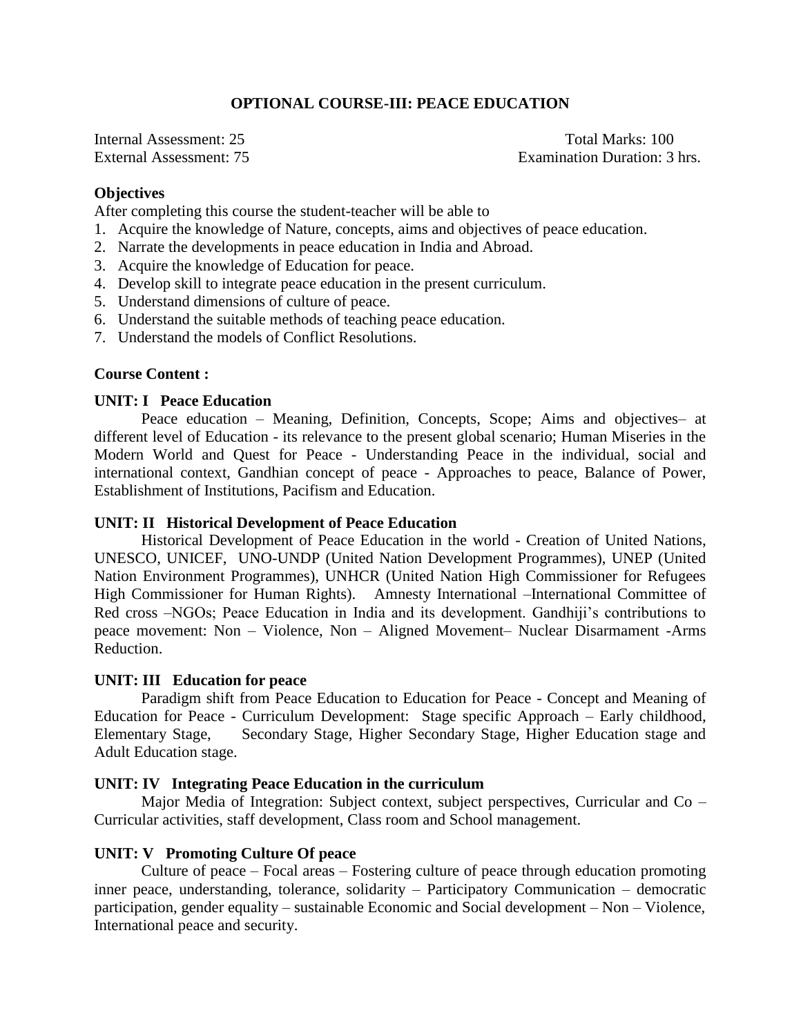## OPTIONAL COURSE-III: PEACE EDUCATION

Internal Assessment: 25  
External Assessment: 75  
Total Marks: 100  
Examination Duration: 3 hrs.

### Objectives

After completing this course the student-teacher will be able to

1. Acquire the knowledge of Nature, concepts, aims and objectives of peace education.
2. Narrate the developments in peace education in India and Abroad.
3. Acquire the knowledge of Education for peace.
4. Develop skill to integrate peace education in the present curriculum.
5. Understand dimensions of culture of peace.
6. Understand the suitable methods of teaching peace education.
7. Understand the models of Conflict Resolutions.

### Course Content :

**UNIT: I Peace Education**

Peace education – Meaning, Definition, Concepts, Scope; Aims and objectives– at different level of Education - its relevance to the present global scenario; Human Miseries in the Modern World and Quest for Peace - Understanding Peace in the individual, social and international context, Gandhian concept of peace - Approaches to peace, Balance of Power, Establishment of Institutions, Pacifism and Education.

**UNIT: II Historical Development of Peace Education**

Historical Development of Peace Education in the world - Creation of United Nations, UNESCO, UNICEF, UNO-UNDP (United Nation Development Programmes), UNEP (United Nation Environment Programmes), UNHCR (United Nation High Commissioner for Refugees High Commissioner for Human Rights). Amnesty International –International Committee of Red cross –NGOs; Peace Education in India and its development. Gandhiji's contributions to peace movement: Non – Violence, Non – Aligned Movement– Nuclear Disarmament -Arms Reduction.

**UNIT: III Education for peace**

Paradigm shift from Peace Education to Education for Peace - Concept and Meaning of Education for Peace - Curriculum Development: Stage specific Approach – Early childhood, Elementary Stage, Secondary Stage, Higher Secondary Stage, Higher Education stage and Adult Education stage.

**UNIT: IV Integrating Peace Education in the curriculum**

Major Media of Integration: Subject context, subject perspectives, Curricular and Co – Curricular activities, staff development, Class room and School management.

**UNIT: V Promoting Culture Of peace**

Culture of peace – Focal areas – Fostering culture of peace through education promoting inner peace, understanding, tolerance, solidarity – Participatory Communication – democratic participation, gender equality – sustainable Economic and Social development – Non – Violence, International peace and security.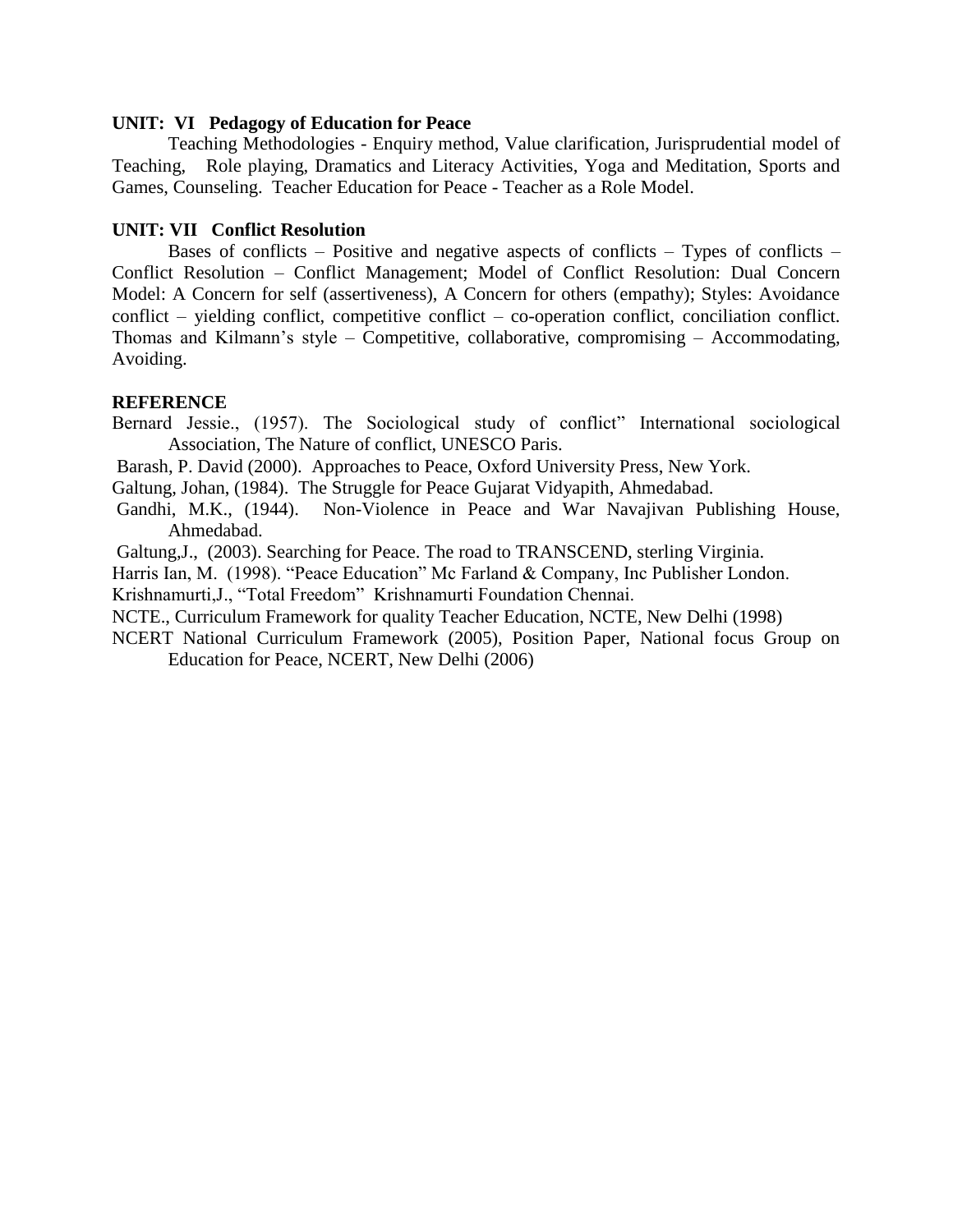**UNIT: VI Pedagogy of Education for Peace**

Teaching Methodologies - Enquiry method, Value clarification, Jurisprudential model of Teaching, Role playing, Dramatics and Literacy Activities, Yoga and Meditation, Sports and Games, Counseling. Teacher Education for Peace - Teacher as a Role Model.

**UNIT: VII Conflict Resolution**

Bases of conflicts – Positive and negative aspects of conflicts – Types of conflicts – Conflict Resolution – Conflict Management; Model of Conflict Resolution: Dual Concern Model: A Concern for self (assertiveness), A Concern for others (empathy); Styles: Avoidance conflict – yielding conflict, competitive conflict – co-operation conflict, conciliation conflict. Thomas and Kilmann's style – Competitive, collaborative, compromising – Accommodating, Avoiding.

**REFERENCE**

Bernard Jessie., (1957). The Sociological study of conflict" International sociological Association, The Nature of conflict, UNESCO Paris.

Barash, P. David (2000). Approaches to Peace, Oxford University Press, New York.

Galtung, Johan, (1984). The Struggle for Peace Gujarat Vidyapith, Ahmedabad.

Gandhi, M.K., (1944). Non-Violence in Peace and War Navajivan Publishing House, Ahmedabad.

Galtung,J., (2003). Searching for Peace. The road to TRANSCEND, sterling Virginia.

Harris Ian, M. (1998). "Peace Education" Mc Farland & Company, Inc Publisher London.

Krishnamurti,J., "Total Freedom" Krishnamurti Foundation Chennai.

NCTE., Curriculum Framework for quality Teacher Education, NCTE, New Delhi (1998)

NCERT National Curriculum Framework (2005), Position Paper, National focus Group on Education for Peace, NCERT, New Delhi (2006)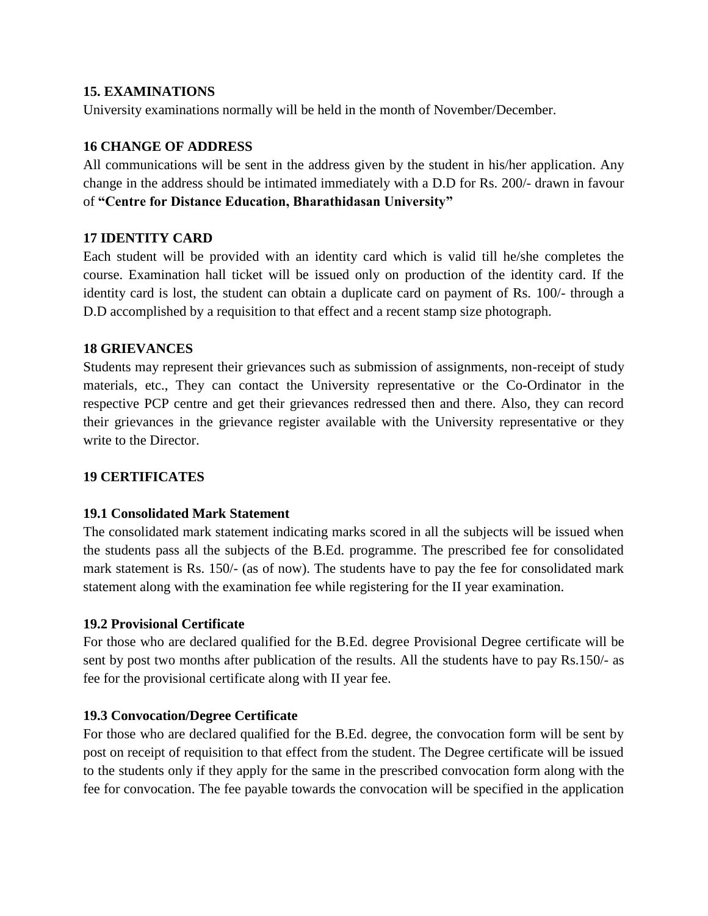## 15. EXAMINATIONS

University examinations normally will be held in the month of November/December.

## 16 CHANGE OF ADDRESS

All communications will be sent in the address given by the student in his/her application. Any change in the address should be intimated immediately with a D.D for Rs. 200/- drawn in favour of **"Centre for Distance Education, Bharathidasan University"**

## 17 IDENTITY CARD

Each student will be provided with an identity card which is valid till he/she completes the course. Examination hall ticket will be issued only on production of the identity card. If the identity card is lost, the student can obtain a duplicate card on payment of Rs. 100/- through a D.D accomplished by a requisition to that effect and a recent stamp size photograph.

## 18 GRIEVANCES

Students may represent their grievances such as submission of assignments, non-receipt of study materials, etc., They can contact the University representative or the Co-Ordinator in the respective PCP centre and get their grievances redressed then and there. Also, they can record their grievances in the grievance register available with the University representative or they write to the Director.

## 19 CERTIFICATES

### 19.1 Consolidated Mark Statement

The consolidated mark statement indicating marks scored in all the subjects will be issued when the students pass all the subjects of the B.Ed. programme. The prescribed fee for consolidated mark statement is Rs. 150/- (as of now). The students have to pay the fee for consolidated mark statement along with the examination fee while registering for the II year examination.

### 19.2 Provisional Certificate

For those who are declared qualified for the B.Ed. degree Provisional Degree certificate will be sent by post two months after publication of the results. All the students have to pay Rs.150/- as fee for the provisional certificate along with II year fee.

### 19.3 Convocation/Degree Certificate

For those who are declared qualified for the B.Ed. degree, the convocation form will be sent by post on receipt of requisition to that effect from the student. The Degree certificate will be issued to the students only if they apply for the same in the prescribed convocation form along with the fee for convocation. The fee payable towards the convocation will be specified in the application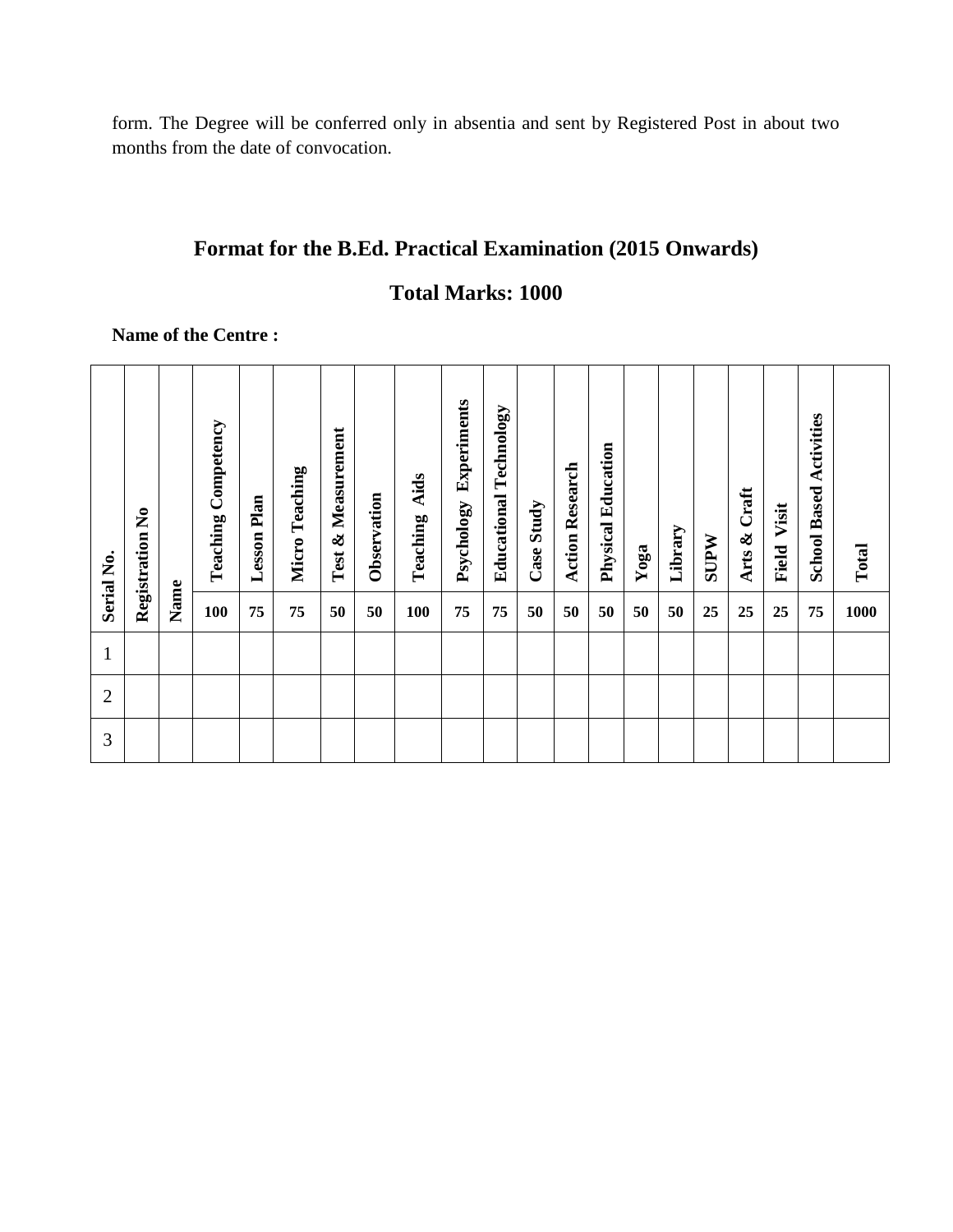form. The Degree will be conferred only in absentia and sent by Registered Post in about two months from the date of convocation.

## Format for the B.Ed. Practical Examination (2015 Onwards)

## Total Marks: 1000

**Name of the Centre :**

| Serial No. | Registration No | Name | Teaching Competency | Lesson Plan | Micro Teaching | Test & Measurement | Observation | Teaching Aids | Psychology Experiments | Educational Technology | Case Study | Action Research | Physical Education | Yoga | Library | SUPW | Arts & Craft | Field Visit | School Based Activities | Total |
|---|---|---|---|---|---|---|---|---|---|---|---|---|---|---|---|---|---|---|---|---|
| | | | **100** | **75** | **75** | **50** | **50** | **100** | **75** | **75** | **50** | **50** | **50** | **50** | **50** | **25** | **25** | **25** | **75** | **1000** |
| 1 | | | | | | | | | | | | | | | | | | | | |
| 2 | | | | | | | | | | | | | | | | | | | | |
| 3 | | | | | | | | | | | | | | | | | | | | |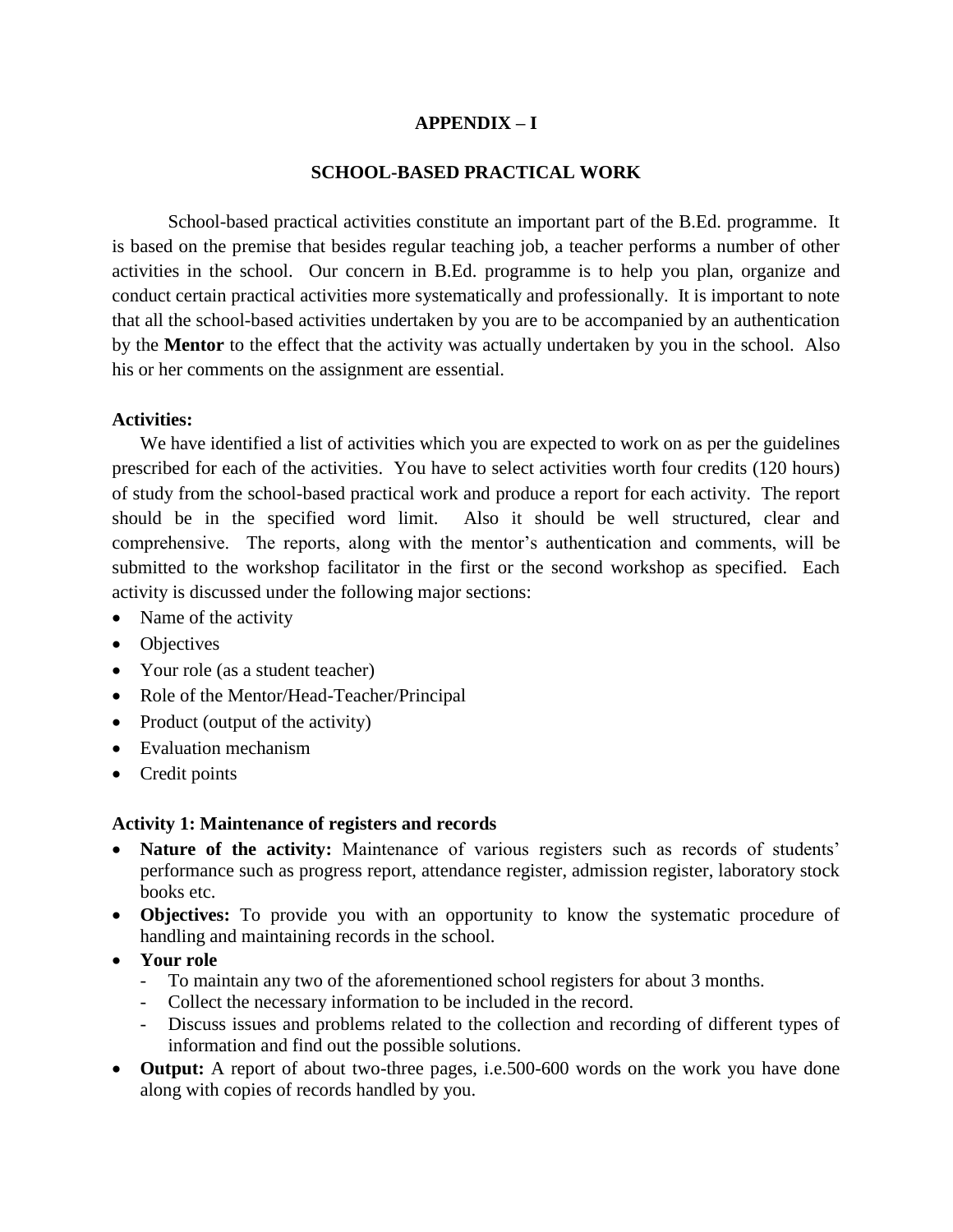# APPENDIX – I

## SCHOOL-BASED PRACTICAL WORK

School-based practical activities constitute an important part of the B.Ed. programme. It is based on the premise that besides regular teaching job, a teacher performs a number of other activities in the school. Our concern in B.Ed. programme is to help you plan, organize and conduct certain practical activities more systematically and professionally. It is important to note that all the school-based activities undertaken by you are to be accompanied by an authentication by the **Mentor** to the effect that the activity was actually undertaken by you in the school. Also his or her comments on the assignment are essential.

**Activities:**

We have identified a list of activities which you are expected to work on as per the guidelines prescribed for each of the activities. You have to select activities worth four credits (120 hours) of study from the school-based practical work and produce a report for each activity. The report should be in the specified word limit. Also it should be well structured, clear and comprehensive. The reports, along with the mentor's authentication and comments, will be submitted to the workshop facilitator in the first or the second workshop as specified. Each activity is discussed under the following major sections:

- Name of the activity
- Objectives
- Your role (as a student teacher)
- Role of the Mentor/Head-Teacher/Principal
- Product (output of the activity)
- Evaluation mechanism
- Credit points

**Activity 1: Maintenance of registers and records**

- **Nature of the activity:** Maintenance of various registers such as records of students' performance such as progress report, attendance register, admission register, laboratory stock books etc.
- **Objectives:** To provide you with an opportunity to know the systematic procedure of handling and maintaining records in the school.
- **Your role**
  - To maintain any two of the aforementioned school registers for about 3 months.
  - Collect the necessary information to be included in the record.
  - Discuss issues and problems related to the collection and recording of different types of information and find out the possible solutions.
- **Output:** A report of about two-three pages, i.e.500-600 words on the work you have done along with copies of records handled by you.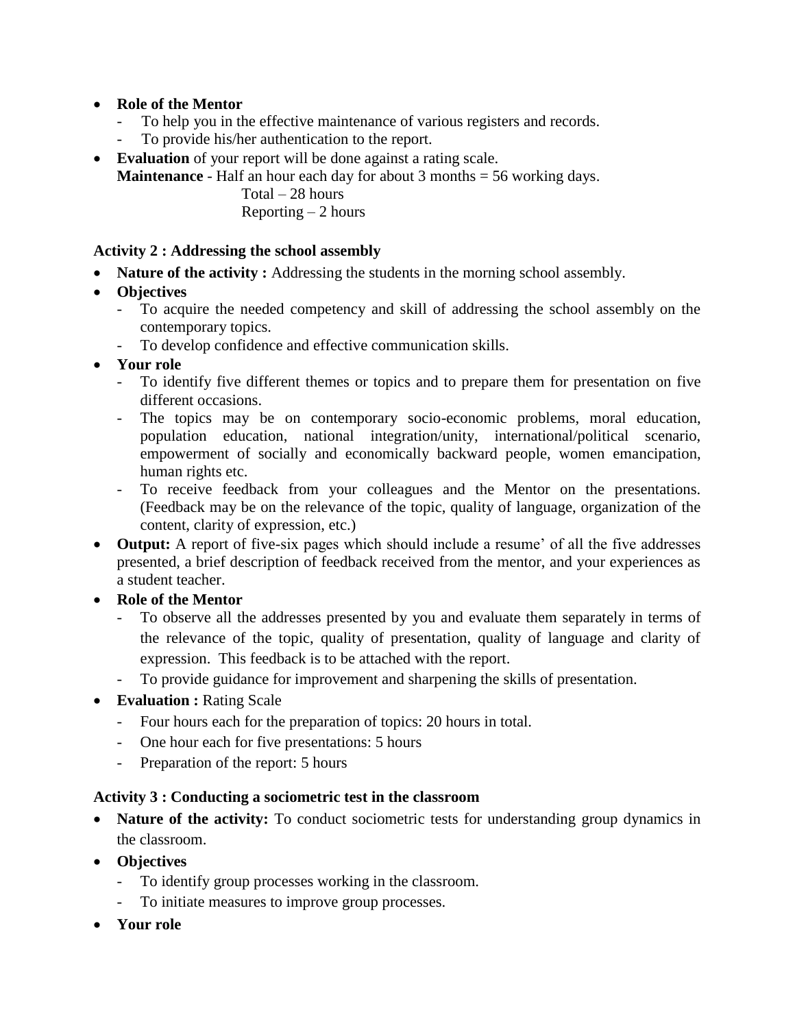- **Role of the Mentor**
  - To help you in the effective maintenance of various registers and records.
  - To provide his/her authentication to the report.
- **Evaluation** of your report will be done against a rating scale.

  **Maintenance** - Half an hour each day for about 3 months = 56 working days.

  Total – 28 hours

  Reporting – 2 hours

### Activity 2 : Addressing the school assembly

- **Nature of the activity :** Addressing the students in the morning school assembly.
- **Objectives**
  - To acquire the needed competency and skill of addressing the school assembly on the contemporary topics.
  - To develop confidence and effective communication skills.
- **Your role**
  - To identify five different themes or topics and to prepare them for presentation on five different occasions.
  - The topics may be on contemporary socio-economic problems, moral education, population education, national integration/unity, international/political scenario, empowerment of socially and economically backward people, women emancipation, human rights etc.
  - To receive feedback from your colleagues and the Mentor on the presentations. (Feedback may be on the relevance of the topic, quality of language, organization of the content, clarity of expression, etc.)
- **Output:** A report of five-six pages which should include a resume' of all the five addresses presented, a brief description of feedback received from the mentor, and your experiences as a student teacher.
- **Role of the Mentor**
  - To observe all the addresses presented by you and evaluate them separately in terms of the relevance of the topic, quality of presentation, quality of language and clarity of expression. This feedback is to be attached with the report.
  - To provide guidance for improvement and sharpening the skills of presentation.
- **Evaluation :** Rating Scale
  - Four hours each for the preparation of topics: 20 hours in total.
  - One hour each for five presentations: 5 hours
  - Preparation of the report: 5 hours

### Activity 3 : Conducting a sociometric test in the classroom

- **Nature of the activity:** To conduct sociometric tests for understanding group dynamics in the classroom.
- **Objectives**
  - To identify group processes working in the classroom.
  - To initiate measures to improve group processes.
- **Your role**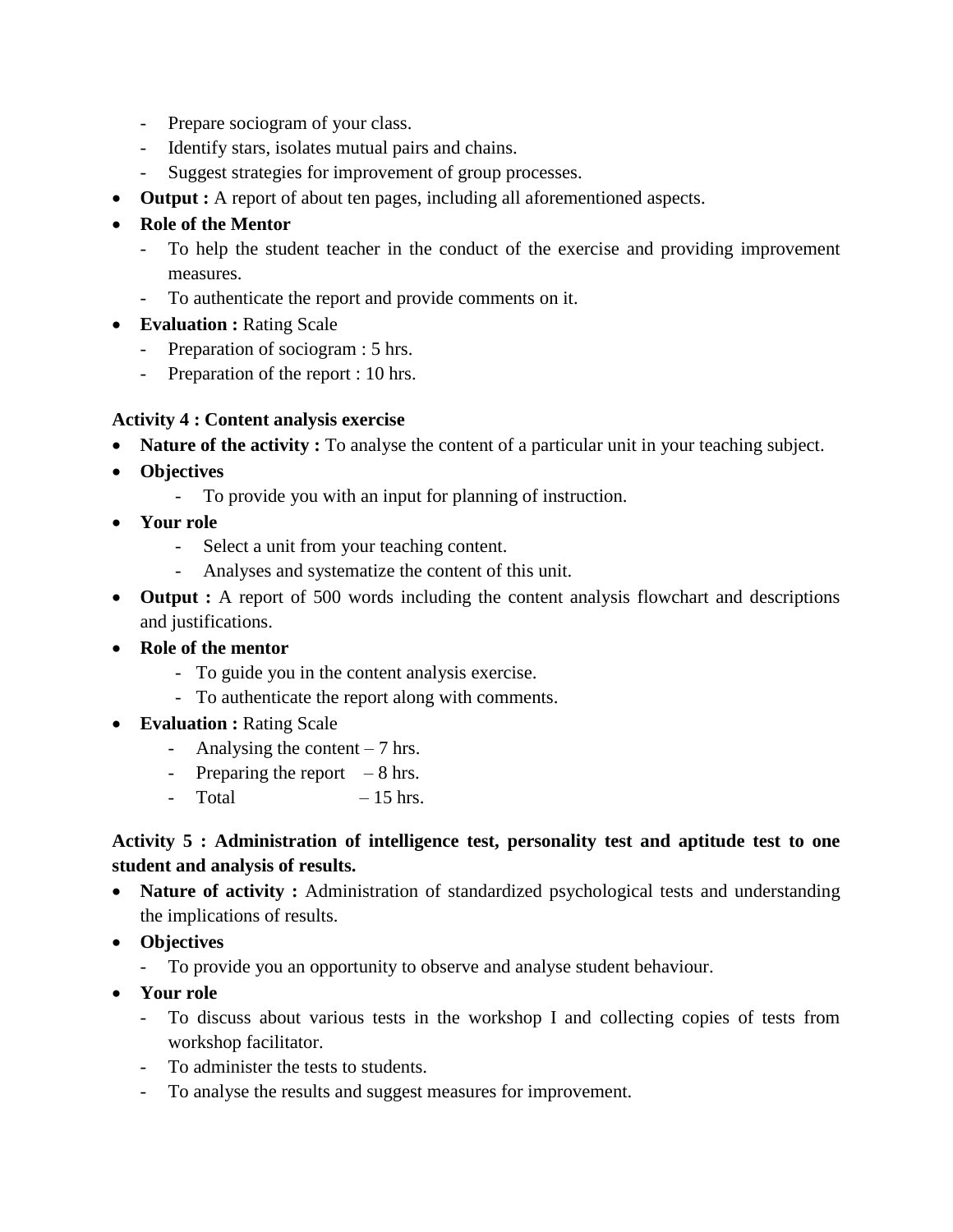- Prepare sociogram of your class.
  - Identify stars, isolates mutual pairs and chains.
  - Suggest strategies for improvement of group processes.
- **Output :** A report of about ten pages, including all aforementioned aspects.
- **Role of the Mentor**
  - To help the student teacher in the conduct of the exercise and providing improvement measures.
  - To authenticate the report and provide comments on it.
- **Evaluation :** Rating Scale
  - Preparation of sociogram : 5 hrs.
  - Preparation of the report : 10 hrs.

**Activity 4 : Content analysis exercise**

- **Nature of the activity :** To analyse the content of a particular unit in your teaching subject.
- **Objectives**
  - To provide you with an input for planning of instruction.
- **Your role**
  - Select a unit from your teaching content.
  - Analyses and systematize the content of this unit.
- **Output :** A report of 500 words including the content analysis flowchart and descriptions and justifications.
- **Role of the mentor**
  - To guide you in the content analysis exercise.
  - To authenticate the report along with comments.
- **Evaluation :** Rating Scale
  - Analysing the content – 7 hrs.
  - Preparing the report – 8 hrs.
  - Total – 15 hrs.

**Activity 5 : Administration of intelligence test, personality test and aptitude test to one student and analysis of results.**

- **Nature of activity :** Administration of standardized psychological tests and understanding the implications of results.
- **Objectives**
  - To provide you an opportunity to observe and analyse student behaviour.
- **Your role**
  - To discuss about various tests in the workshop I and collecting copies of tests from workshop facilitator.
  - To administer the tests to students.
  - To analyse the results and suggest measures for improvement.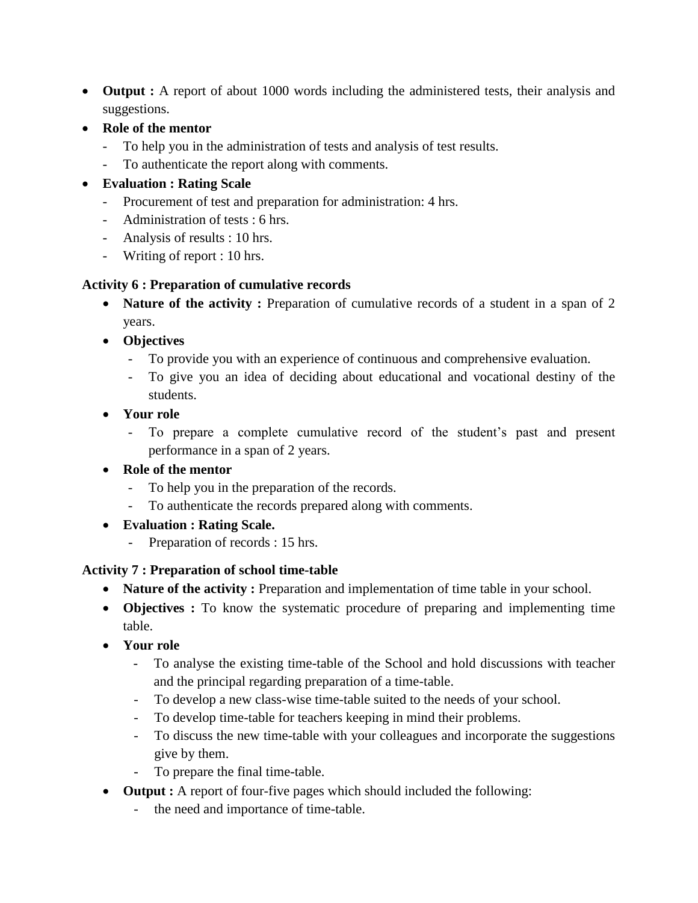- **Output :** A report of about 1000 words including the administered tests, their analysis and suggestions.
- **Role of the mentor**
  - To help you in the administration of tests and analysis of test results.
  - To authenticate the report along with comments.
- **Evaluation : Rating Scale**
  - Procurement of test and preparation for administration: 4 hrs.
  - Administration of tests : 6 hrs.
  - Analysis of results : 10 hrs.
  - Writing of report : 10 hrs.

**Activity 6 : Preparation of cumulative records**

- **Nature of the activity :** Preparation of cumulative records of a student in a span of 2 years.
- **Objectives**
  - To provide you with an experience of continuous and comprehensive evaluation.
  - To give you an idea of deciding about educational and vocational destiny of the students.
- **Your role**
  - To prepare a complete cumulative record of the student's past and present performance in a span of 2 years.
- **Role of the mentor**
  - To help you in the preparation of the records.
  - To authenticate the records prepared along with comments.
- **Evaluation : Rating Scale.**
  - Preparation of records : 15 hrs.

**Activity 7 : Preparation of school time-table**

- **Nature of the activity :** Preparation and implementation of time table in your school.
- **Objectives :** To know the systematic procedure of preparing and implementing time table.
- **Your role**
  - To analyse the existing time-table of the School and hold discussions with teacher and the principal regarding preparation of a time-table.
  - To develop a new class-wise time-table suited to the needs of your school.
  - To develop time-table for teachers keeping in mind their problems.
  - To discuss the new time-table with your colleagues and incorporate the suggestions give by them.
  - To prepare the final time-table.
- **Output :** A report of four-five pages which should included the following:
  - the need and importance of time-table.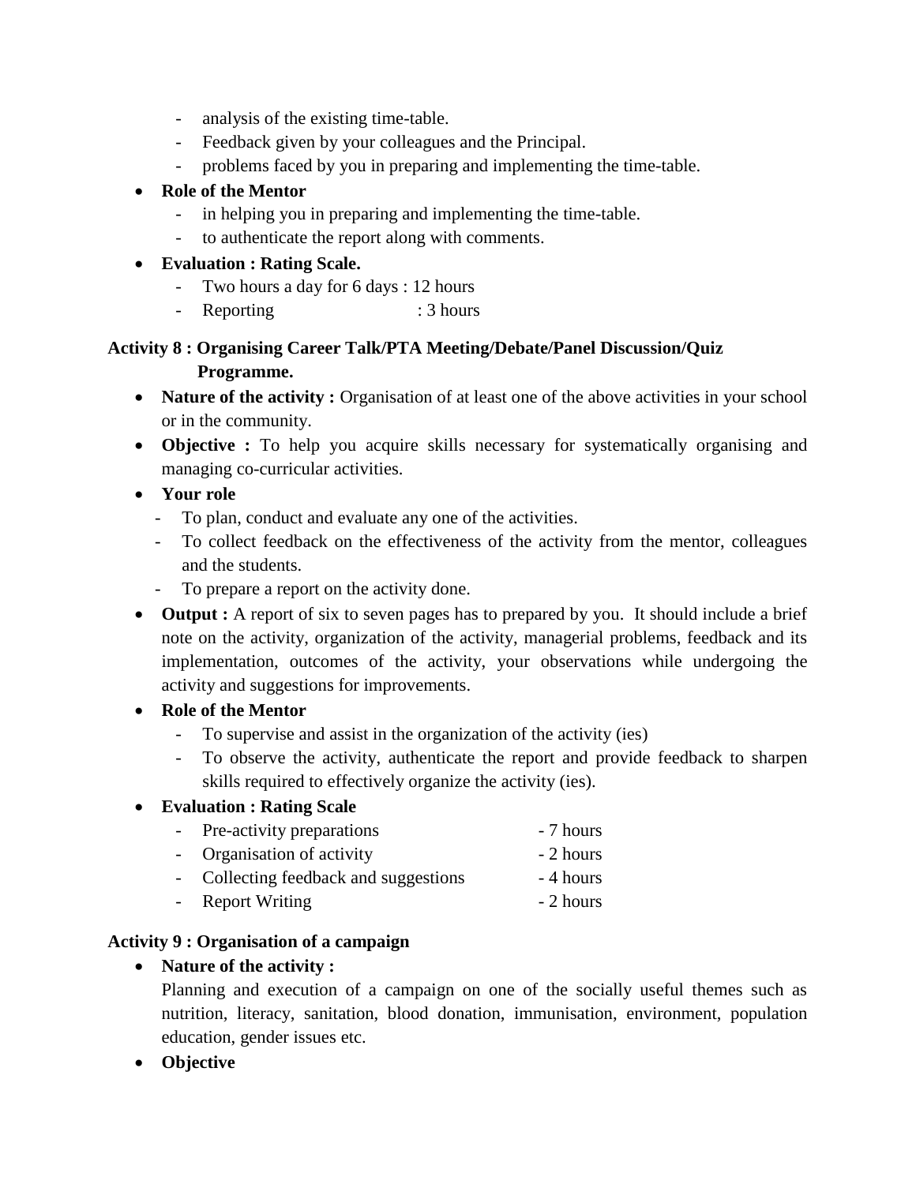- analysis of the existing time-table.
  - Feedback given by your colleagues and the Principal.
  - problems faced by you in preparing and implementing the time-table.
- **Role of the Mentor**
  - in helping you in preparing and implementing the time-table.
  - to authenticate the report along with comments.
- **Evaluation : Rating Scale.**
  - Two hours a day for 6 days : 12 hours
  - Reporting : 3 hours

**Activity 8 : Organising Career Talk/PTA Meeting/Debate/Panel Discussion/Quiz Programme.**

- **Nature of the activity :** Organisation of at least one of the above activities in your school or in the community.
- **Objective :** To help you acquire skills necessary for systematically organising and managing co-curricular activities.
- **Your role**
  - To plan, conduct and evaluate any one of the activities.
  - To collect feedback on the effectiveness of the activity from the mentor, colleagues and the students.
  - To prepare a report on the activity done.
- **Output :** A report of six to seven pages has to prepared by you. It should include a brief note on the activity, organization of the activity, managerial problems, feedback and its implementation, outcomes of the activity, your observations while undergoing the activity and suggestions for improvements.
- **Role of the Mentor**
  - To supervise and assist in the organization of the activity (ies)
  - To observe the activity, authenticate the report and provide feedback to sharpen skills required to effectively organize the activity (ies).
- **Evaluation : Rating Scale**
  - Pre-activity preparations - 7 hours
  - Organisation of activity - 2 hours
  - Collecting feedback and suggestions - 4 hours
  - Report Writing - 2 hours

**Activity 9 : Organisation of a campaign**

- **Nature of the activity :**
  Planning and execution of a campaign on one of the socially useful themes such as nutrition, literacy, sanitation, blood donation, immunisation, environment, population education, gender issues etc.
- **Objective**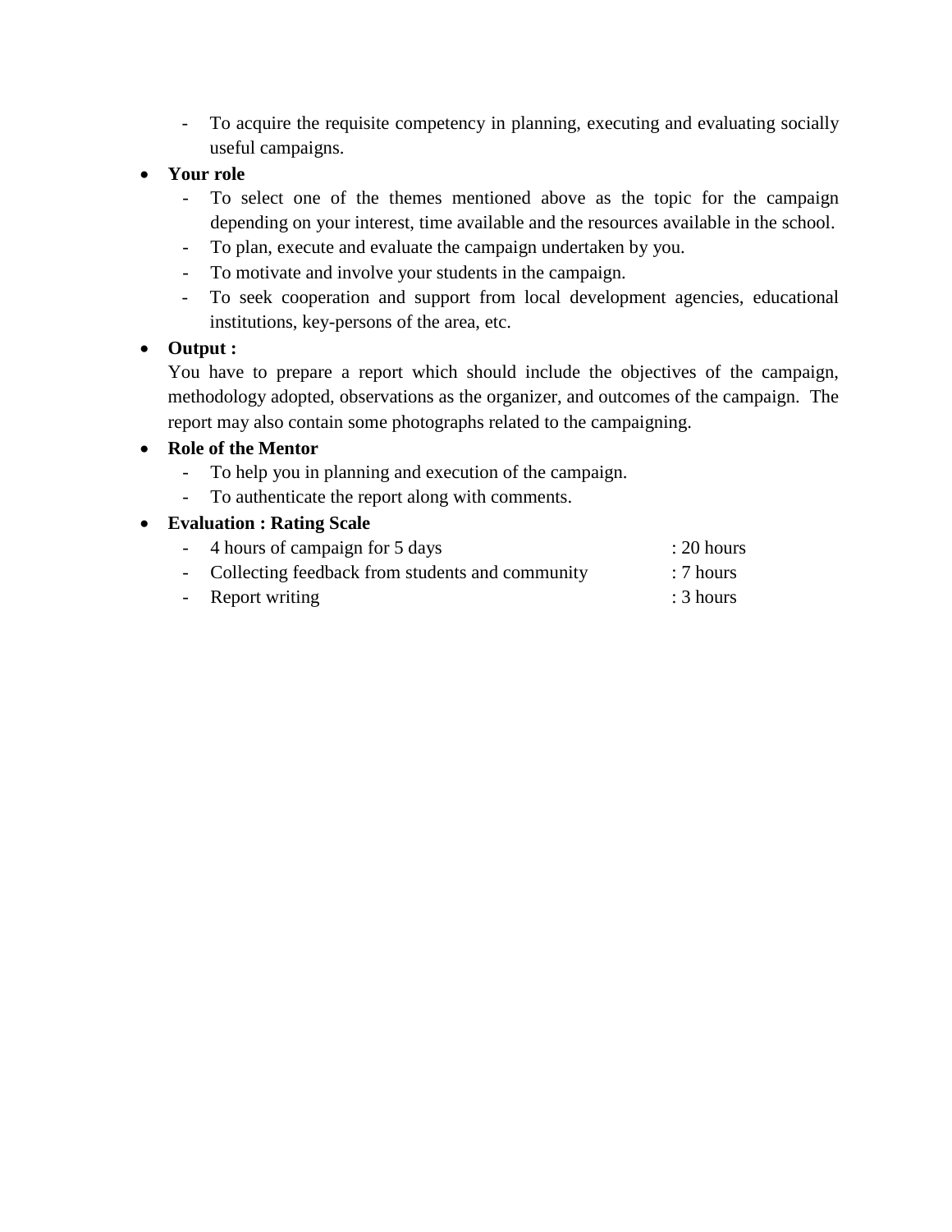- To acquire the requisite competency in planning, executing and evaluating socially useful campaigns.

- **Your role**
  - To select one of the themes mentioned above as the topic for the campaign depending on your interest, time available and the resources available in the school.
  - To plan, execute and evaluate the campaign undertaken by you.
  - To motivate and involve your students in the campaign.
  - To seek cooperation and support from local development agencies, educational institutions, key-persons of the area, etc.

- **Output :**

  You have to prepare a report which should include the objectives of the campaign, methodology adopted, observations as the organizer, and outcomes of the campaign. The report may also contain some photographs related to the campaigning.

- **Role of the Mentor**
  - To help you in planning and execution of the campaign.
  - To authenticate the report along with comments.

- **Evaluation : Rating Scale**
  - 4 hours of campaign for 5 days : 20 hours
  - Collecting feedback from students and community : 7 hours
  - Report writing : 3 hours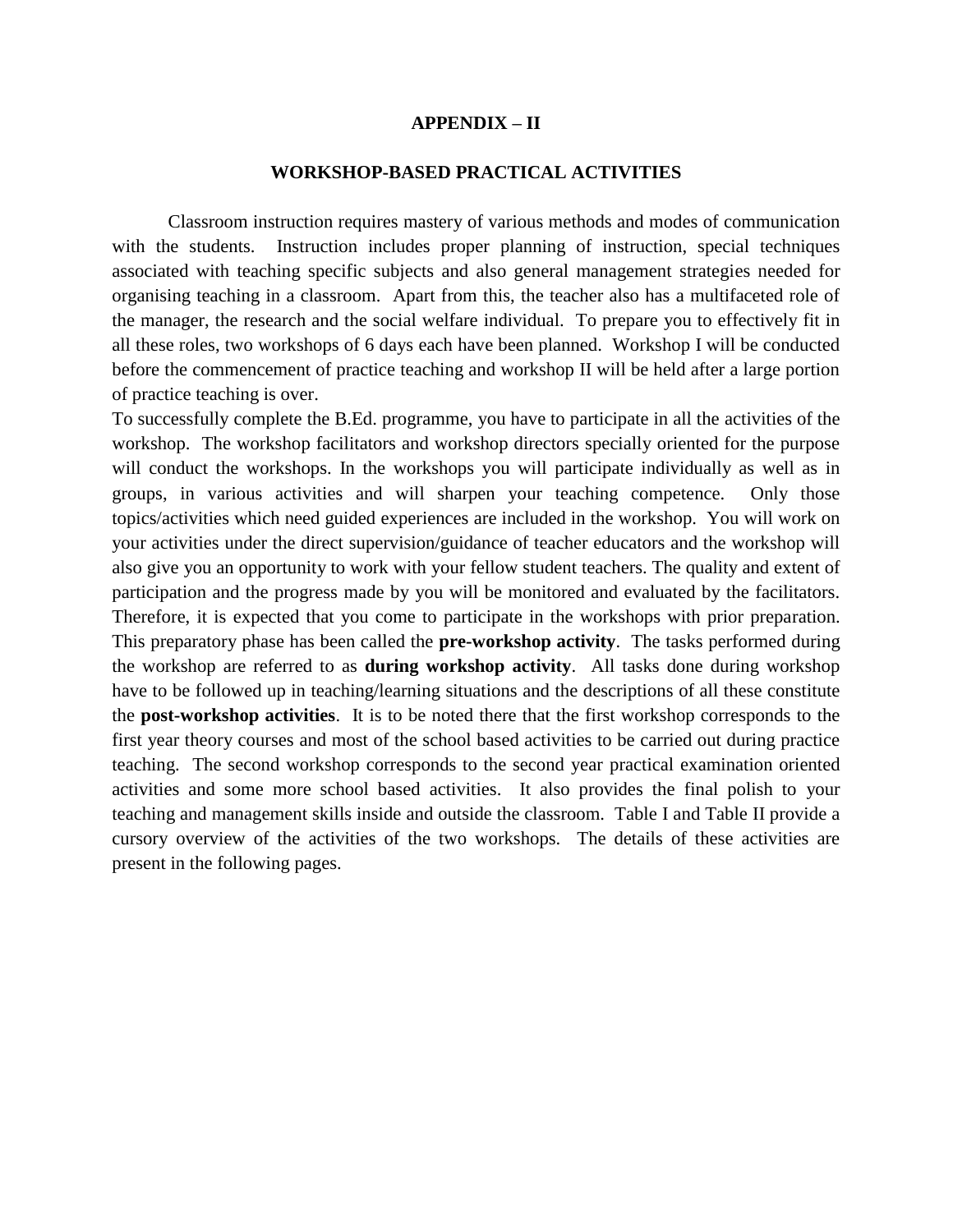# APPENDIX – II

## WORKSHOP-BASED PRACTICAL ACTIVITIES

Classroom instruction requires mastery of various methods and modes of communication with the students. Instruction includes proper planning of instruction, special techniques associated with teaching specific subjects and also general management strategies needed for organising teaching in a classroom. Apart from this, the teacher also has a multifaceted role of the manager, the research and the social welfare individual. To prepare you to effectively fit in all these roles, two workshops of 6 days each have been planned. Workshop I will be conducted before the commencement of practice teaching and workshop II will be held after a large portion of practice teaching is over.

To successfully complete the B.Ed. programme, you have to participate in all the activities of the workshop. The workshop facilitators and workshop directors specially oriented for the purpose will conduct the workshops. In the workshops you will participate individually as well as in groups, in various activities and will sharpen your teaching competence. Only those topics/activities which need guided experiences are included in the workshop. You will work on your activities under the direct supervision/guidance of teacher educators and the workshop will also give you an opportunity to work with your fellow student teachers. The quality and extent of participation and the progress made by you will be monitored and evaluated by the facilitators. Therefore, it is expected that you come to participate in the workshops with prior preparation. This preparatory phase has been called the **pre-workshop activity**. The tasks performed during the workshop are referred to as **during workshop activity**. All tasks done during workshop have to be followed up in teaching/learning situations and the descriptions of all these constitute the **post-workshop activities**. It is to be noted there that the first workshop corresponds to the first year theory courses and most of the school based activities to be carried out during practice teaching. The second workshop corresponds to the second year practical examination oriented activities and some more school based activities. It also provides the final polish to your teaching and management skills inside and outside the classroom. Table I and Table II provide a cursory overview of the activities of the two workshops. The details of these activities are present in the following pages.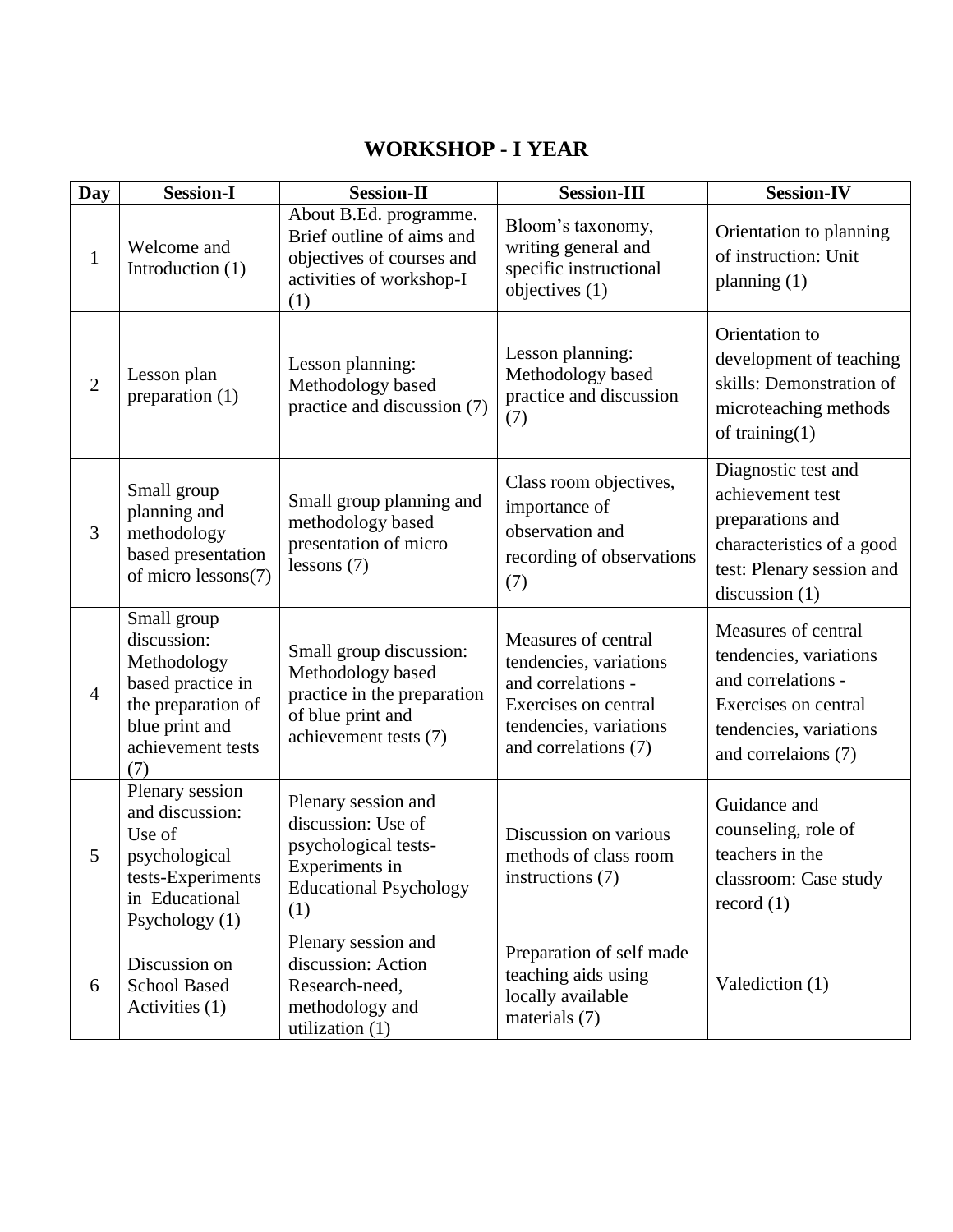# WORKSHOP - I YEAR

| Day | Session-I | Session-II | Session-III | Session-IV |
|---|---|---|---|---|
| 1 | Welcome and Introduction (1) | About B.Ed. programme. Brief outline of aims and objectives of courses and activities of workshop-I (1) | Bloom's taxonomy, writing general and specific instructional objectives (1) | Orientation to planning of instruction: Unit planning (1) |
| 2 | Lesson plan preparation (1) | Lesson planning: Methodology based practice and discussion (7) | Lesson planning: Methodology based practice and discussion (7) | Orientation to development of teaching skills: Demonstration of microteaching methods of training(1) |
| 3 | Small group planning and methodology based presentation of micro lessons(7) | Small group planning and methodology based presentation of micro lessons (7) | Class room objectives, importance of observation and recording of observations (7) | Diagnostic test and achievement test preparations and characteristics of a good test: Plenary session and discussion (1) |
| 4 | Small group discussion: Methodology based practice in the preparation of blue print and achievement tests (7) | Small group discussion: Methodology based practice in the preparation of blue print and achievement tests (7) | Measures of central tendencies, variations and correlations - Exercises on central tendencies, variations and correlations (7) | Measures of central tendencies, variations and correlations - Exercises on central tendencies, variations and correlaions (7) |
| 5 | Plenary session and discussion: Use of psychological tests-Experiments in Educational Psychology (1) | Plenary session and discussion: Use of psychological tests-Experiments in Educational Psychology (1) | Discussion on various methods of class room instructions (7) | Guidance and counseling, role of teachers in the classroom: Case study record (1) |
| 6 | Discussion on School Based Activities (1) | Plenary session and discussion: Action Research-need, methodology and utilization (1) | Preparation of self made teaching aids using locally available materials (7) | Valediction (1) |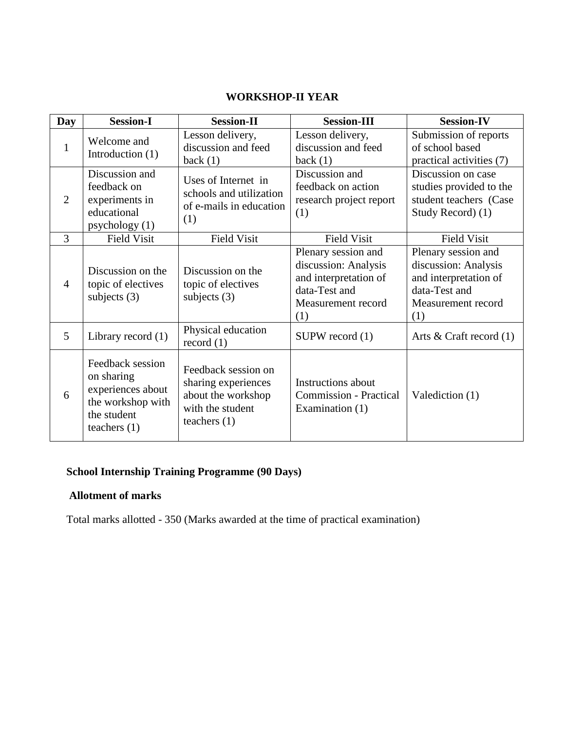## WORKSHOP-II YEAR

| Day | Session-I | Session-II | Session-III | Session-IV |
|---|---|---|---|---|
| 1 | Welcome and Introduction (1) | Lesson delivery, discussion and feed back (1) | Lesson delivery, discussion and feed back (1) | Submission of reports of school based practical activities (7) |
| 2 | Discussion and feedback on experiments in educational psychology (1) | Uses of Internet in schools and utilization of e-mails in education (1) | Discussion and feedback on action research project report (1) | Discussion on case studies provided to the student teachers (Case Study Record) (1) |
| 3 | Field Visit | Field Visit | Field Visit | Field Visit |
| 4 | Discussion on the topic of electives subjects (3) | Discussion on the topic of electives subjects (3) | Plenary session and discussion: Analysis and interpretation of data-Test and Measurement record (1) | Plenary session and discussion: Analysis and interpretation of data-Test and Measurement record (1) |
| 5 | Library record (1) | Physical education record (1) | SUPW record (1) | Arts & Craft record (1) |
| 6 | Feedback session on sharing experiences about the workshop with the student teachers (1) | Feedback session on sharing experiences about the workshop with the student teachers (1) | Instructions about Commission - Practical Examination (1) | Valediction (1) |

**School Internship Training Programme (90 Days)**

**Allotment of marks**

Total marks allotted - 350 (Marks awarded at the time of practical examination)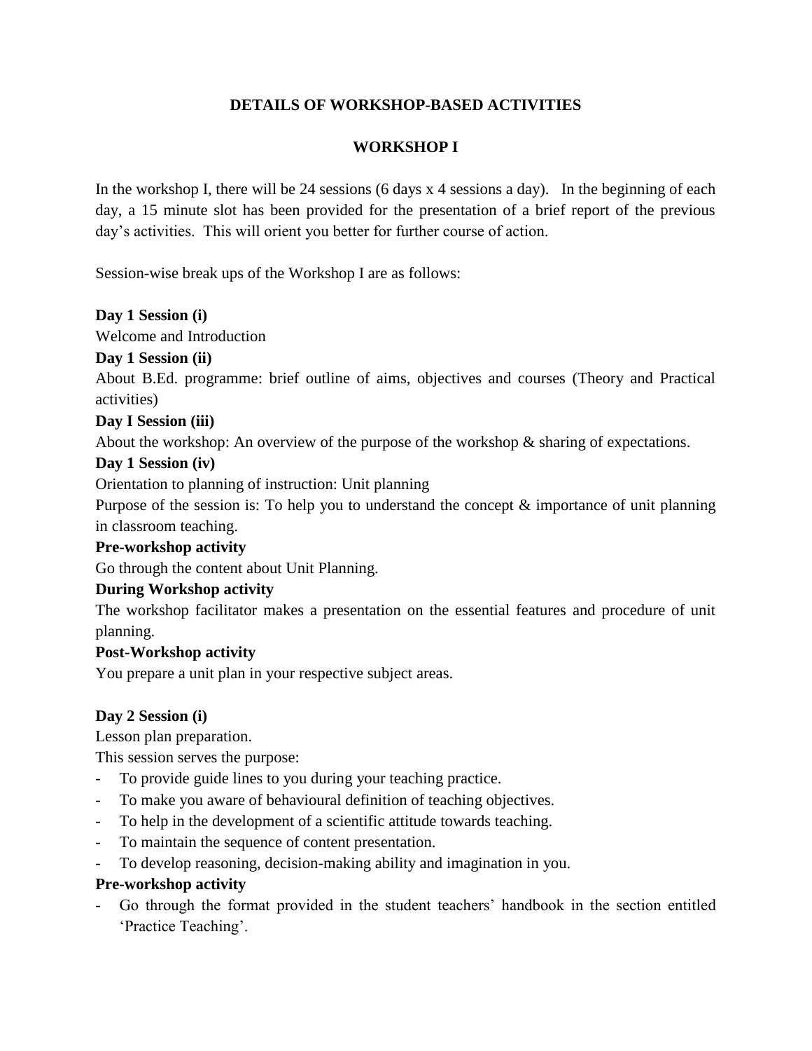# DETAILS OF WORKSHOP-BASED ACTIVITIES

## WORKSHOP I

In the workshop I, there will be 24 sessions (6 days x 4 sessions a day). In the beginning of each day, a 15 minute slot has been provided for the presentation of a brief report of the previous day's activities. This will orient you better for further course of action.

Session-wise break ups of the Workshop I are as follows:

**Day 1 Session (i)**

Welcome and Introduction

**Day 1 Session (ii)**

About B.Ed. programme: brief outline of aims, objectives and courses (Theory and Practical activities)

**Day I Session (iii)**

About the workshop: An overview of the purpose of the workshop & sharing of expectations.

**Day 1 Session (iv)**

Orientation to planning of instruction: Unit planning

Purpose of the session is: To help you to understand the concept & importance of unit planning in classroom teaching.

**Pre-workshop activity**

Go through the content about Unit Planning.

**During Workshop activity**

The workshop facilitator makes a presentation on the essential features and procedure of unit planning.

**Post-Workshop activity**

You prepare a unit plan in your respective subject areas.

**Day 2 Session (i)**

Lesson plan preparation.

This session serves the purpose:

- To provide guide lines to you during your teaching practice.
- To make you aware of behavioural definition of teaching objectives.
- To help in the development of a scientific attitude towards teaching.
- To maintain the sequence of content presentation.
- To develop reasoning, decision-making ability and imagination in you.

**Pre-workshop activity**

- Go through the format provided in the student teachers' handbook in the section entitled 'Practice Teaching'.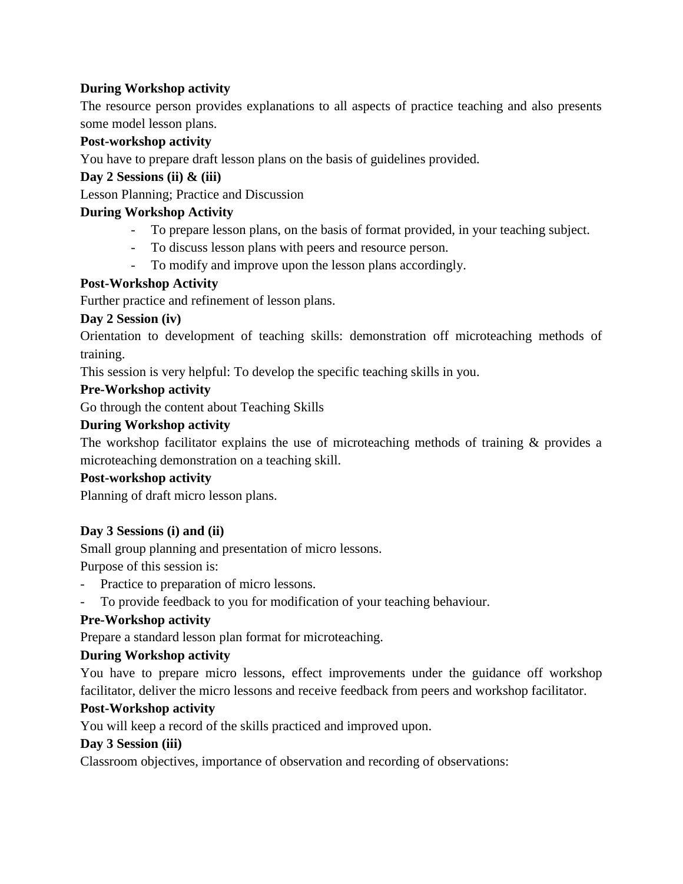**During Workshop activity**

The resource person provides explanations to all aspects of practice teaching and also presents some model lesson plans.

**Post-workshop activity**

You have to prepare draft lesson plans on the basis of guidelines provided.

**Day 2 Sessions (ii) & (iii)**

Lesson Planning; Practice and Discussion

**During Workshop Activity**

- To prepare lesson plans, on the basis of format provided, in your teaching subject.
- To discuss lesson plans with peers and resource person.
- To modify and improve upon the lesson plans accordingly.

**Post-Workshop Activity**

Further practice and refinement of lesson plans.

**Day 2 Session (iv)**

Orientation to development of teaching skills: demonstration off microteaching methods of training.

This session is very helpful: To develop the specific teaching skills in you.

**Pre-Workshop activity**

Go through the content about Teaching Skills

**During Workshop activity**

The workshop facilitator explains the use of microteaching methods of training & provides a microteaching demonstration on a teaching skill.

**Post-workshop activity**

Planning of draft micro lesson plans.

**Day 3 Sessions (i) and (ii)**

Small group planning and presentation of micro lessons.

Purpose of this session is:

- Practice to preparation of micro lessons.
- To provide feedback to you for modification of your teaching behaviour.

**Pre-Workshop activity**

Prepare a standard lesson plan format for microteaching.

**During Workshop activity**

You have to prepare micro lessons, effect improvements under the guidance off workshop facilitator, deliver the micro lessons and receive feedback from peers and workshop facilitator.

**Post-Workshop activity**

You will keep a record of the skills practiced and improved upon.

**Day 3 Session (iii)**

Classroom objectives, importance of observation and recording of observations: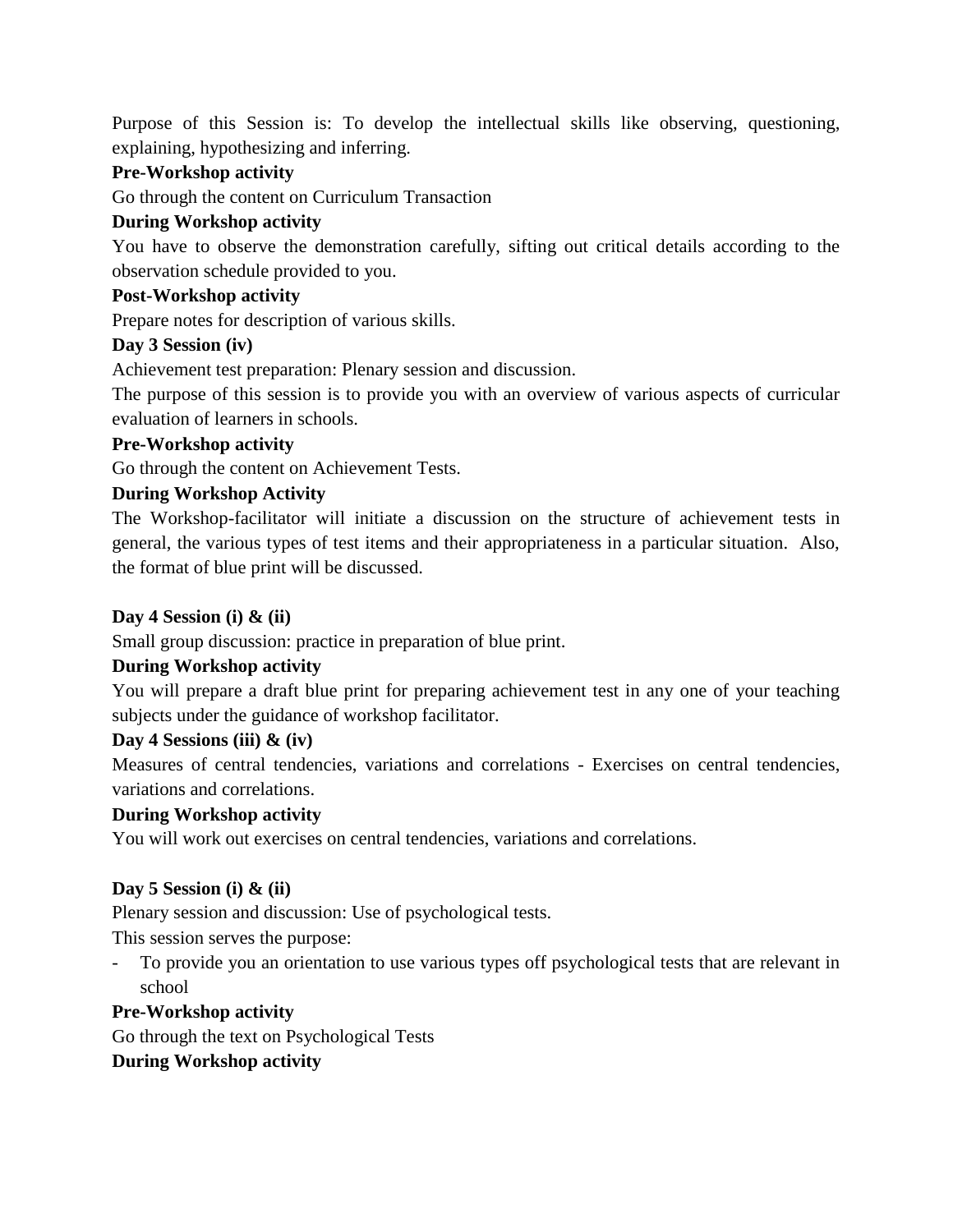Purpose of this Session is: To develop the intellectual skills like observing, questioning, explaining, hypothesizing and inferring.

**Pre-Workshop activity**

Go through the content on Curriculum Transaction

**During Workshop activity**

You have to observe the demonstration carefully, sifting out critical details according to the observation schedule provided to you.

**Post-Workshop activity**

Prepare notes for description of various skills.

**Day 3 Session (iv)**

Achievement test preparation: Plenary session and discussion.

The purpose of this session is to provide you with an overview of various aspects of curricular evaluation of learners in schools.

**Pre-Workshop activity**

Go through the content on Achievement Tests.

**During Workshop Activity**

The Workshop-facilitator will initiate a discussion on the structure of achievement tests in general, the various types of test items and their appropriateness in a particular situation. Also, the format of blue print will be discussed.

**Day 4 Session (i) & (ii)**

Small group discussion: practice in preparation of blue print.

**During Workshop activity**

You will prepare a draft blue print for preparing achievement test in any one of your teaching subjects under the guidance of workshop facilitator.

**Day 4 Sessions (iii) & (iv)**

Measures of central tendencies, variations and correlations - Exercises on central tendencies, variations and correlations.

**During Workshop activity**

You will work out exercises on central tendencies, variations and correlations.

**Day 5 Session (i) & (ii)**

Plenary session and discussion: Use of psychological tests.

This session serves the purpose:

- To provide you an orientation to use various types off psychological tests that are relevant in school

**Pre-Workshop activity**

Go through the text on Psychological Tests

**During Workshop activity**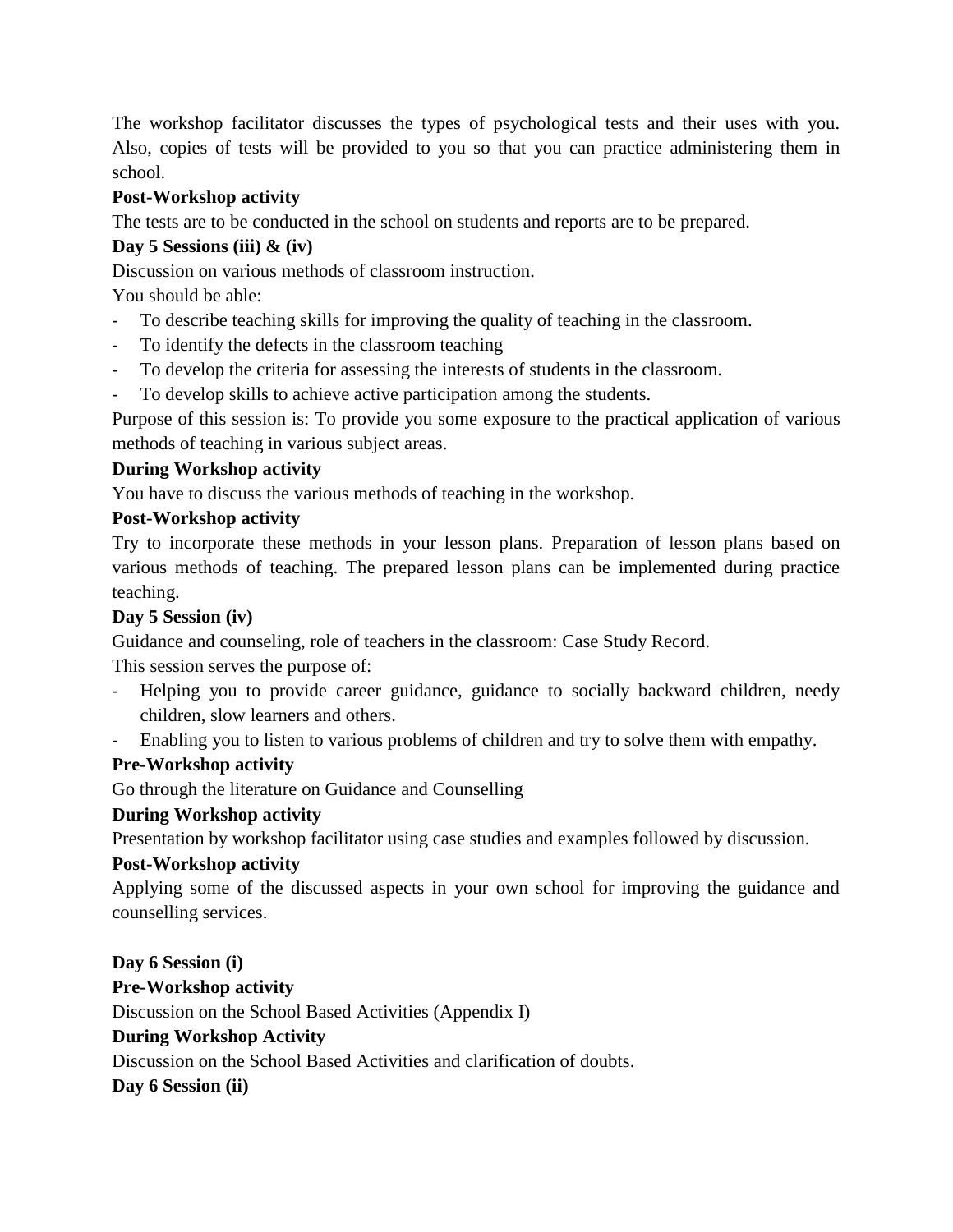The workshop facilitator discusses the types of psychological tests and their uses with you. Also, copies of tests will be provided to you so that you can practice administering them in school.

**Post-Workshop activity**

The tests are to be conducted in the school on students and reports are to be prepared.

**Day 5 Sessions (iii) & (iv)**

Discussion on various methods of classroom instruction.

You should be able:

- To describe teaching skills for improving the quality of teaching in the classroom.
- To identify the defects in the classroom teaching
- To develop the criteria for assessing the interests of students in the classroom.
- To develop skills to achieve active participation among the students.

Purpose of this session is: To provide you some exposure to the practical application of various methods of teaching in various subject areas.

**During Workshop activity**

You have to discuss the various methods of teaching in the workshop.

**Post-Workshop activity**

Try to incorporate these methods in your lesson plans. Preparation of lesson plans based on various methods of teaching. The prepared lesson plans can be implemented during practice teaching.

**Day 5 Session (iv)**

Guidance and counseling, role of teachers in the classroom: Case Study Record.

This session serves the purpose of:

- Helping you to provide career guidance, guidance to socially backward children, needy children, slow learners and others.
- Enabling you to listen to various problems of children and try to solve them with empathy.

**Pre-Workshop activity**

Go through the literature on Guidance and Counselling

**During Workshop activity**

Presentation by workshop facilitator using case studies and examples followed by discussion.

**Post-Workshop activity**

Applying some of the discussed aspects in your own school for improving the guidance and counselling services.

**Day 6 Session (i)**

**Pre-Workshop activity**

Discussion on the School Based Activities (Appendix I)

**During Workshop Activity**

Discussion on the School Based Activities and clarification of doubts.

**Day 6 Session (ii)**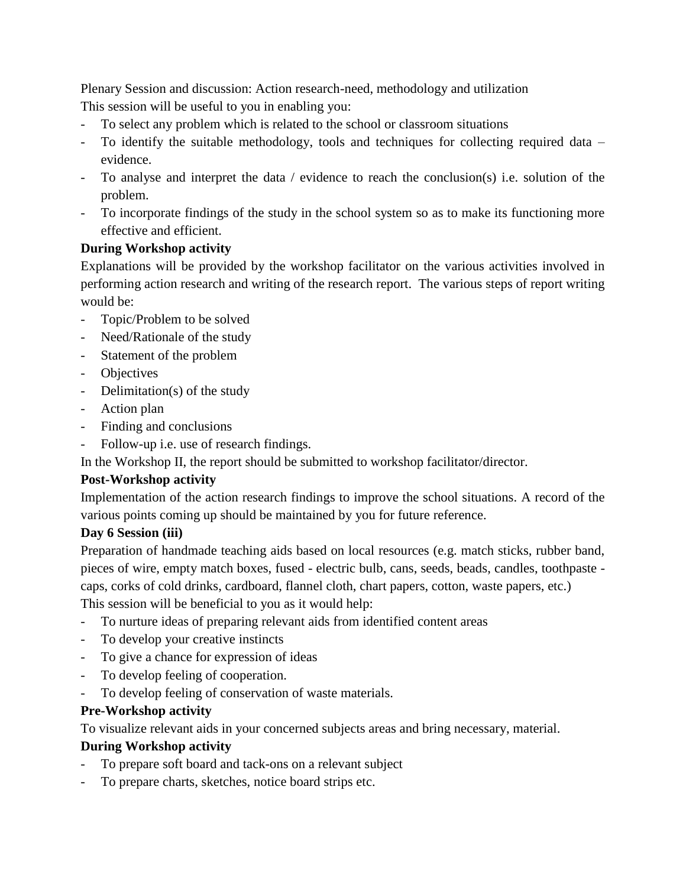Plenary Session and discussion: Action research-need, methodology and utilization

This session will be useful to you in enabling you:

- To select any problem which is related to the school or classroom situations
- To identify the suitable methodology, tools and techniques for collecting required data – evidence.
- To analyse and interpret the data / evidence to reach the conclusion(s) i.e. solution of the problem.
- To incorporate findings of the study in the school system so as to make its functioning more effective and efficient.

**During Workshop activity**

Explanations will be provided by the workshop facilitator on the various activities involved in performing action research and writing of the research report. The various steps of report writing would be:

- Topic/Problem to be solved
- Need/Rationale of the study
- Statement of the problem
- Objectives
- Delimitation(s) of the study
- Action plan
- Finding and conclusions
- Follow-up i.e. use of research findings.

In the Workshop II, the report should be submitted to workshop facilitator/director.

**Post-Workshop activity**

Implementation of the action research findings to improve the school situations. A record of the various points coming up should be maintained by you for future reference.

**Day 6 Session (iii)**

Preparation of handmade teaching aids based on local resources (e.g. match sticks, rubber band, pieces of wire, empty match boxes, fused - electric bulb, cans, seeds, beads, candles, toothpaste - caps, corks of cold drinks, cardboard, flannel cloth, chart papers, cotton, waste papers, etc.)

This session will be beneficial to you as it would help:

- To nurture ideas of preparing relevant aids from identified content areas
- To develop your creative instincts
- To give a chance for expression of ideas
- To develop feeling of cooperation.
- To develop feeling of conservation of waste materials.

**Pre-Workshop activity**

To visualize relevant aids in your concerned subjects areas and bring necessary, material.

**During Workshop activity**

- To prepare soft board and tack-ons on a relevant subject
- To prepare charts, sketches, notice board strips etc.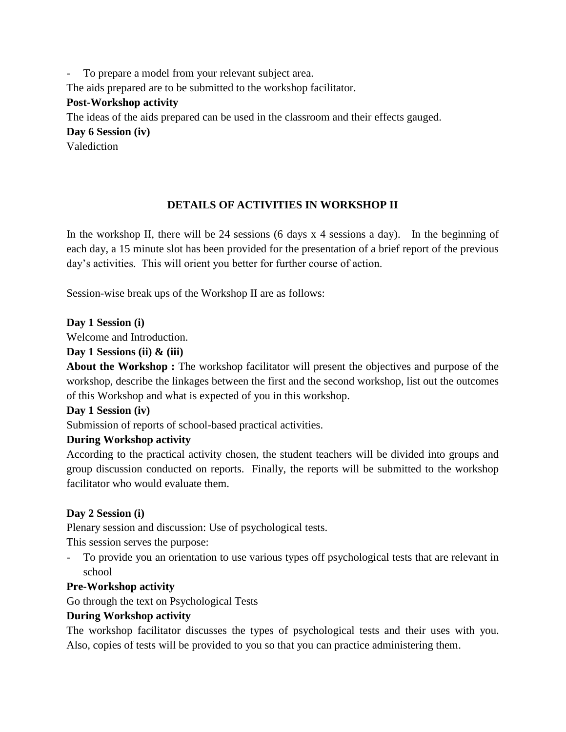- To prepare a model from your relevant subject area.

The aids prepared are to be submitted to the workshop facilitator.

**Post-Workshop activity**

The ideas of the aids prepared can be used in the classroom and their effects gauged.

**Day 6 Session (iv)**

Valediction

## DETAILS OF ACTIVITIES IN WORKSHOP II

In the workshop II, there will be 24 sessions (6 days x 4 sessions a day). In the beginning of each day, a 15 minute slot has been provided for the presentation of a brief report of the previous day's activities. This will orient you better for further course of action.

Session-wise break ups of the Workshop II are as follows:

**Day 1 Session (i)**

Welcome and Introduction.

**Day 1 Sessions (ii) & (iii)**

**About the Workshop :** The workshop facilitator will present the objectives and purpose of the workshop, describe the linkages between the first and the second workshop, list out the outcomes of this Workshop and what is expected of you in this workshop.

**Day 1 Session (iv)**

Submission of reports of school-based practical activities.

**During Workshop activity**

According to the practical activity chosen, the student teachers will be divided into groups and group discussion conducted on reports. Finally, the reports will be submitted to the workshop facilitator who would evaluate them.

**Day 2 Session (i)**

Plenary session and discussion: Use of psychological tests.

This session serves the purpose:

- To provide you an orientation to use various types off psychological tests that are relevant in school

**Pre-Workshop activity**

Go through the text on Psychological Tests

**During Workshop activity**

The workshop facilitator discusses the types of psychological tests and their uses with you. Also, copies of tests will be provided to you so that you can practice administering them.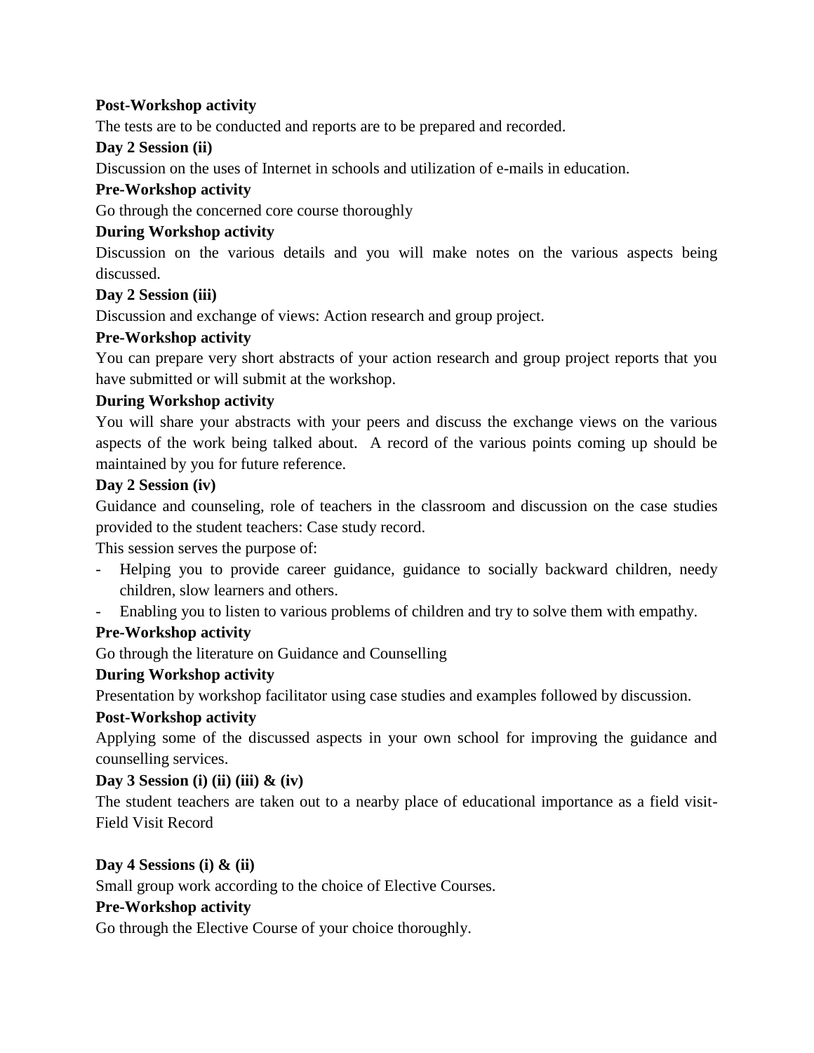**Post-Workshop activity**

The tests are to be conducted and reports are to be prepared and recorded.

**Day 2 Session (ii)**

Discussion on the uses of Internet in schools and utilization of e-mails in education.

**Pre-Workshop activity**

Go through the concerned core course thoroughly

**During Workshop activity**

Discussion on the various details and you will make notes on the various aspects being discussed.

**Day 2 Session (iii)**

Discussion and exchange of views: Action research and group project.

**Pre-Workshop activity**

You can prepare very short abstracts of your action research and group project reports that you have submitted or will submit at the workshop.

**During Workshop activity**

You will share your abstracts with your peers and discuss the exchange views on the various aspects of the work being talked about. A record of the various points coming up should be maintained by you for future reference.

**Day 2 Session (iv)**

Guidance and counseling, role of teachers in the classroom and discussion on the case studies provided to the student teachers: Case study record.

This session serves the purpose of:

- Helping you to provide career guidance, guidance to socially backward children, needy children, slow learners and others.
- Enabling you to listen to various problems of children and try to solve them with empathy.

**Pre-Workshop activity**

Go through the literature on Guidance and Counselling

**During Workshop activity**

Presentation by workshop facilitator using case studies and examples followed by discussion.

**Post-Workshop activity**

Applying some of the discussed aspects in your own school for improving the guidance and counselling services.

**Day 3 Session (i) (ii) (iii) & (iv)**

The student teachers are taken out to a nearby place of educational importance as a field visit- Field Visit Record

**Day 4 Sessions (i) & (ii)**

Small group work according to the choice of Elective Courses.

**Pre-Workshop activity**

Go through the Elective Course of your choice thoroughly.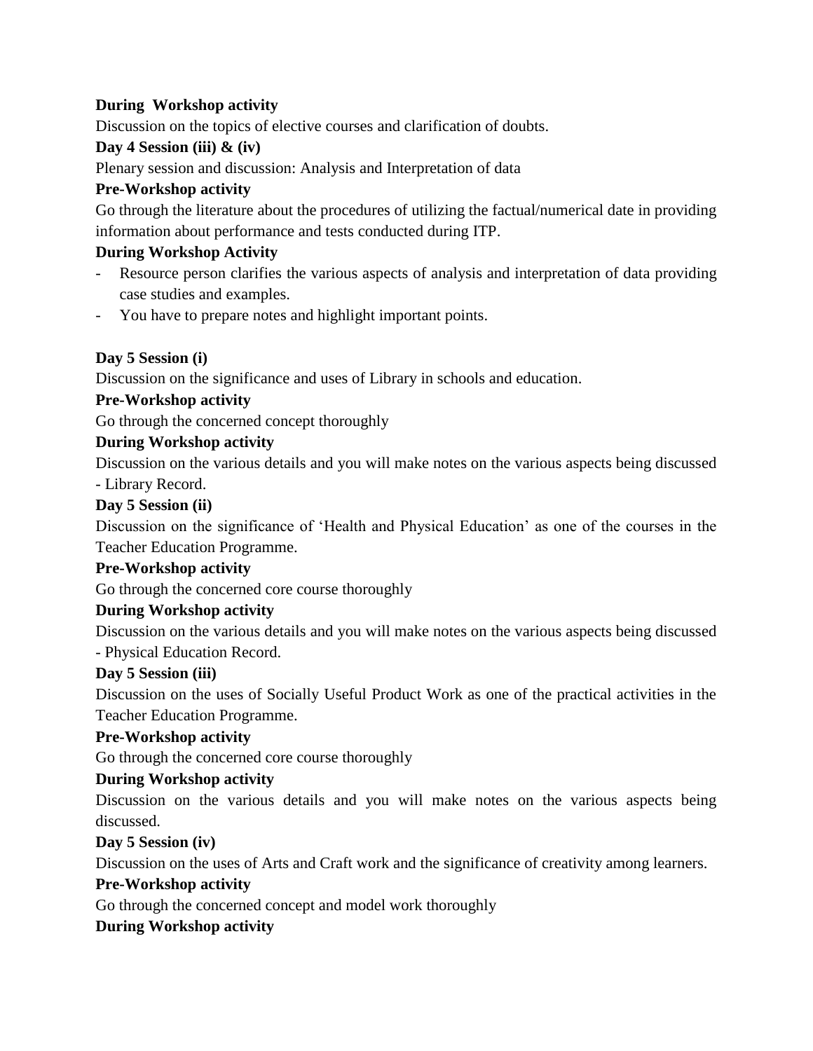**During Workshop activity**

Discussion on the topics of elective courses and clarification of doubts.

**Day 4 Session (iii) & (iv)**

Plenary session and discussion: Analysis and Interpretation of data

**Pre-Workshop activity**

Go through the literature about the procedures of utilizing the factual/numerical date in providing information about performance and tests conducted during ITP.

**During Workshop Activity**

- Resource person clarifies the various aspects of analysis and interpretation of data providing case studies and examples.
- You have to prepare notes and highlight important points.

**Day 5 Session (i)**

Discussion on the significance and uses of Library in schools and education.

**Pre-Workshop activity**

Go through the concerned concept thoroughly

**During Workshop activity**

Discussion on the various details and you will make notes on the various aspects being discussed - Library Record.

**Day 5 Session (ii)**

Discussion on the significance of 'Health and Physical Education' as one of the courses in the Teacher Education Programme.

**Pre-Workshop activity**

Go through the concerned core course thoroughly

**During Workshop activity**

Discussion on the various details and you will make notes on the various aspects being discussed - Physical Education Record.

**Day 5 Session (iii)**

Discussion on the uses of Socially Useful Product Work as one of the practical activities in the Teacher Education Programme.

**Pre-Workshop activity**

Go through the concerned core course thoroughly

**During Workshop activity**

Discussion on the various details and you will make notes on the various aspects being discussed.

**Day 5 Session (iv)**

Discussion on the uses of Arts and Craft work and the significance of creativity among learners.

**Pre-Workshop activity**

Go through the concerned concept and model work thoroughly

**During Workshop activity**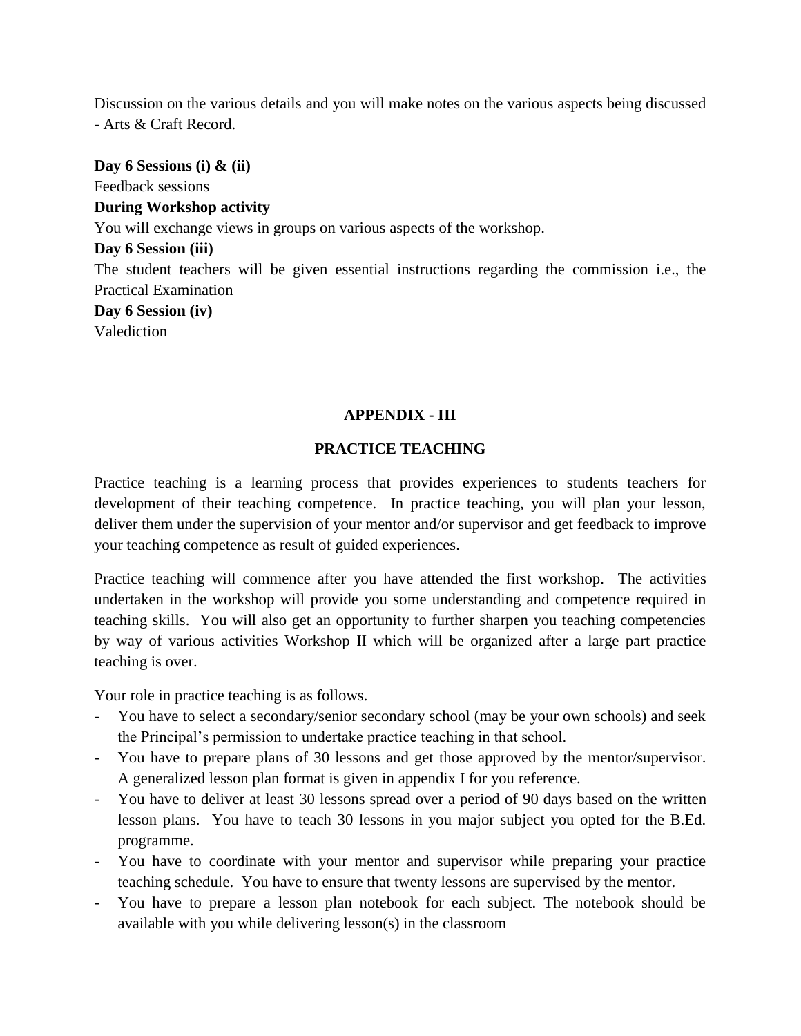Discussion on the various details and you will make notes on the various aspects being discussed - Arts & Craft Record.

**Day 6 Sessions (i) & (ii)**

Feedback sessions

**During Workshop activity**

You will exchange views in groups on various aspects of the workshop.

**Day 6 Session (iii)**

The student teachers will be given essential instructions regarding the commission i.e., the Practical Examination

**Day 6 Session (iv)**

Valediction

## APPENDIX - III

## PRACTICE TEACHING

Practice teaching is a learning process that provides experiences to students teachers for development of their teaching competence. In practice teaching, you will plan your lesson, deliver them under the supervision of your mentor and/or supervisor and get feedback to improve your teaching competence as result of guided experiences.

Practice teaching will commence after you have attended the first workshop. The activities undertaken in the workshop will provide you some understanding and competence required in teaching skills. You will also get an opportunity to further sharpen you teaching competencies by way of various activities Workshop II which will be organized after a large part practice teaching is over.

Your role in practice teaching is as follows.

- You have to select a secondary/senior secondary school (may be your own schools) and seek the Principal's permission to undertake practice teaching in that school.
- You have to prepare plans of 30 lessons and get those approved by the mentor/supervisor. A generalized lesson plan format is given in appendix I for you reference.
- You have to deliver at least 30 lessons spread over a period of 90 days based on the written lesson plans. You have to teach 30 lessons in you major subject you opted for the B.Ed. programme.
- You have to coordinate with your mentor and supervisor while preparing your practice teaching schedule. You have to ensure that twenty lessons are supervised by the mentor.
- You have to prepare a lesson plan notebook for each subject. The notebook should be available with you while delivering lesson(s) in the classroom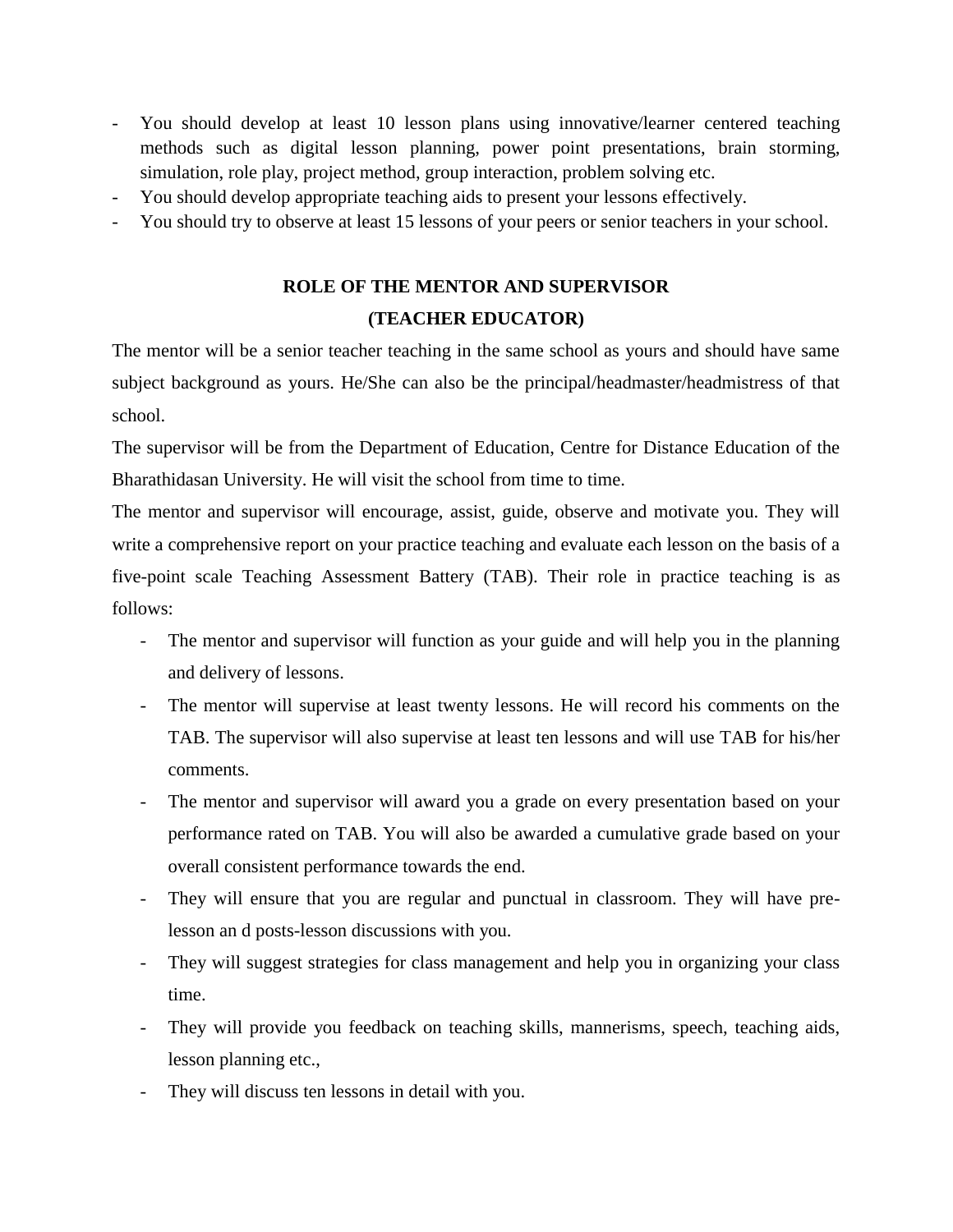- You should develop at least 10 lesson plans using innovative/learner centered teaching methods such as digital lesson planning, power point presentations, brain storming, simulation, role play, project method, group interaction, problem solving etc.
- You should develop appropriate teaching aids to present your lessons effectively.
- You should try to observe at least 15 lessons of your peers or senior teachers in your school.

## ROLE OF THE MENTOR AND SUPERVISOR
## (TEACHER EDUCATOR)

The mentor will be a senior teacher teaching in the same school as yours and should have same subject background as yours. He/She can also be the principal/headmaster/headmistress of that school.

The supervisor will be from the Department of Education, Centre for Distance Education of the Bharathidasan University. He will visit the school from time to time.

The mentor and supervisor will encourage, assist, guide, observe and motivate you. They will write a comprehensive report on your practice teaching and evaluate each lesson on the basis of a five-point scale Teaching Assessment Battery (TAB). Their role in practice teaching is as follows:

- The mentor and supervisor will function as your guide and will help you in the planning and delivery of lessons.
- The mentor will supervise at least twenty lessons. He will record his comments on the TAB. The supervisor will also supervise at least ten lessons and will use TAB for his/her comments.
- The mentor and supervisor will award you a grade on every presentation based on your performance rated on TAB. You will also be awarded a cumulative grade based on your overall consistent performance towards the end.
- They will ensure that you are regular and punctual in classroom. They will have pre-lesson an d posts-lesson discussions with you.
- They will suggest strategies for class management and help you in organizing your class time.
- They will provide you feedback on teaching skills, mannerisms, speech, teaching aids, lesson planning etc.,
- They will discuss ten lessons in detail with you.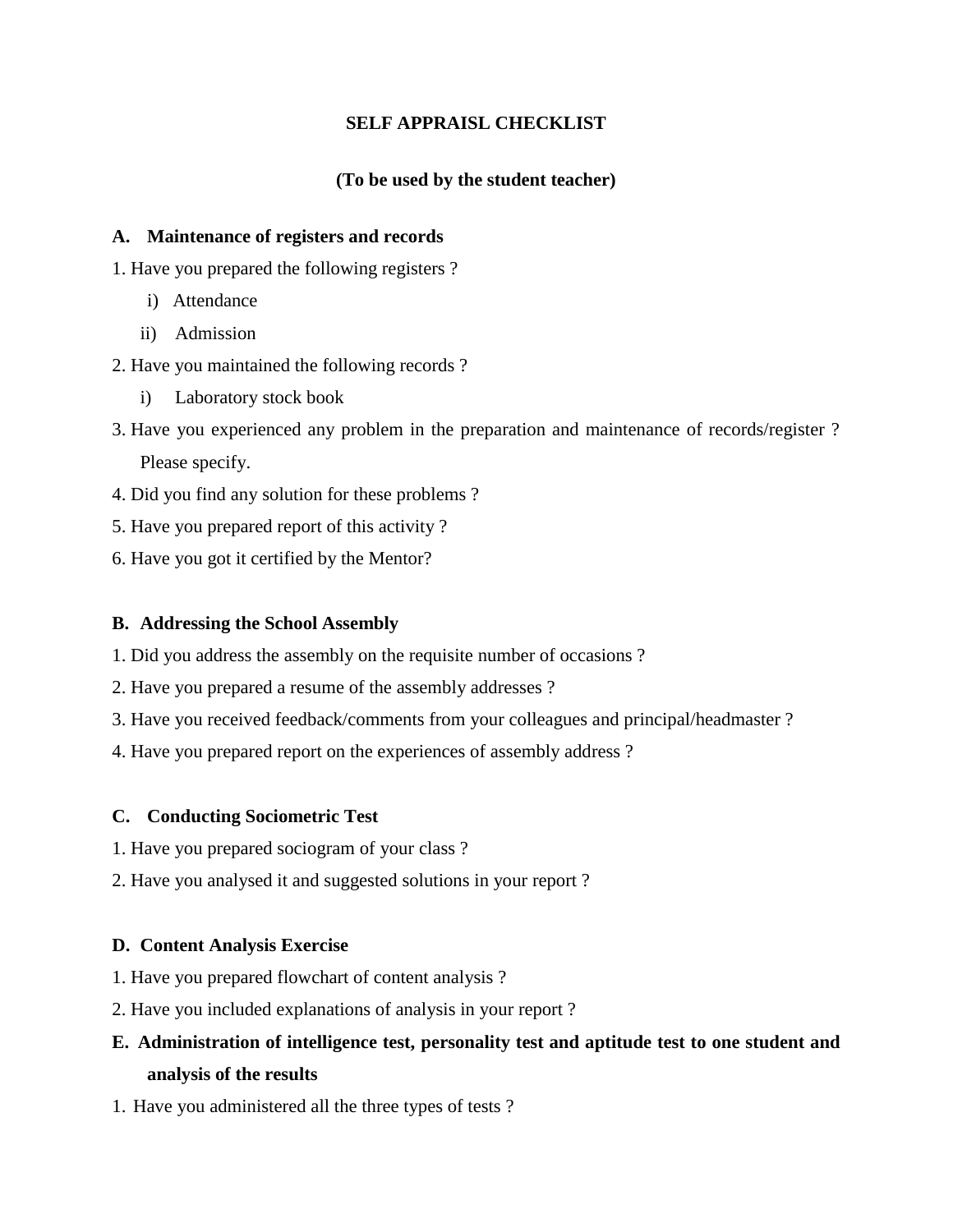**SELF APPRAISL CHECKLIST**

**(To be used by the student teacher)**

**A. Maintenance of registers and records**

1. Have you prepared the following registers ?
   i) Attendance
   ii) Admission
2. Have you maintained the following records ?
   i) Laboratory stock book
3. Have you experienced any problem in the preparation and maintenance of records/register ? Please specify.
4. Did you find any solution for these problems ?
5. Have you prepared report of this activity ?
6. Have you got it certified by the Mentor?

**B. Addressing the School Assembly**

1. Did you address the assembly on the requisite number of occasions ?
2. Have you prepared a resume of the assembly addresses ?
3. Have you received feedback/comments from your colleagues and principal/headmaster ?
4. Have you prepared report on the experiences of assembly address ?

**C. Conducting Sociometric Test**

1. Have you prepared sociogram of your class ?
2. Have you analysed it and suggested solutions in your report ?

**D. Content Analysis Exercise**

1. Have you prepared flowchart of content analysis ?
2. Have you included explanations of analysis in your report ?

**E. Administration of intelligence test, personality test and aptitude test to one student and analysis of the results**

1. Have you administered all the three types of tests ?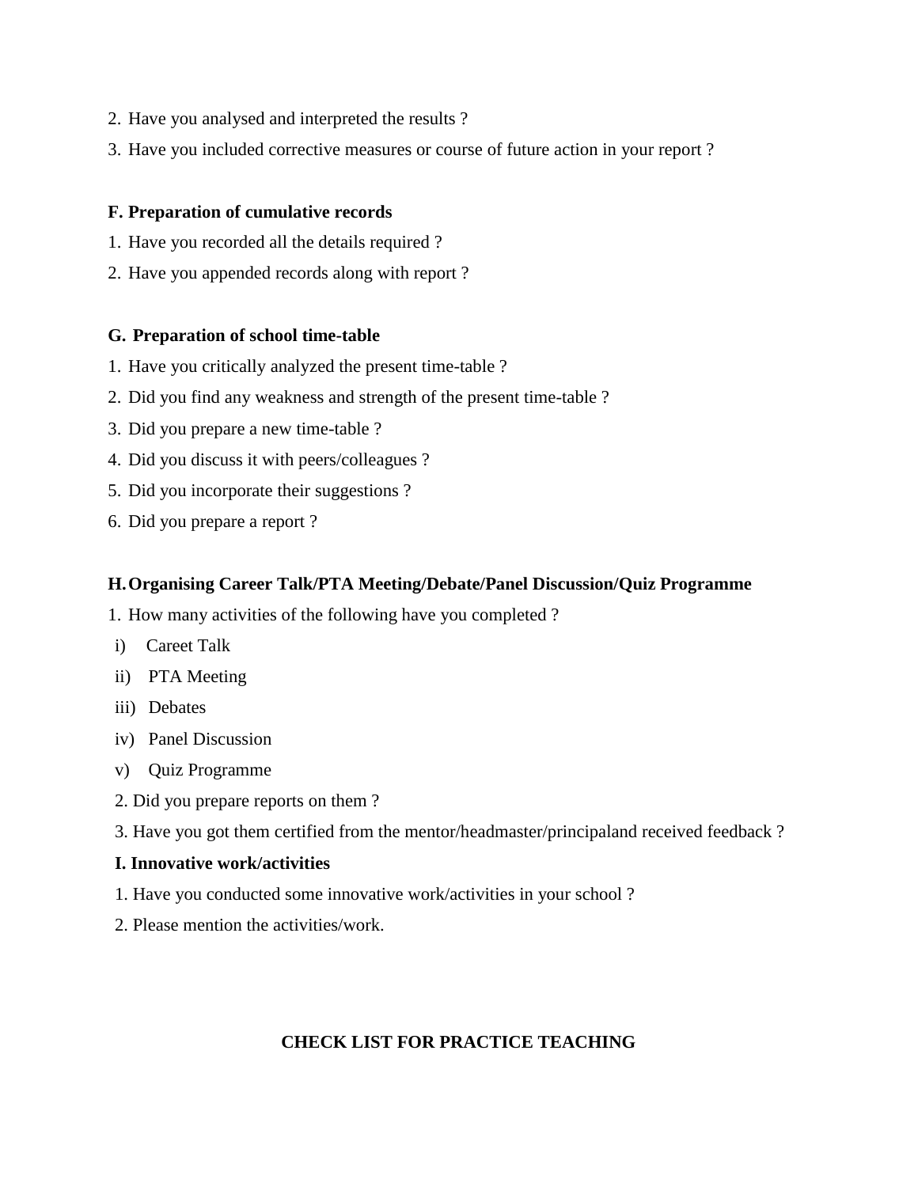2. Have you analysed and interpreted the results ?
3. Have you included corrective measures or course of future action in your report ?

**F. Preparation of cumulative records**

1. Have you recorded all the details required ?
2. Have you appended records along with report ?

**G. Preparation of school time-table**

1. Have you critically analyzed the present time-table ?
2. Did you find any weakness and strength of the present time-table ?
3. Did you prepare a new time-table ?
4. Did you discuss it with peers/colleagues ?
5. Did you incorporate their suggestions ?
6. Did you prepare a report ?

**H. Organising Career Talk/PTA Meeting/Debate/Panel Discussion/Quiz Programme**

1. How many activities of the following have you completed ?
   i) Careet Talk
   ii) PTA Meeting
   iii) Debates
   iv) Panel Discussion
   v) Quiz Programme
2. Did you prepare reports on them ?
3. Have you got them certified from the mentor/headmaster/principaland received feedback ?

**I. Innovative work/activities**

1. Have you conducted some innovative work/activities in your school ?
2. Please mention the activities/work.

**CHECK LIST FOR PRACTICE TEACHING**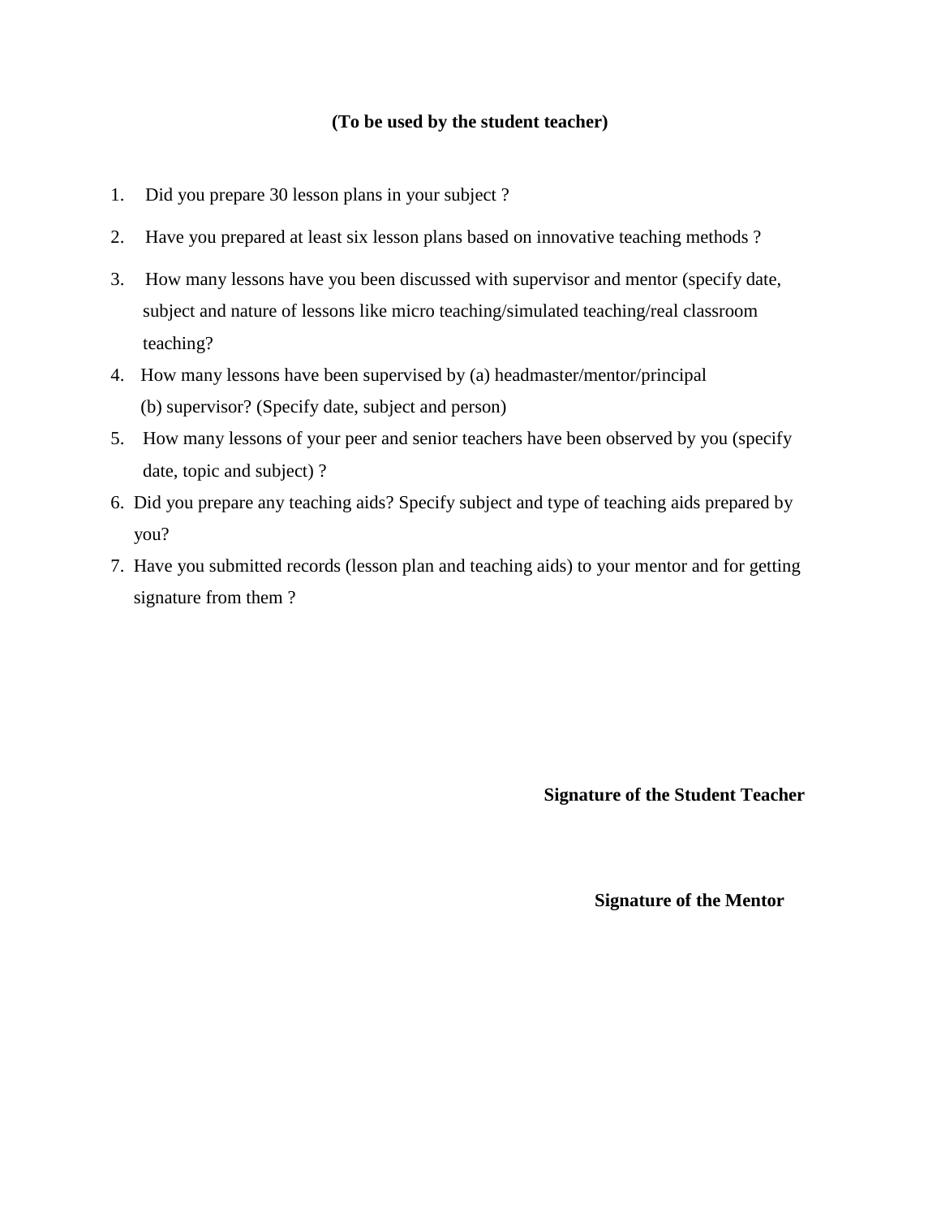**(To be used by the student teacher)**

1. Did you prepare 30 lesson plans in your subject ?
2. Have you prepared at least six lesson plans based on innovative teaching methods ?
3. How many lessons have you been discussed with supervisor and mentor (specify date, subject and nature of lessons like micro teaching/simulated teaching/real classroom teaching?
4. How many lessons have been supervised by (a) headmaster/mentor/principal (b) supervisor? (Specify date, subject and person)
5. How many lessons of your peer and senior teachers have been observed by you (specify date, topic and subject) ?
6. Did you prepare any teaching aids? Specify subject and type of teaching aids prepared by you?
7. Have you submitted records (lesson plan and teaching aids) to your mentor and for getting signature from them ?

**Signature of the Student Teacher**

**Signature of the Mentor**